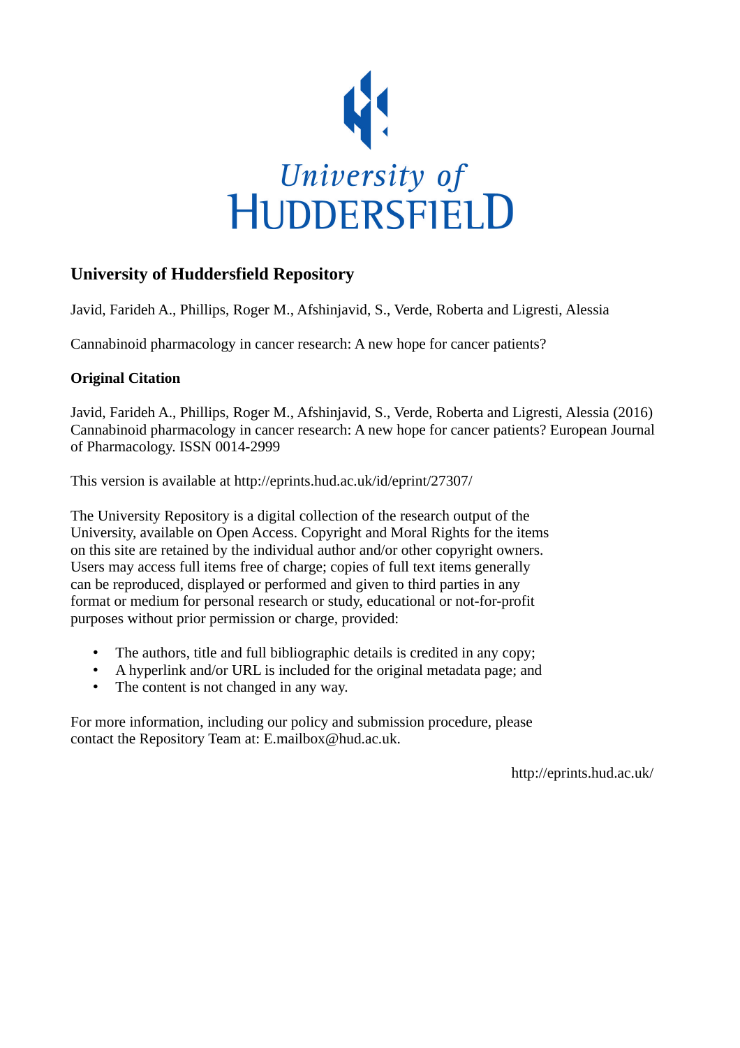University of
HUDDERSFIELD

## University of Huddersfield Repository

Javid, Farideh A., Phillips, Roger M., Afshinjavid, S., Verde, Roberta and Ligresti, Alessia

Cannabinoid pharmacology in cancer research: A new hope for cancer patients?

### Original Citation

Javid, Farideh A., Phillips, Roger M., Afshinjavid, S., Verde, Roberta and Ligresti, Alessia (2016) Cannabinoid pharmacology in cancer research: A new hope for cancer patients? European Journal of Pharmacology. ISSN 0014-2999

This version is available at http://eprints.hud.ac.uk/id/eprint/27307/

The University Repository is a digital collection of the research output of the University, available on Open Access. Copyright and Moral Rights for the items on this site are retained by the individual author and/or other copyright owners. Users may access full items free of charge; copies of full text items generally can be reproduced, displayed or performed and given to third parties in any format or medium for personal research or study, educational or not-for-profit purposes without prior permission or charge, provided:

- The authors, title and full bibliographic details is credited in any copy;
- A hyperlink and/or URL is included for the original metadata page; and
- The content is not changed in any way.

For more information, including our policy and submission procedure, please contact the Repository Team at: E.mailbox@hud.ac.uk.

http://eprints.hud.ac.uk/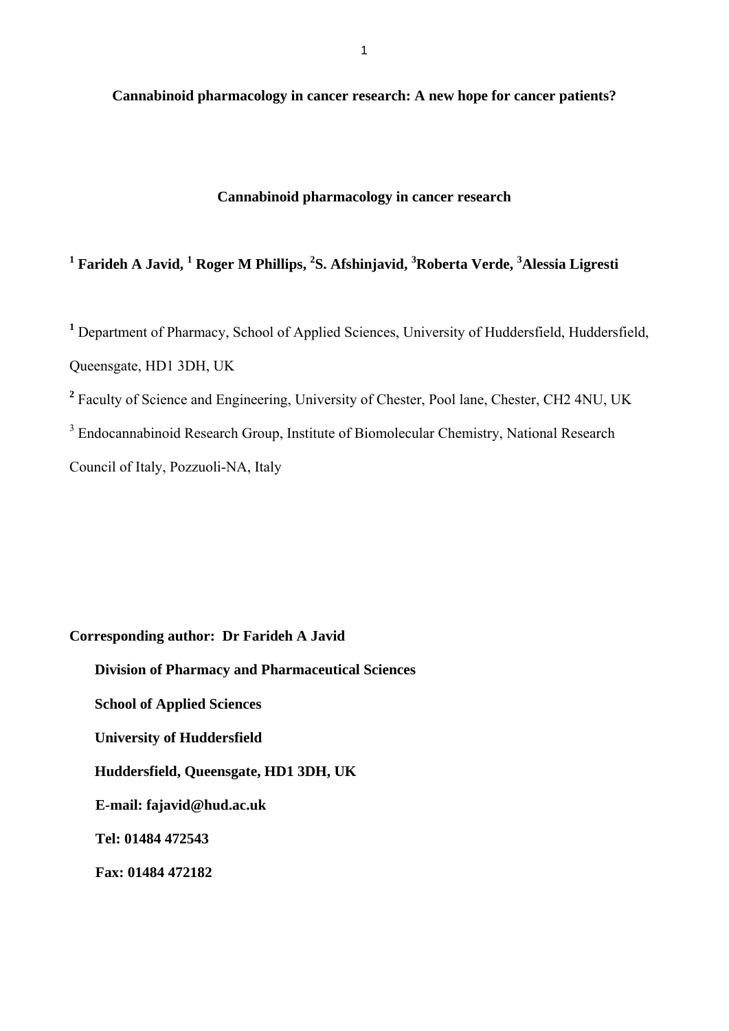**Cannabinoid pharmacology in cancer research: A new hope for cancer patients?**

**Cannabinoid pharmacology in cancer research**

**[1] Farideh A Javid, [1] Roger M Phillips, [2]S. Afshinjavid, [3]Roberta Verde, [3]Alessia Ligresti**

[1] Department of Pharmacy, School of Applied Sciences, University of Huddersfield, Huddersfield, Queensgate, HD1 3DH, UK

[2] Faculty of Science and Engineering, University of Chester, Pool lane, Chester, CH2 4NU, UK

[3] Endocannabinoid Research Group, Institute of Biomolecular Chemistry, National Research Council of Italy, Pozzuoli-NA, Italy

**Corresponding author: Dr Farideh A Javid**

**Division of Pharmacy and Pharmaceutical Sciences**

**School of Applied Sciences**

**University of Huddersfield**

**Huddersfield, Queensgate, HD1 3DH, UK**

**E-mail: fajavid@hud.ac.uk**

**Tel: 01484 472543**

**Fax: 01484 472182**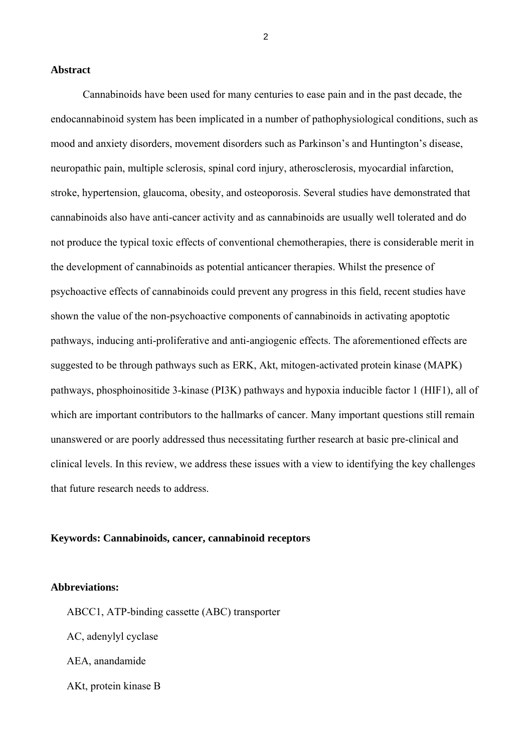## Abstract

Cannabinoids have been used for many centuries to ease pain and in the past decade, the endocannabinoid system has been implicated in a number of pathophysiological conditions, such as mood and anxiety disorders, movement disorders such as Parkinson's and Huntington's disease, neuropathic pain, multiple sclerosis, spinal cord injury, atherosclerosis, myocardial infarction, stroke, hypertension, glaucoma, obesity, and osteoporosis. Several studies have demonstrated that cannabinoids also have anti-cancer activity and as cannabinoids are usually well tolerated and do not produce the typical toxic effects of conventional chemotherapies, there is considerable merit in the development of cannabinoids as potential anticancer therapies. Whilst the presence of psychoactive effects of cannabinoids could prevent any progress in this field, recent studies have shown the value of the non-psychoactive components of cannabinoids in activating apoptotic pathways, inducing anti-proliferative and anti-angiogenic effects. The aforementioned effects are suggested to be through pathways such as ERK, Akt, mitogen-activated protein kinase (MAPK) pathways, phosphoinositide 3-kinase (PI3K) pathways and hypoxia inducible factor 1 (HIF1), all of which are important contributors to the hallmarks of cancer. Many important questions still remain unanswered or are poorly addressed thus necessitating further research at basic pre-clinical and clinical levels. In this review, we address these issues with a view to identifying the key challenges that future research needs to address.

**Keywords: Cannabinoids, cancer, cannabinoid receptors**

**Abbreviations:**

ABCC1, ATP-binding cassette (ABC) transporter

AC, adenylyl cyclase

AEA, anandamide

AKt, protein kinase B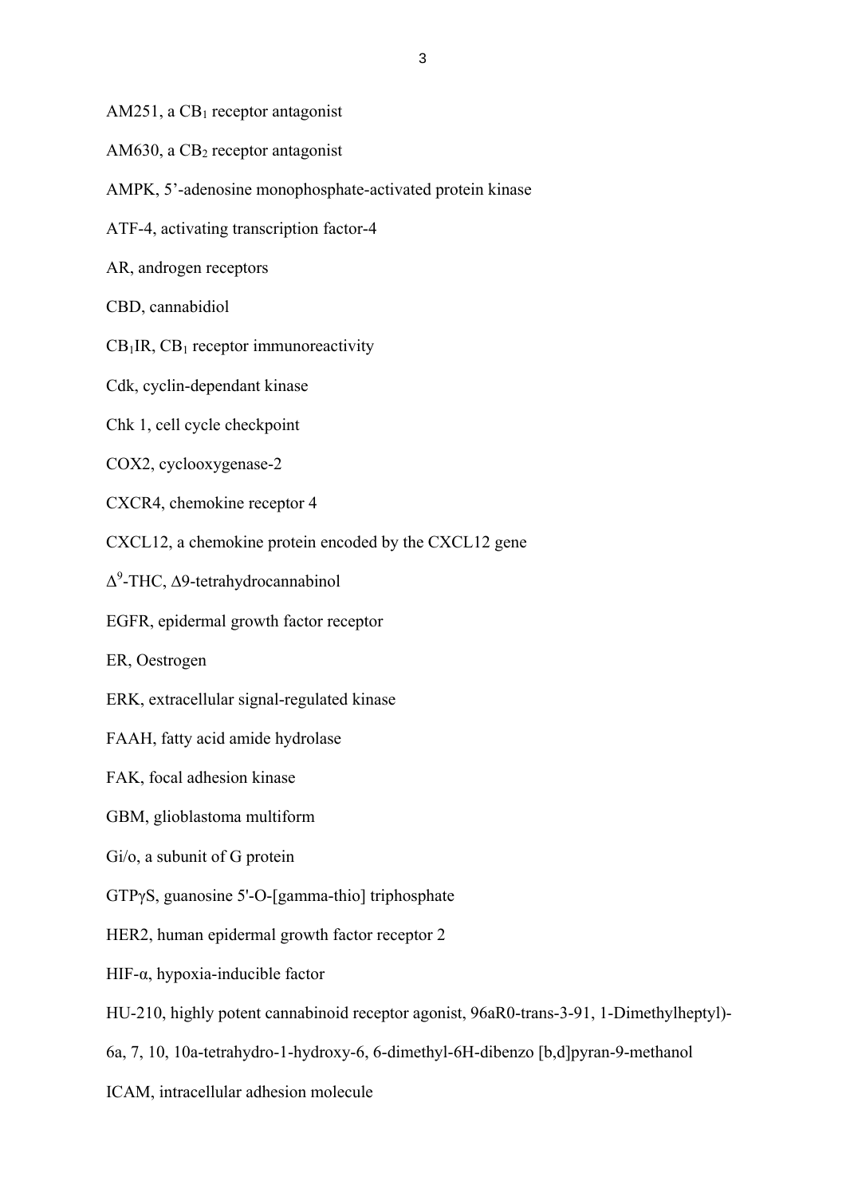AM251, a $CB_1$ receptor antagonist

AM630, a $CB_2$ receptor antagonist

AMPK, 5'-adenosine monophosphate-activated protein kinase

ATF-4, activating transcription factor-4

AR, androgen receptors

CBD, cannabidiol

$CB_1$IR, $CB_1$ receptor immunoreactivity

Cdk, cyclin-dependant kinase

Chk 1, cell cycle checkpoint

COX2, cyclooxygenase-2

CXCR4, chemokine receptor 4

CXCL12, a chemokine protein encoded by the CXCL12 gene

$\Delta^9$-THC, Δ9-tetrahydrocannabinol

EGFR, epidermal growth factor receptor

ER, Oestrogen

ERK, extracellular signal-regulated kinase

FAAH, fatty acid amide hydrolase

FAK, focal adhesion kinase

GBM, glioblastoma multiform

Gi/o, a subunit of G protein

GTPγS, guanosine 5'-O-[gamma-thio] triphosphate

HER2, human epidermal growth factor receptor 2

HIF-α, hypoxia-inducible factor

HU-210, highly potent cannabinoid receptor agonist, 96aR0-trans-3-91, 1-Dimethylheptyl)-6a, 7, 10, 10a-tetrahydro-1-hydroxy-6, 6-dimethyl-6H-dibenzo [b,d]pyran-9-methanol

ICAM, intracellular adhesion molecule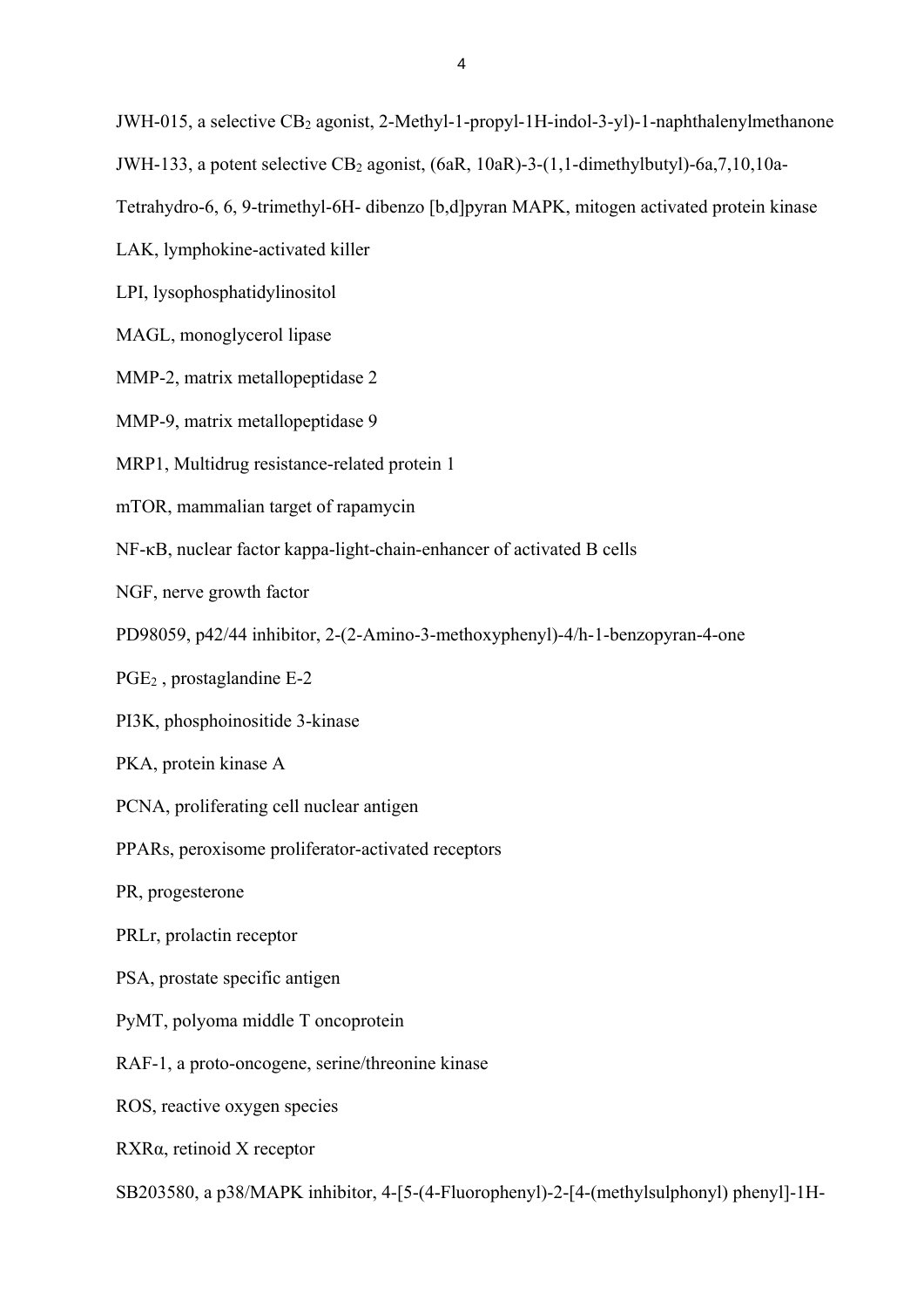JWH-015, a selective $CB_2$ agonist, 2-Methyl-1-propyl-1H-indol-3-yl)-1-naphthalenylmethanone

JWH-133, a potent selective $CB_2$ agonist, (6aR, 10aR)-3-(1,1-dimethylbutyl)-6a,7,10,10a-Tetrahydro-6, 6, 9-trimethyl-6H- dibenzo [b,d]pyran MAPK, mitogen activated protein kinase

LAK, lymphokine-activated killer

LPI, lysophosphatidylinositol

MAGL, monoglycerol lipase

MMP-2, matrix metallopeptidase 2

MMP-9, matrix metallopeptidase 9

MRP1, Multidrug resistance-related protein 1

mTOR, mammalian target of rapamycin

NF-κB, nuclear factor kappa-light-chain-enhancer of activated B cells

NGF, nerve growth factor

PD98059, p42/44 inhibitor, 2-(2-Amino-3-methoxyphenyl)-4/h-1-benzopyran-4-one

$PGE_2$ , prostaglandine E-2

PI3K, phosphoinositide 3-kinase

PKA, protein kinase A

PCNA, proliferating cell nuclear antigen

PPARs, peroxisome proliferator-activated receptors

PR, progesterone

PRLr, prolactin receptor

PSA, prostate specific antigen

PyMT, polyoma middle T oncoprotein

RAF-1, a proto-oncogene, serine/threonine kinase

ROS, reactive oxygen species

RXRα, retinoid X receptor

SB203580, a p38/MAPK inhibitor, 4-[5-(4-Fluorophenyl)-2-[4-(methylsulphonyl) phenyl]-1H-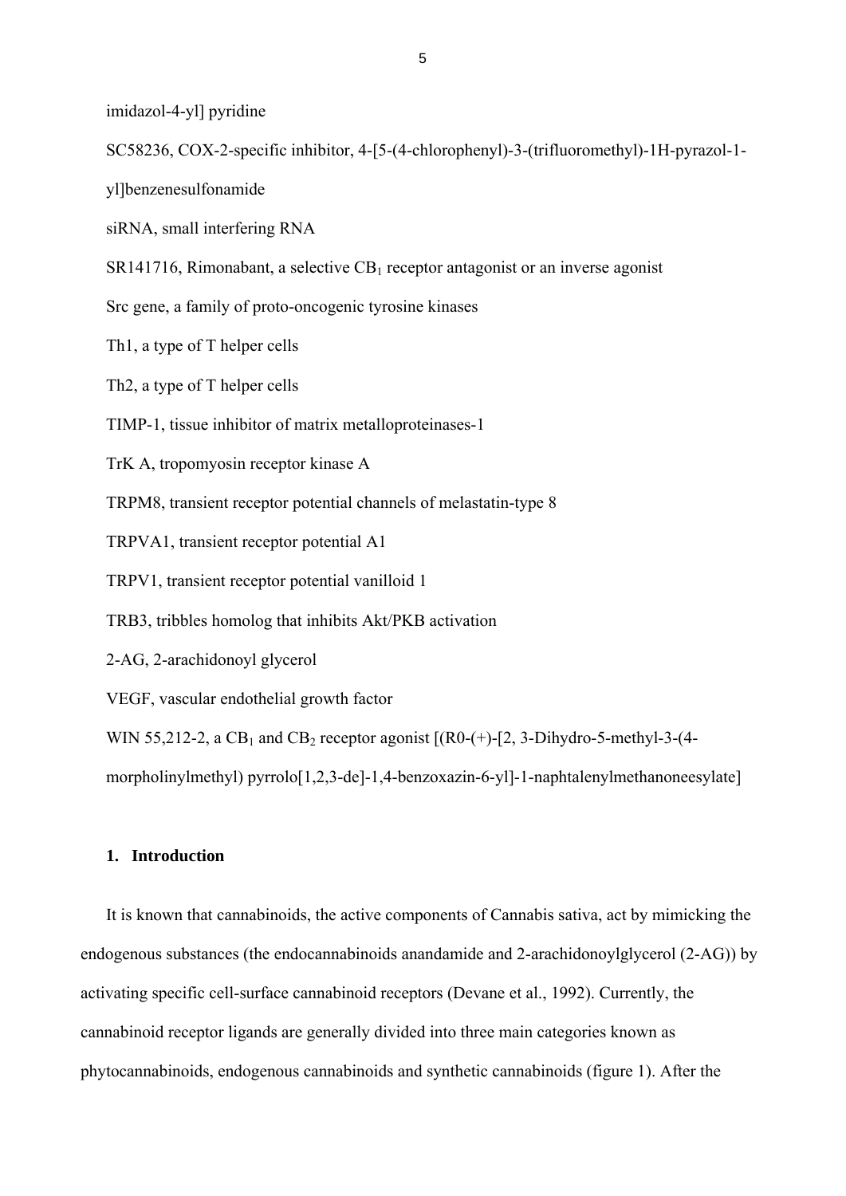imidazol-4-yl] pyridine

SC58236, COX-2-specific inhibitor, 4-[5-(4-chlorophenyl)-3-(trifluoromethyl)-1H-pyrazol-1-yl]benzenesulfonamide

siRNA, small interfering RNA

SR141716, Rimonabant, a selective $CB_1$ receptor antagonist or an inverse agonist

Src gene, a family of proto-oncogenic tyrosine kinases

Th1, a type of T helper cells

Th2, a type of T helper cells

TIMP-1, tissue inhibitor of matrix metalloproteinases-1

TrK A, tropomyosin receptor kinase A

TRPM8, transient receptor potential channels of melastatin-type 8

TRPVA1, transient receptor potential A1

TRPV1, transient receptor potential vanilloid 1

TRB3, tribbles homolog that inhibits Akt/PKB activation

2-AG, 2-arachidonoyl glycerol

VEGF, vascular endothelial growth factor

WIN 55,212-2, a $CB_1$ and $CB_2$ receptor agonist [(R0-(+)-[2, 3-Dihydro-5-methyl-3-(4-morpholinylmethyl) pyrrolo[1,2,3-de]-1,4-benzoxazin-6-yl]-1-naphtalenylmethanoneesylate]

## 1. Introduction

It is known that cannabinoids, the active components of Cannabis sativa, act by mimicking the endogenous substances (the endocannabinoids anandamide and 2-arachidonoylglycerol (2-AG)) by activating specific cell-surface cannabinoid receptors (Devane et al., 1992). Currently, the cannabinoid receptor ligands are generally divided into three main categories known as phytocannabinoids, endogenous cannabinoids and synthetic cannabinoids (figure 1). After the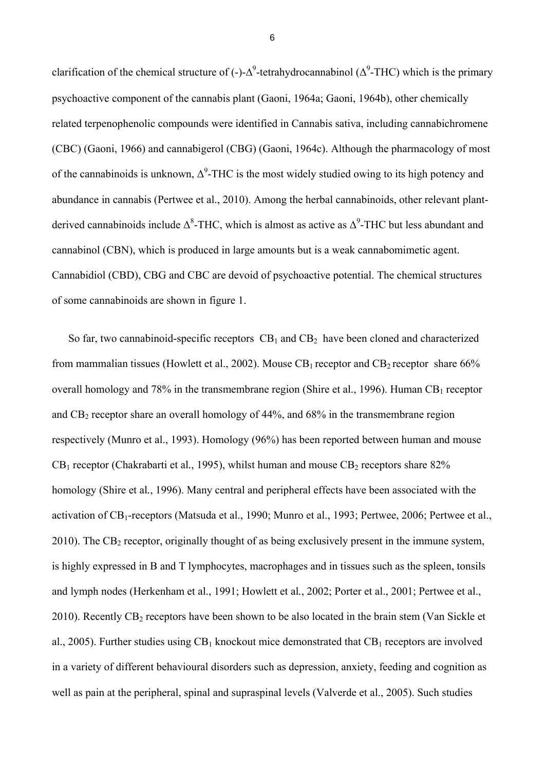clarification of the chemical structure of (-)-$\Delta^9$-tetrahydrocannabinol ($\Delta^9$-THC) which is the primary psychoactive component of the cannabis plant (Gaoni, 1964a; Gaoni, 1964b), other chemically related terpenophenolic compounds were identified in Cannabis sativa, including cannabichromene (CBC) (Gaoni, 1966) and cannabigerol (CBG) (Gaoni, 1964c). Although the pharmacology of most of the cannabinoids is unknown, $\Delta^9$-THC is the most widely studied owing to its high potency and abundance in cannabis (Pertwee et al., 2010). Among the herbal cannabinoids, other relevant plant-derived cannabinoids include $\Delta^8$-THC, which is almost as active as $\Delta^9$-THC but less abundant and cannabinol (CBN), which is produced in large amounts but is a weak cannabomimetic agent. Cannabidiol (CBD), CBG and CBC are devoid of psychoactive potential. The chemical structures of some cannabinoids are shown in figure 1.

So far, two cannabinoid-specific receptors $CB_1$ and $CB_2$ have been cloned and characterized from mammalian tissues (Howlett et al., 2002). Mouse $CB_1$ receptor and $CB_2$ receptor share 66% overall homology and 78% in the transmembrane region (Shire et al., 1996). Human $CB_1$ receptor and $CB_2$ receptor share an overall homology of 44%, and 68% in the transmembrane region respectively (Munro et al., 1993). Homology (96%) has been reported between human and mouse $CB_1$ receptor (Chakrabarti et al., 1995), whilst human and mouse $CB_2$ receptors share 82% homology (Shire et al., 1996). Many central and peripheral effects have been associated with the activation of $CB_1$-receptors (Matsuda et al., 1990; Munro et al., 1993; Pertwee, 2006; Pertwee et al., 2010). The $CB_2$ receptor, originally thought of as being exclusively present in the immune system, is highly expressed in B and T lymphocytes, macrophages and in tissues such as the spleen, tonsils and lymph nodes (Herkenham et al., 1991; Howlett et al., 2002; Porter et al., 2001; Pertwee et al., 2010). Recently $CB_2$ receptors have been shown to be also located in the brain stem (Van Sickle et al., 2005). Further studies using $CB_1$ knockout mice demonstrated that $CB_1$ receptors are involved in a variety of different behavioural disorders such as depression, anxiety, feeding and cognition as well as pain at the peripheral, spinal and supraspinal levels (Valverde et al., 2005). Such studies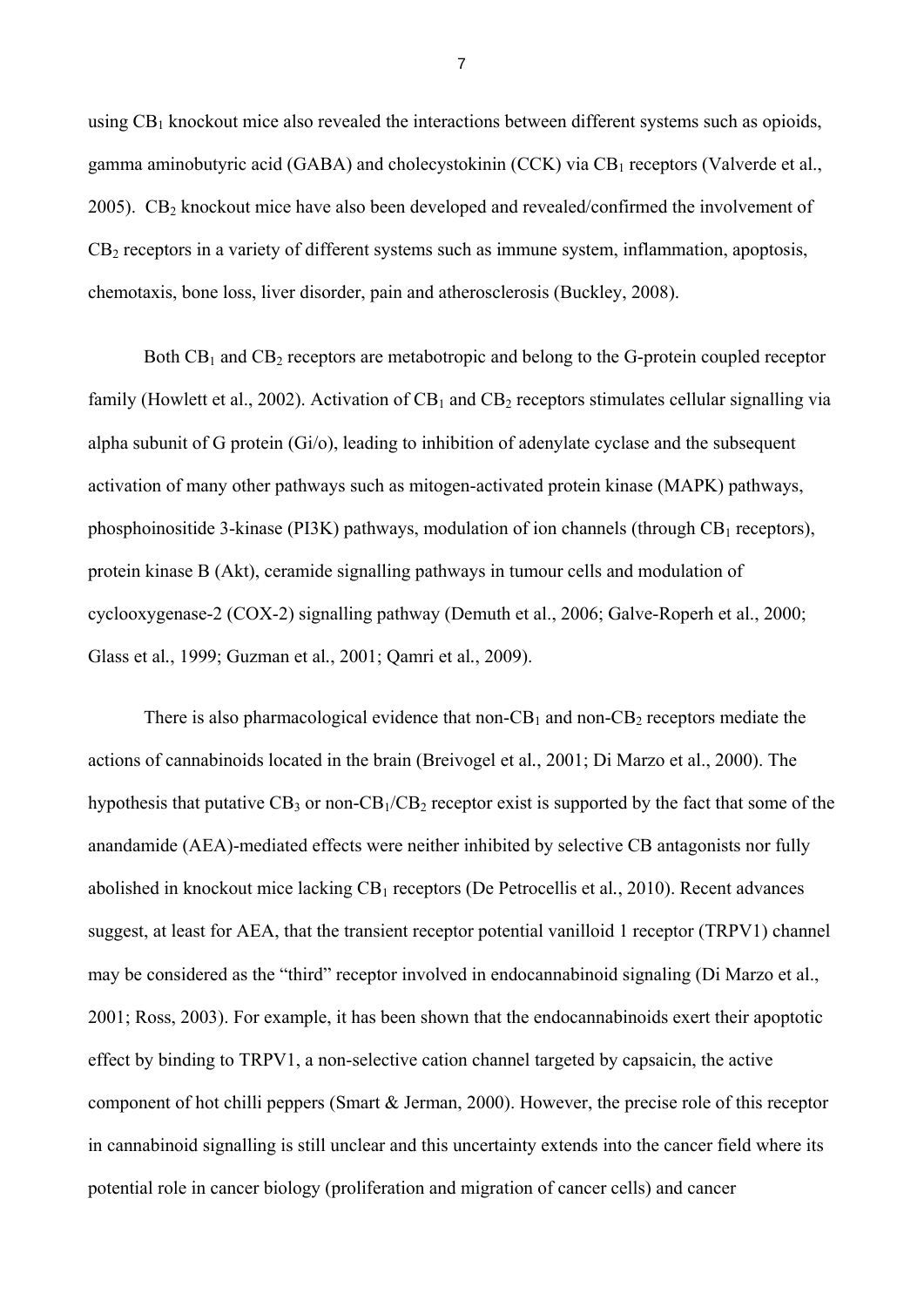using $CB_1$ knockout mice also revealed the interactions between different systems such as opioids, gamma aminobutyric acid (GABA) and cholecystokinin (CCK) via $CB_1$ receptors (Valverde et al., 2005). $CB_2$ knockout mice have also been developed and revealed/confirmed the involvement of $CB_2$ receptors in a variety of different systems such as immune system, inflammation, apoptosis, chemotaxis, bone loss, liver disorder, pain and atherosclerosis (Buckley, 2008).

Both $CB_1$ and $CB_2$ receptors are metabotropic and belong to the G-protein coupled receptor family (Howlett et al., 2002). Activation of $CB_1$ and $CB_2$ receptors stimulates cellular signalling via alpha subunit of G protein (Gi/o), leading to inhibition of adenylate cyclase and the subsequent activation of many other pathways such as mitogen-activated protein kinase (MAPK) pathways, phosphoinositide 3-kinase (PI3K) pathways, modulation of ion channels (through $CB_1$ receptors), protein kinase B (Akt), ceramide signalling pathways in tumour cells and modulation of cyclooxygenase-2 (COX-2) signalling pathway (Demuth et al., 2006; Galve-Roperh et al., 2000; Glass et al., 1999; Guzman et al., 2001; Qamri et al., 2009).

There is also pharmacological evidence that non-$CB_1$ and non-$CB_2$ receptors mediate the actions of cannabinoids located in the brain (Breivogel et al., 2001; Di Marzo et al., 2000). The hypothesis that putative $CB_3$ or non-$CB_1$/$CB_2$ receptor exist is supported by the fact that some of the anandamide (AEA)-mediated effects were neither inhibited by selective CB antagonists nor fully abolished in knockout mice lacking $CB_1$ receptors (De Petrocellis et al., 2010). Recent advances suggest, at least for AEA, that the transient receptor potential vanilloid 1 receptor (TRPV1) channel may be considered as the "third" receptor involved in endocannabinoid signaling (Di Marzo et al., 2001; Ross, 2003). For example, it has been shown that the endocannabinoids exert their apoptotic effect by binding to TRPV1, a non-selective cation channel targeted by capsaicin, the active component of hot chilli peppers (Smart & Jerman, 2000). However, the precise role of this receptor in cannabinoid signalling is still unclear and this uncertainty extends into the cancer field where its potential role in cancer biology (proliferation and migration of cancer cells) and cancer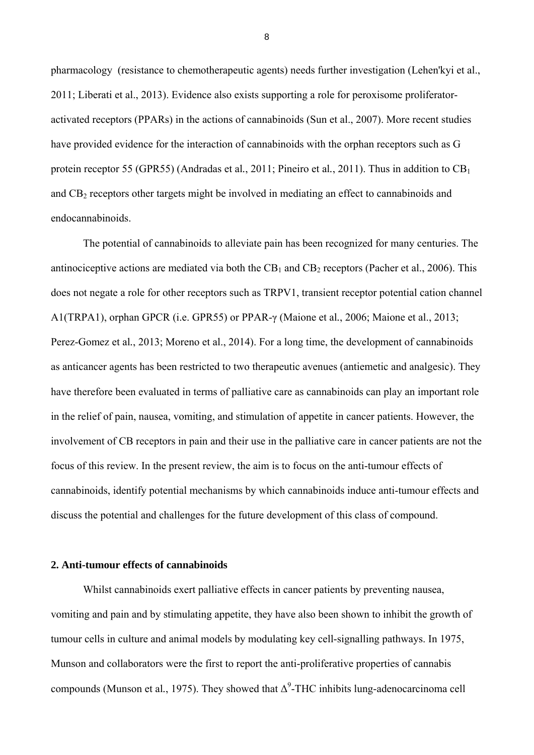pharmacology (resistance to chemotherapeutic agents) needs further investigation (Lehen'kyi et al., 2011; Liberati et al., 2013). Evidence also exists supporting a role for peroxisome proliferator-activated receptors (PPARs) in the actions of cannabinoids (Sun et al., 2007). More recent studies have provided evidence for the interaction of cannabinoids with the orphan receptors such as G protein receptor 55 (GPR55) (Andradas et al., 2011; Pineiro et al., 2011). Thus in addition to $CB_1$ and $CB_2$ receptors other targets might be involved in mediating an effect to cannabinoids and endocannabinoids.

The potential of cannabinoids to alleviate pain has been recognized for many centuries. The antinociceptive actions are mediated via both the $CB_1$ and $CB_2$ receptors (Pacher et al., 2006). This does not negate a role for other receptors such as TRPV1, transient receptor potential cation channel A1(TRPA1), orphan GPCR (i.e. GPR55) or PPAR-γ (Maione et al., 2006; Maione et al., 2013; Perez-Gomez et al., 2013; Moreno et al., 2014). For a long time, the development of cannabinoids as anticancer agents has been restricted to two therapeutic avenues (antiemetic and analgesic). They have therefore been evaluated in terms of palliative care as cannabinoids can play an important role in the relief of pain, nausea, vomiting, and stimulation of appetite in cancer patients. However, the involvement of CB receptors in pain and their use in the palliative care in cancer patients are not the focus of this review. In the present review, the aim is to focus on the anti-tumour effects of cannabinoids, identify potential mechanisms by which cannabinoids induce anti-tumour effects and discuss the potential and challenges for the future development of this class of compound.

## 2. Anti-tumour effects of cannabinoids

Whilst cannabinoids exert palliative effects in cancer patients by preventing nausea, vomiting and pain and by stimulating appetite, they have also been shown to inhibit the growth of tumour cells in culture and animal models by modulating key cell-signalling pathways. In 1975, Munson and collaborators were the first to report the anti-proliferative properties of cannabis compounds (Munson et al., 1975). They showed that $\Delta^9$-THC inhibits lung-adenocarcinoma cell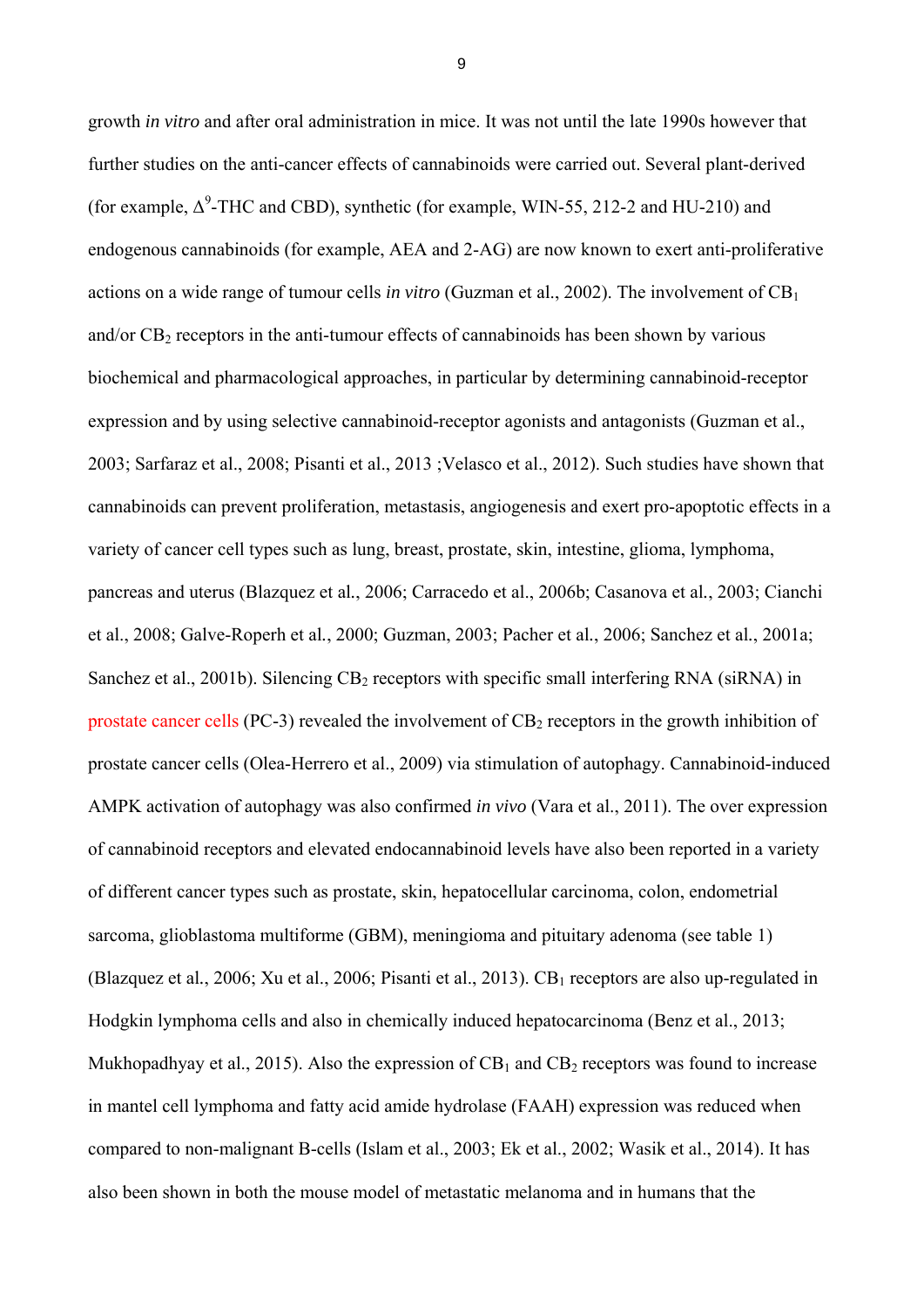growth *in vitro* and after oral administration in mice. It was not until the late 1990s however that further studies on the anti-cancer effects of cannabinoids were carried out. Several plant-derived (for example, $\Delta^9$-THC and CBD), synthetic (for example, WIN-55, 212-2 and HU-210) and endogenous cannabinoids (for example, AEA and 2-AG) are now known to exert anti-proliferative actions on a wide range of tumour cells *in vitro* (Guzman et al., 2002). The involvement of $CB_1$ and/or $CB_2$ receptors in the anti-tumour effects of cannabinoids has been shown by various biochemical and pharmacological approaches, in particular by determining cannabinoid-receptor expression and by using selective cannabinoid-receptor agonists and antagonists (Guzman et al., 2003; Sarfaraz et al., 2008; Pisanti et al., 2013 ;Velasco et al., 2012). Such studies have shown that cannabinoids can prevent proliferation, metastasis, angiogenesis and exert pro-apoptotic effects in a variety of cancer cell types such as lung, breast, prostate, skin, intestine, glioma, lymphoma, pancreas and uterus (Blazquez et al., 2006; Carracedo et al., 2006b; Casanova et al., 2003; Cianchi et al., 2008; Galve-Roperh et al., 2000; Guzman, 2003; Pacher et al., 2006; Sanchez et al., 2001a; Sanchez et al., 2001b). Silencing $CB_2$ receptors with specific small interfering RNA (siRNA) in prostate cancer cells (PC-3) revealed the involvement of $CB_2$ receptors in the growth inhibition of prostate cancer cells (Olea-Herrero et al., 2009) via stimulation of autophagy. Cannabinoid-induced AMPK activation of autophagy was also confirmed *in vivo* (Vara et al., 2011). The over expression of cannabinoid receptors and elevated endocannabinoid levels have also been reported in a variety of different cancer types such as prostate, skin, hepatocellular carcinoma, colon, endometrial sarcoma, glioblastoma multiforme (GBM), meningioma and pituitary adenoma (see table 1) (Blazquez et al., 2006; Xu et al., 2006; Pisanti et al., 2013). $CB_1$ receptors are also up-regulated in Hodgkin lymphoma cells and also in chemically induced hepatocarcinoma (Benz et al., 2013; Mukhopadhyay et al., 2015). Also the expression of $CB_1$ and $CB_2$ receptors was found to increase in mantel cell lymphoma and fatty acid amide hydrolase (FAAH) expression was reduced when compared to non-malignant B-cells (Islam et al., 2003; Ek et al., 2002; Wasik et al., 2014). It has also been shown in both the mouse model of metastatic melanoma and in humans that the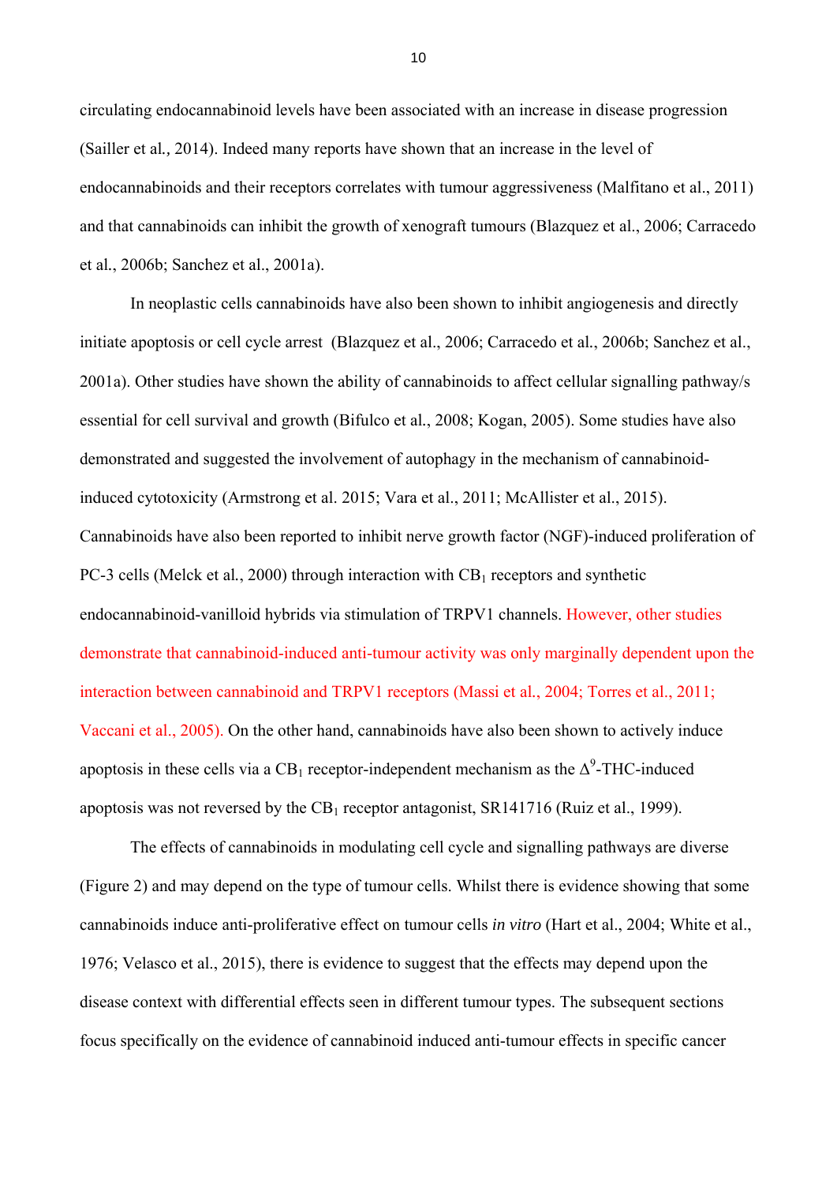circulating endocannabinoid levels have been associated with an increase in disease progression (Sailler et al., 2014). Indeed many reports have shown that an increase in the level of endocannabinoids and their receptors correlates with tumour aggressiveness (Malfitano et al., 2011) and that cannabinoids can inhibit the growth of xenograft tumours (Blazquez et al., 2006; Carracedo et al., 2006b; Sanchez et al., 2001a).

In neoplastic cells cannabinoids have also been shown to inhibit angiogenesis and directly initiate apoptosis or cell cycle arrest (Blazquez et al., 2006; Carracedo et al., 2006b; Sanchez et al., 2001a). Other studies have shown the ability of cannabinoids to affect cellular signalling pathway/s essential for cell survival and growth (Bifulco et al., 2008; Kogan, 2005). Some studies have also demonstrated and suggested the involvement of autophagy in the mechanism of cannabinoid-induced cytotoxicity (Armstrong et al. 2015; Vara et al., 2011; McAllister et al., 2015). Cannabinoids have also been reported to inhibit nerve growth factor (NGF)-induced proliferation of PC-3 cells (Melck et al., 2000) through interaction with $CB_1$ receptors and synthetic endocannabinoid-vanilloid hybrids via stimulation of TRPV1 channels. However, other studies demonstrate that cannabinoid-induced anti-tumour activity was only marginally dependent upon the interaction between cannabinoid and TRPV1 receptors (Massi et al., 2004; Torres et al., 2011; Vaccani et al., 2005). On the other hand, cannabinoids have also been shown to actively induce apoptosis in these cells via a $CB_1$ receptor-independent mechanism as the $\Delta^9$-THC-induced apoptosis was not reversed by the $CB_1$ receptor antagonist, SR141716 (Ruiz et al., 1999).

The effects of cannabinoids in modulating cell cycle and signalling pathways are diverse (Figure 2) and may depend on the type of tumour cells. Whilst there is evidence showing that some cannabinoids induce anti-proliferative effect on tumour cells *in vitro* (Hart et al., 2004; White et al., 1976; Velasco et al., 2015), there is evidence to suggest that the effects may depend upon the disease context with differential effects seen in different tumour types. The subsequent sections focus specifically on the evidence of cannabinoid induced anti-tumour effects in specific cancer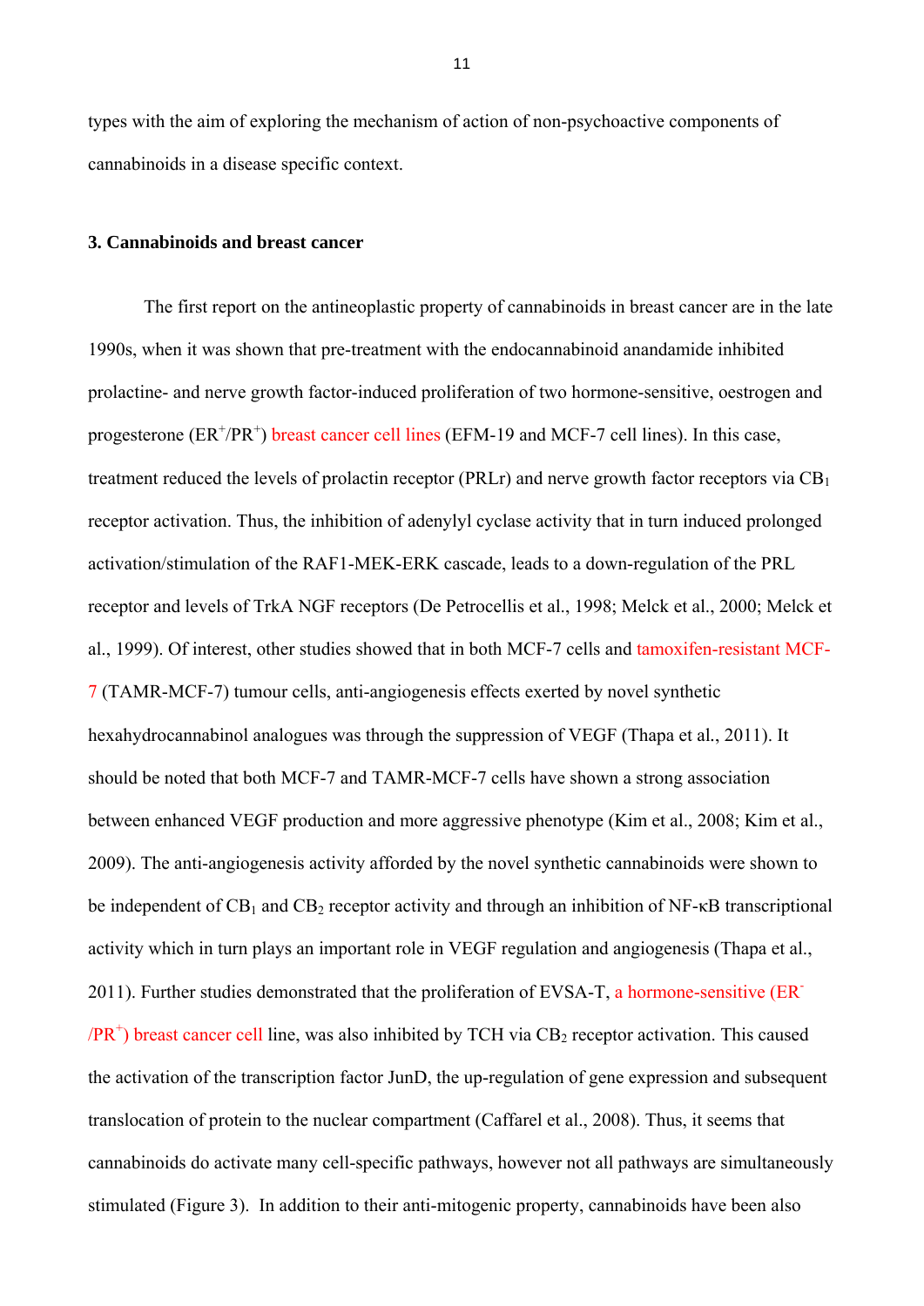types with the aim of exploring the mechanism of action of non-psychoactive components of cannabinoids in a disease specific context.

### 3. Cannabinoids and breast cancer

The first report on the antineoplastic property of cannabinoids in breast cancer are in the late 1990s, when it was shown that pre-treatment with the endocannabinoid anandamide inhibited prolactine- and nerve growth factor-induced proliferation of two hormone-sensitive, oestrogen and progesterone ($ER^+/PR^+$) breast cancer cell lines (EFM-19 and MCF-7 cell lines). In this case, treatment reduced the levels of prolactin receptor (PRLr) and nerve growth factor receptors via $CB_1$ receptor activation. Thus, the inhibition of adenylyl cyclase activity that in turn induced prolonged activation/stimulation of the RAF1-MEK-ERK cascade, leads to a down-regulation of the PRL receptor and levels of TrkA NGF receptors (De Petrocellis et al., 1998; Melck et al., 2000; Melck et al., 1999). Of interest, other studies showed that in both MCF-7 cells and tamoxifen-resistant MCF-7 (TAMR-MCF-7) tumour cells, anti-angiogenesis effects exerted by novel synthetic hexahydrocannabinol analogues was through the suppression of VEGF (Thapa et al., 2011). It should be noted that both MCF-7 and TAMR-MCF-7 cells have shown a strong association between enhanced VEGF production and more aggressive phenotype (Kim et al., 2008; Kim et al., 2009). The anti-angiogenesis activity afforded by the novel synthetic cannabinoids were shown to be independent of $CB_1$ and $CB_2$ receptor activity and through an inhibition of NF-κB transcriptional activity which in turn plays an important role in VEGF regulation and angiogenesis (Thapa et al., 2011). Further studies demonstrated that the proliferation of EVSA-T, a hormone-sensitive ($ER^-/PR^+$) breast cancer cell line, was also inhibited by TCH via $CB_2$ receptor activation. This caused the activation of the transcription factor JunD, the up-regulation of gene expression and subsequent translocation of protein to the nuclear compartment (Caffarel et al., 2008). Thus, it seems that cannabinoids do activate many cell-specific pathways, however not all pathways are simultaneously stimulated (Figure 3). In addition to their anti-mitogenic property, cannabinoids have been also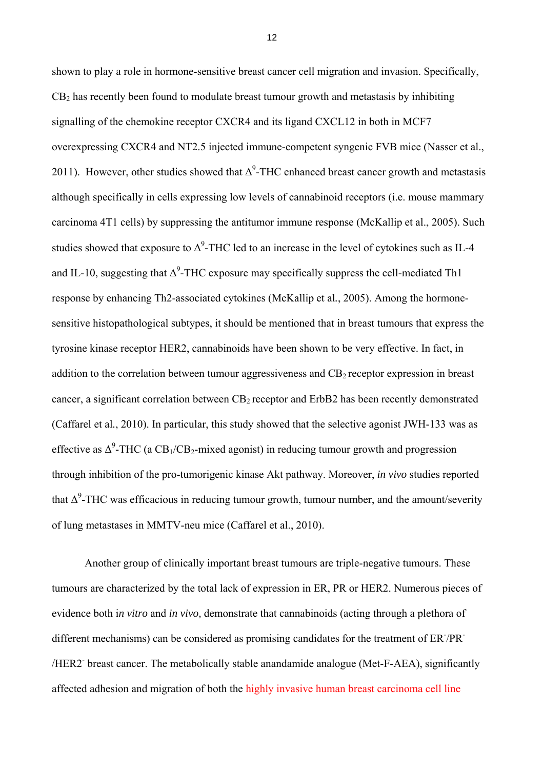shown to play a role in hormone-sensitive breast cancer cell migration and invasion. Specifically, $CB_2$ has recently been found to modulate breast tumour growth and metastasis by inhibiting signalling of the chemokine receptor CXCR4 and its ligand CXCL12 in both in MCF7 overexpressing CXCR4 and NT2.5 injected immune-competent syngenic FVB mice (Nasser et al., 2011). However, other studies showed that $\Delta^9$-THC enhanced breast cancer growth and metastasis although specifically in cells expressing low levels of cannabinoid receptors (i.e. mouse mammary carcinoma 4T1 cells) by suppressing the antitumor immune response (McKallip et al., 2005). Such studies showed that exposure to $\Delta^9$-THC led to an increase in the level of cytokines such as IL-4 and IL-10, suggesting that $\Delta^9$-THC exposure may specifically suppress the cell-mediated Th1 response by enhancing Th2-associated cytokines (McKallip et al., 2005). Among the hormone-sensitive histopathological subtypes, it should be mentioned that in breast tumours that express the tyrosine kinase receptor HER2, cannabinoids have been shown to be very effective. In fact, in addition to the correlation between tumour aggressiveness and $CB_2$ receptor expression in breast cancer, a significant correlation between $CB_2$ receptor and ErbB2 has been recently demonstrated (Caffarel et al., 2010). In particular, this study showed that the selective agonist JWH-133 was as effective as $\Delta^9$-THC (a $CB_1$/$CB_2$-mixed agonist) in reducing tumour growth and progression through inhibition of the pro-tumorigenic kinase Akt pathway. Moreover, *in vivo* studies reported that $\Delta^9$-THC was efficacious in reducing tumour growth, tumour number, and the amount/severity of lung metastases in MMTV-neu mice (Caffarel et al., 2010).

Another group of clinically important breast tumours are triple-negative tumours. These tumours are characterized by the total lack of expression in ER, PR or HER2. Numerous pieces of evidence both i*n vitro* and *in vivo*, demonstrate that cannabinoids (acting through a plethora of different mechanisms) can be considered as promising candidates for the treatment of $ER^-$/$PR^-$/$HER2^-$ breast cancer. The metabolically stable anandamide analogue (Met-F-AEA), significantly affected adhesion and migration of both the highly invasive human breast carcinoma cell line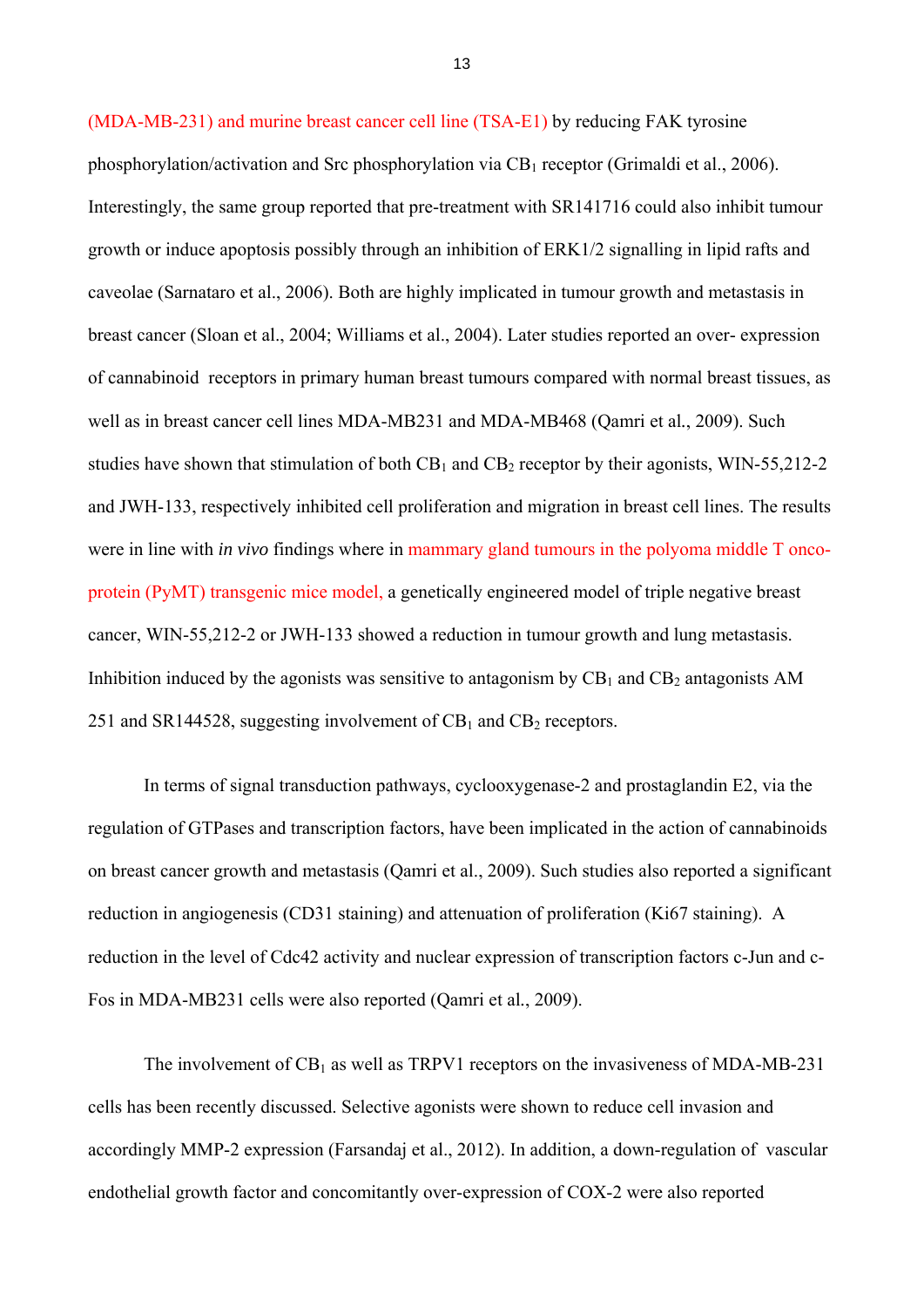(MDA-MB-231) and murine breast cancer cell line (TSA-E1) by reducing FAK tyrosine phosphorylation/activation and Src phosphorylation via $CB_1$ receptor (Grimaldi et al., 2006). Interestingly, the same group reported that pre-treatment with SR141716 could also inhibit tumour growth or induce apoptosis possibly through an inhibition of ERK1/2 signalling in lipid rafts and caveolae (Sarnataro et al., 2006). Both are highly implicated in tumour growth and metastasis in breast cancer (Sloan et al., 2004; Williams et al., 2004). Later studies reported an over- expression of cannabinoid receptors in primary human breast tumours compared with normal breast tissues, as well as in breast cancer cell lines MDA-MB231 and MDA-MB468 (Qamri et al., 2009). Such studies have shown that stimulation of both $CB_1$ and $CB_2$ receptor by their agonists, WIN-55,212-2 and JWH-133, respectively inhibited cell proliferation and migration in breast cell lines. The results were in line with *in vivo* findings where in mammary gland tumours in the polyoma middle T onco-protein (PyMT) transgenic mice model, a genetically engineered model of triple negative breast cancer, WIN-55,212-2 or JWH-133 showed a reduction in tumour growth and lung metastasis. Inhibition induced by the agonists was sensitive to antagonism by $CB_1$ and $CB_2$ antagonists AM 251 and SR144528, suggesting involvement of $CB_1$ and $CB_2$ receptors.

In terms of signal transduction pathways, cyclooxygenase-2 and prostaglandin E2, via the regulation of GTPases and transcription factors, have been implicated in the action of cannabinoids on breast cancer growth and metastasis (Qamri et al., 2009). Such studies also reported a significant reduction in angiogenesis (CD31 staining) and attenuation of proliferation (Ki67 staining). A reduction in the level of Cdc42 activity and nuclear expression of transcription factors c-Jun and c-Fos in MDA-MB231 cells were also reported (Qamri et al., 2009).

The involvement of $CB_1$ as well as TRPV1 receptors on the invasiveness of MDA-MB-231 cells has been recently discussed. Selective agonists were shown to reduce cell invasion and accordingly MMP-2 expression (Farsandaj et al., 2012). In addition, a down-regulation of vascular endothelial growth factor and concomitantly over-expression of COX-2 were also reported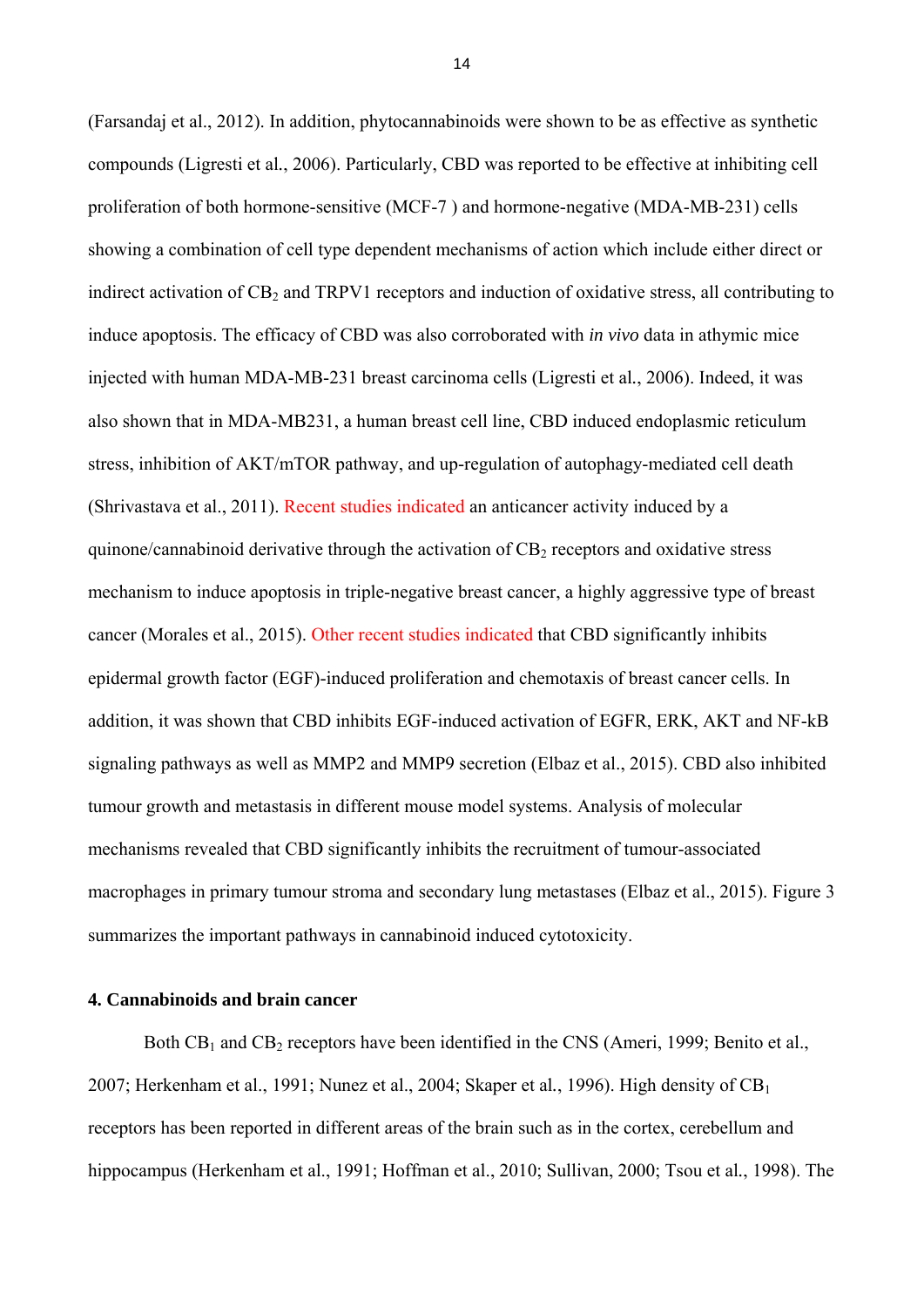(Farsandaj et al., 2012). In addition, phytocannabinoids were shown to be as effective as synthetic compounds (Ligresti et al., 2006). Particularly, CBD was reported to be effective at inhibiting cell proliferation of both hormone-sensitive (MCF-7 ) and hormone-negative (MDA-MB-231) cells showing a combination of cell type dependent mechanisms of action which include either direct or indirect activation of $CB_2$ and TRPV1 receptors and induction of oxidative stress, all contributing to induce apoptosis. The efficacy of CBD was also corroborated with *in vivo* data in athymic mice injected with human MDA-MB-231 breast carcinoma cells (Ligresti et al., 2006). Indeed, it was also shown that in MDA-MB231, a human breast cell line, CBD induced endoplasmic reticulum stress, inhibition of AKT/mTOR pathway, and up-regulation of autophagy-mediated cell death (Shrivastava et al., 2011). Recent studies indicated an anticancer activity induced by a quinone/cannabinoid derivative through the activation of $CB_2$ receptors and oxidative stress mechanism to induce apoptosis in triple-negative breast cancer, a highly aggressive type of breast cancer (Morales et al., 2015). Other recent studies indicated that CBD significantly inhibits epidermal growth factor (EGF)-induced proliferation and chemotaxis of breast cancer cells. In addition, it was shown that CBD inhibits EGF-induced activation of EGFR, ERK, AKT and NF-kB signaling pathways as well as MMP2 and MMP9 secretion (Elbaz et al., 2015). CBD also inhibited tumour growth and metastasis in different mouse model systems. Analysis of molecular mechanisms revealed that CBD significantly inhibits the recruitment of tumour-associated macrophages in primary tumour stroma and secondary lung metastases (Elbaz et al., 2015). Figure 3 summarizes the important pathways in cannabinoid induced cytotoxicity.

## 4. Cannabinoids and brain cancer

Both $CB_1$ and $CB_2$ receptors have been identified in the CNS (Ameri, 1999; Benito et al., 2007; Herkenham et al., 1991; Nunez et al., 2004; Skaper et al., 1996). High density of $CB_1$ receptors has been reported in different areas of the brain such as in the cortex, cerebellum and hippocampus (Herkenham et al., 1991; Hoffman et al., 2010; Sullivan, 2000; Tsou et al., 1998). The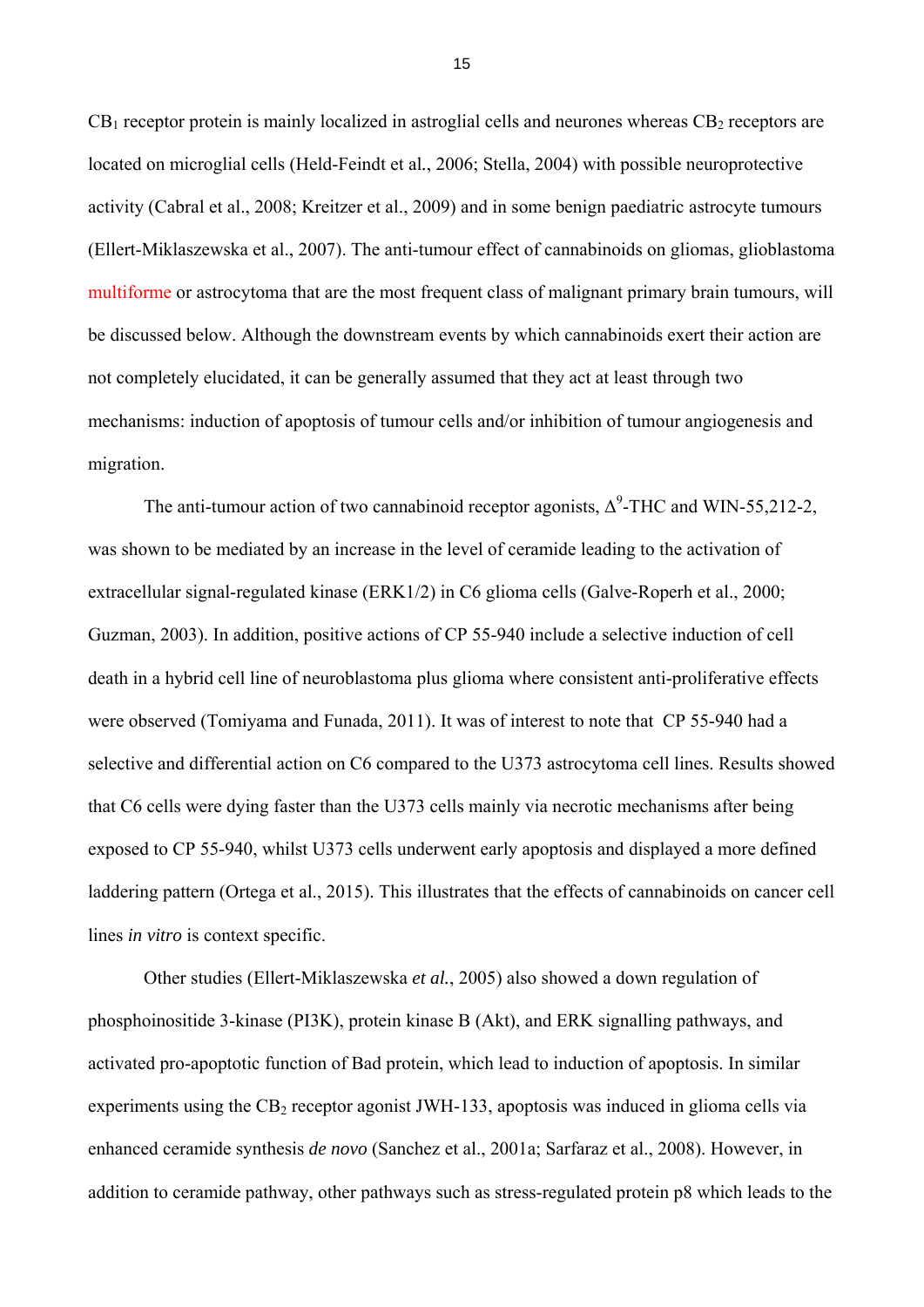$CB_1$ receptor protein is mainly localized in astroglial cells and neurones whereas $CB_2$ receptors are located on microglial cells (Held-Feindt et al., 2006; Stella, 2004) with possible neuroprotective activity (Cabral et al., 2008; Kreitzer et al., 2009) and in some benign paediatric astrocyte tumours (Ellert-Miklaszewska et al., 2007). The anti-tumour effect of cannabinoids on gliomas, glioblastoma multiforme or astrocytoma that are the most frequent class of malignant primary brain tumours, will be discussed below. Although the downstream events by which cannabinoids exert their action are not completely elucidated, it can be generally assumed that they act at least through two mechanisms: induction of apoptosis of tumour cells and/or inhibition of tumour angiogenesis and migration.

The anti-tumour action of two cannabinoid receptor agonists, $\Delta^9$-THC and WIN-55,212-2, was shown to be mediated by an increase in the level of ceramide leading to the activation of extracellular signal-regulated kinase (ERK1/2) in C6 glioma cells (Galve-Roperh et al., 2000; Guzman, 2003). In addition, positive actions of CP 55-940 include a selective induction of cell death in a hybrid cell line of neuroblastoma plus glioma where consistent anti-proliferative effects were observed (Tomiyama and Funada, 2011). It was of interest to note that CP 55-940 had a selective and differential action on C6 compared to the U373 astrocytoma cell lines. Results showed that C6 cells were dying faster than the U373 cells mainly via necrotic mechanisms after being exposed to CP 55-940, whilst U373 cells underwent early apoptosis and displayed a more defined laddering pattern (Ortega et al., 2015). This illustrates that the effects of cannabinoids on cancer cell lines *in vitro* is context specific.

Other studies (Ellert-Miklaszewska *et al.*, 2005) also showed a down regulation of phosphoinositide 3-kinase (PI3K), protein kinase B (Akt), and ERK signalling pathways, and activated pro-apoptotic function of Bad protein, which lead to induction of apoptosis. In similar experiments using the $CB_2$ receptor agonist JWH-133, apoptosis was induced in glioma cells via enhanced ceramide synthesis *de novo* (Sanchez et al., 2001a; Sarfaraz et al., 2008). However, in addition to ceramide pathway, other pathways such as stress-regulated protein p8 which leads to the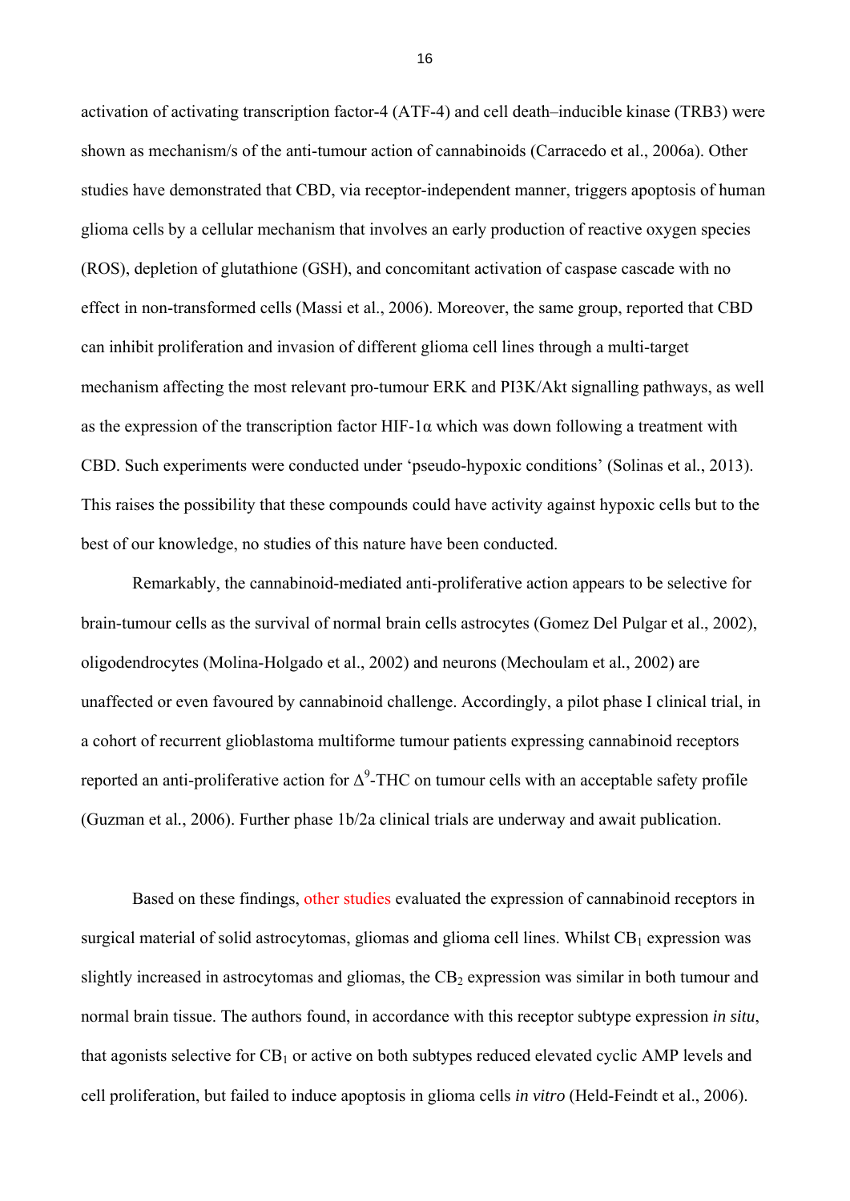activation of activating transcription factor-4 (ATF-4) and cell death–inducible kinase (TRB3) were shown as mechanism/s of the anti-tumour action of cannabinoids (Carracedo et al., 2006a). Other studies have demonstrated that CBD, via receptor-independent manner, triggers apoptosis of human glioma cells by a cellular mechanism that involves an early production of reactive oxygen species (ROS), depletion of glutathione (GSH), and concomitant activation of caspase cascade with no effect in non-transformed cells (Massi et al., 2006). Moreover, the same group, reported that CBD can inhibit proliferation and invasion of different glioma cell lines through a multi-target mechanism affecting the most relevant pro-tumour ERK and PI3K/Akt signalling pathways, as well as the expression of the transcription factor HIF-1α which was down following a treatment with CBD. Such experiments were conducted under 'pseudo-hypoxic conditions' (Solinas et al., 2013). This raises the possibility that these compounds could have activity against hypoxic cells but to the best of our knowledge, no studies of this nature have been conducted.

Remarkably, the cannabinoid-mediated anti-proliferative action appears to be selective for brain-tumour cells as the survival of normal brain cells astrocytes (Gomez Del Pulgar et al., 2002), oligodendrocytes (Molina-Holgado et al., 2002) and neurons (Mechoulam et al., 2002) are unaffected or even favoured by cannabinoid challenge. Accordingly, a pilot phase I clinical trial, in a cohort of recurrent glioblastoma multiforme tumour patients expressing cannabinoid receptors reported an anti-proliferative action for $\Delta^9$-THC on tumour cells with an acceptable safety profile (Guzman et al., 2006). Further phase 1b/2a clinical trials are underway and await publication.

Based on these findings, other studies evaluated the expression of cannabinoid receptors in surgical material of solid astrocytomas, gliomas and glioma cell lines. Whilst $CB_1$ expression was slightly increased in astrocytomas and gliomas, the $CB_2$ expression was similar in both tumour and normal brain tissue. The authors found, in accordance with this receptor subtype expression *in situ*, that agonists selective for $CB_1$ or active on both subtypes reduced elevated cyclic AMP levels and cell proliferation, but failed to induce apoptosis in glioma cells *in vitro* (Held-Feindt et al., 2006).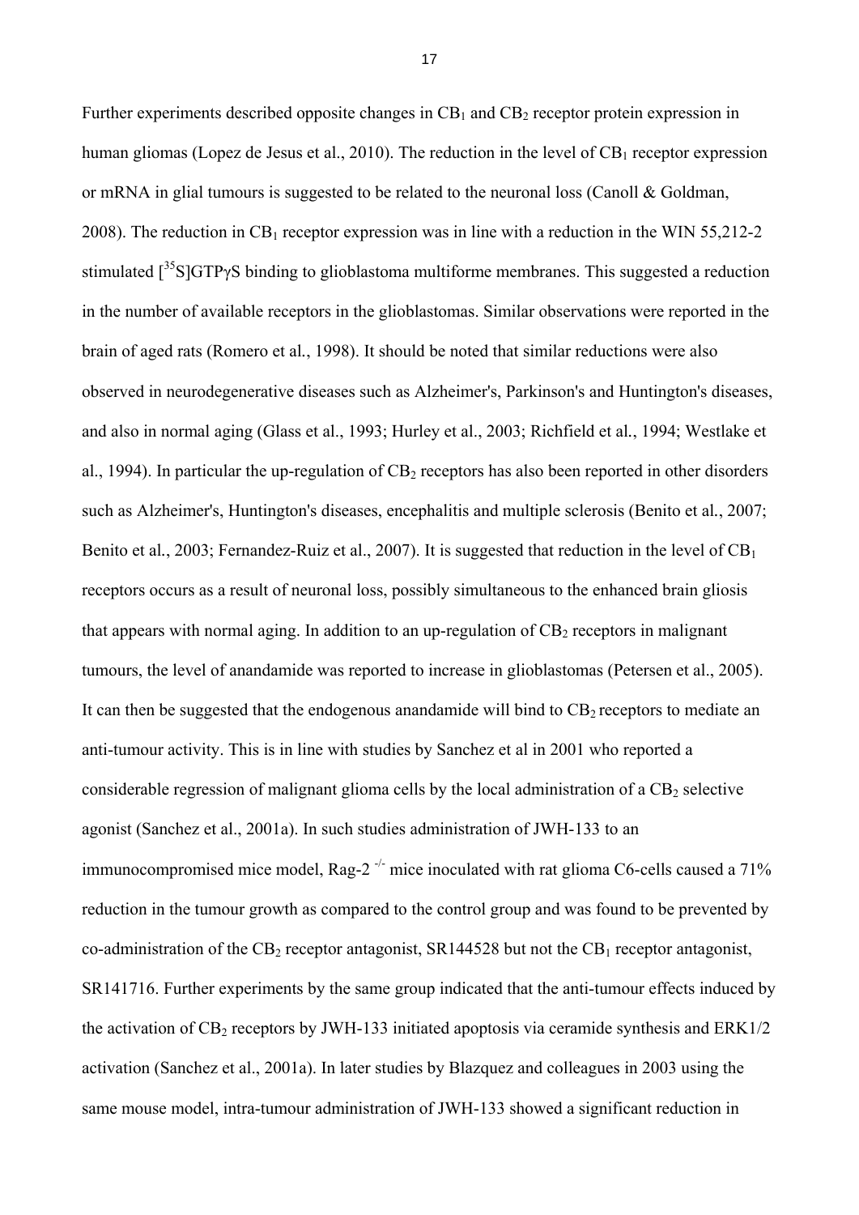Further experiments described opposite changes in $CB_1$ and $CB_2$ receptor protein expression in human gliomas (Lopez de Jesus et al., 2010). The reduction in the level of $CB_1$ receptor expression or mRNA in glial tumours is suggested to be related to the neuronal loss (Canoll & Goldman, 2008). The reduction in $CB_1$ receptor expression was in line with a reduction in the WIN 55,212-2 stimulated [$^{35}$S]GTPγS binding to glioblastoma multiforme membranes. This suggested a reduction in the number of available receptors in the glioblastomas. Similar observations were reported in the brain of aged rats (Romero et al., 1998). It should be noted that similar reductions were also observed in neurodegenerative diseases such as Alzheimer's, Parkinson's and Huntington's diseases, and also in normal aging (Glass et al., 1993; Hurley et al., 2003; Richfield et al., 1994; Westlake et al., 1994). In particular the up-regulation of $CB_2$ receptors has also been reported in other disorders such as Alzheimer's, Huntington's diseases, encephalitis and multiple sclerosis (Benito et al., 2007; Benito et al., 2003; Fernandez-Ruiz et al., 2007). It is suggested that reduction in the level of $CB_1$ receptors occurs as a result of neuronal loss, possibly simultaneous to the enhanced brain gliosis that appears with normal aging. In addition to an up-regulation of $CB_2$ receptors in malignant tumours, the level of anandamide was reported to increase in glioblastomas (Petersen et al., 2005). It can then be suggested that the endogenous anandamide will bind to $CB_2$ receptors to mediate an anti-tumour activity. This is in line with studies by Sanchez et al in 2001 who reported a considerable regression of malignant glioma cells by the local administration of a $CB_2$ selective agonist (Sanchez et al., 2001a). In such studies administration of JWH-133 to an immunocompromised mice model, Rag-2 $^{-/-}$ mice inoculated with rat glioma C6-cells caused a 71% reduction in the tumour growth as compared to the control group and was found to be prevented by co-administration of the $CB_2$ receptor antagonist, SR144528 but not the $CB_1$ receptor antagonist, SR141716. Further experiments by the same group indicated that the anti-tumour effects induced by the activation of $CB_2$ receptors by JWH-133 initiated apoptosis via ceramide synthesis and ERK1/2 activation (Sanchez et al., 2001a). In later studies by Blazquez and colleagues in 2003 using the same mouse model, intra-tumour administration of JWH-133 showed a significant reduction in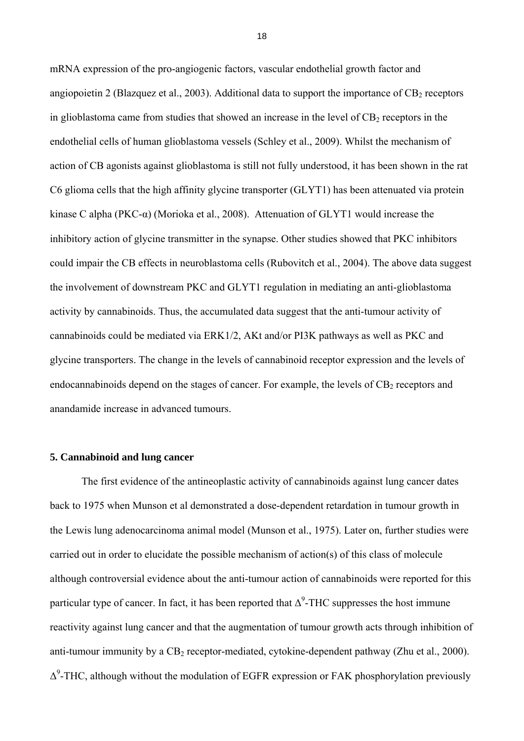mRNA expression of the pro-angiogenic factors, vascular endothelial growth factor and angiopoietin 2 (Blazquez et al., 2003). Additional data to support the importance of $CB_2$ receptors in glioblastoma came from studies that showed an increase in the level of $CB_2$ receptors in the endothelial cells of human glioblastoma vessels (Schley et al., 2009). Whilst the mechanism of action of CB agonists against glioblastoma is still not fully understood, it has been shown in the rat C6 glioma cells that the high affinity glycine transporter (GLYT1) has been attenuated via protein kinase C alpha (PKC-α) (Morioka et al., 2008). Attenuation of GLYT1 would increase the inhibitory action of glycine transmitter in the synapse. Other studies showed that PKC inhibitors could impair the CB effects in neuroblastoma cells (Rubovitch et al., 2004). The above data suggest the involvement of downstream PKC and GLYT1 regulation in mediating an anti-glioblastoma activity by cannabinoids. Thus, the accumulated data suggest that the anti-tumour activity of cannabinoids could be mediated via ERK1/2, AKt and/or PI3K pathways as well as PKC and glycine transporters. The change in the levels of cannabinoid receptor expression and the levels of endocannabinoids depend on the stages of cancer. For example, the levels of $CB_2$ receptors and anandamide increase in advanced tumours.

**5. Cannabinoid and lung cancer**

The first evidence of the antineoplastic activity of cannabinoids against lung cancer dates back to 1975 when Munson et al demonstrated a dose-dependent retardation in tumour growth in the Lewis lung adenocarcinoma animal model (Munson et al., 1975). Later on, further studies were carried out in order to elucidate the possible mechanism of action(s) of this class of molecule although controversial evidence about the anti-tumour action of cannabinoids were reported for this particular type of cancer. In fact, it has been reported that $\Delta^9$-THC suppresses the host immune reactivity against lung cancer and that the augmentation of tumour growth acts through inhibition of anti-tumour immunity by a $CB_2$ receptor-mediated, cytokine-dependent pathway (Zhu et al., 2000). $\Delta^9$-THC, although without the modulation of EGFR expression or FAK phosphorylation previously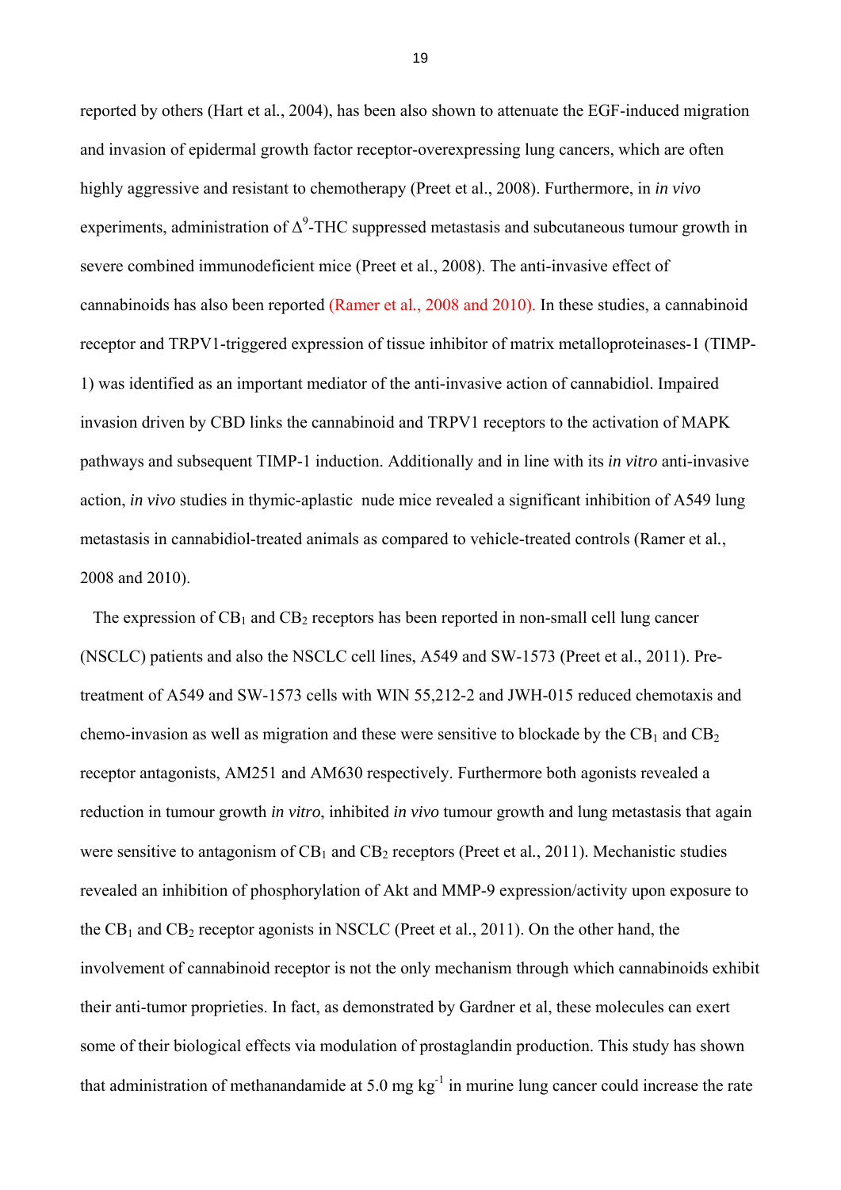reported by others (Hart et al., 2004), has been also shown to attenuate the EGF-induced migration and invasion of epidermal growth factor receptor-overexpressing lung cancers, which are often highly aggressive and resistant to chemotherapy (Preet et al., 2008). Furthermore, in *in vivo* experiments, administration of $\Delta^9$-THC suppressed metastasis and subcutaneous tumour growth in severe combined immunodeficient mice (Preet et al., 2008). The anti-invasive effect of cannabinoids has also been reported (Ramer et al., 2008 and 2010). In these studies, a cannabinoid receptor and TRPV1-triggered expression of tissue inhibitor of matrix metalloproteinases-1 (TIMP-1) was identified as an important mediator of the anti-invasive action of cannabidiol. Impaired invasion driven by CBD links the cannabinoid and TRPV1 receptors to the activation of MAPK pathways and subsequent TIMP-1 induction. Additionally and in line with its *in vitro* anti-invasive action, *in vivo* studies in thymic-aplastic nude mice revealed a significant inhibition of A549 lung metastasis in cannabidiol-treated animals as compared to vehicle-treated controls (Ramer et al., 2008 and 2010).

The expression of $CB_1$ and $CB_2$ receptors has been reported in non-small cell lung cancer (NSCLC) patients and also the NSCLC cell lines, A549 and SW-1573 (Preet et al., 2011). Pre-treatment of A549 and SW-1573 cells with WIN 55,212-2 and JWH-015 reduced chemotaxis and chemo-invasion as well as migration and these were sensitive to blockade by the $CB_1$ and $CB_2$ receptor antagonists, AM251 and AM630 respectively. Furthermore both agonists revealed a reduction in tumour growth *in vitro*, inhibited *in vivo* tumour growth and lung metastasis that again were sensitive to antagonism of $CB_1$ and $CB_2$ receptors (Preet et al., 2011). Mechanistic studies revealed an inhibition of phosphorylation of Akt and MMP-9 expression/activity upon exposure to the $CB_1$ and $CB_2$ receptor agonists in NSCLC (Preet et al., 2011). On the other hand, the involvement of cannabinoid receptor is not the only mechanism through which cannabinoids exhibit their anti-tumor proprieties. In fact, as demonstrated by Gardner et al, these molecules can exert some of their biological effects via modulation of prostaglandin production. This study has shown that administration of methanandamide at 5.0 mg $kg^{-1}$ in murine lung cancer could increase the rate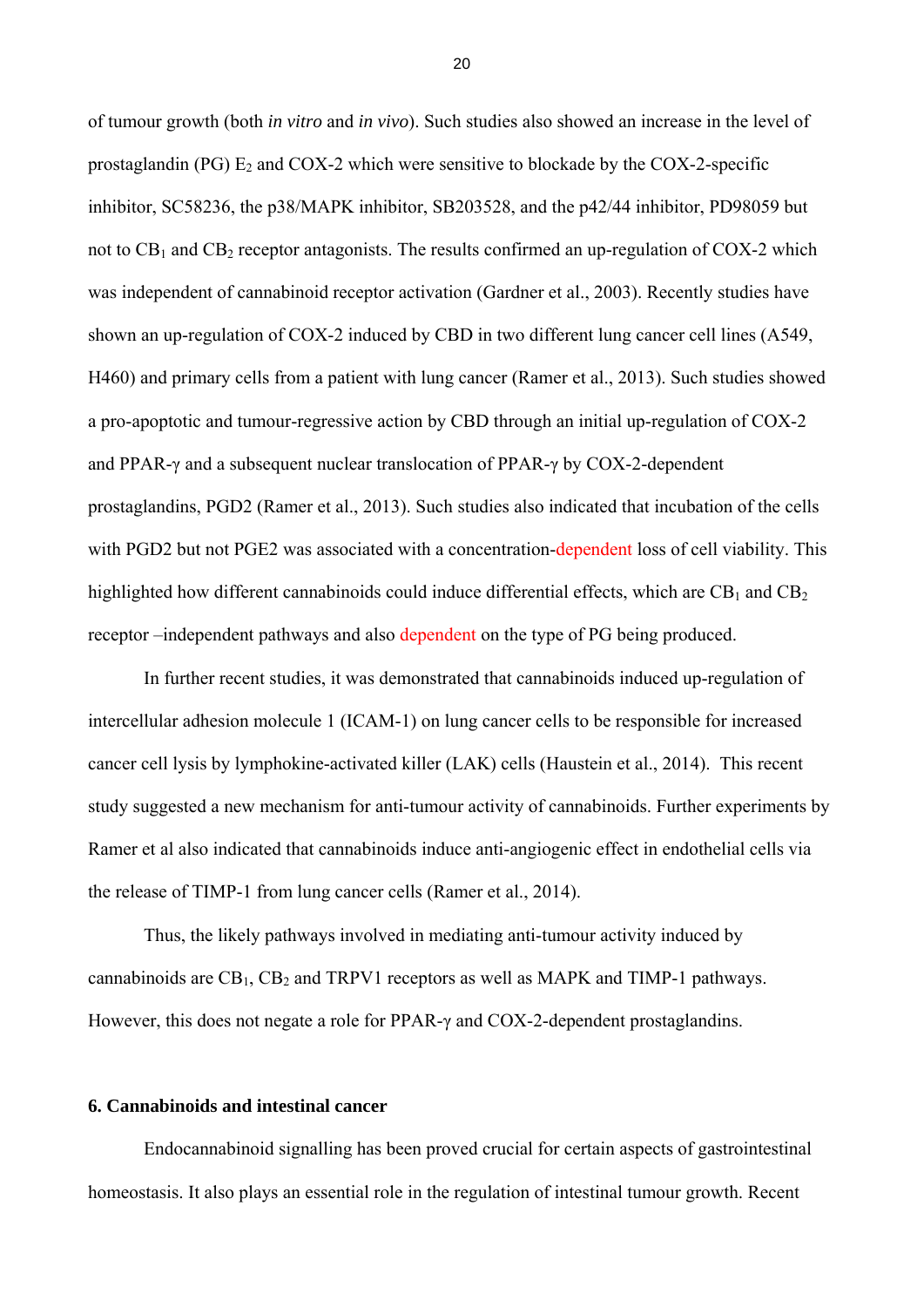of tumour growth (both *in vitro* and *in vivo*). Such studies also showed an increase in the level of prostaglandin (PG) $E_2$ and COX-2 which were sensitive to blockade by the COX-2-specific inhibitor, SC58236, the p38/MAPK inhibitor, SB203528, and the p42/44 inhibitor, PD98059 but not to $CB_1$ and $CB_2$ receptor antagonists. The results confirmed an up-regulation of COX-2 which was independent of cannabinoid receptor activation (Gardner et al., 2003). Recently studies have shown an up-regulation of COX-2 induced by CBD in two different lung cancer cell lines (A549, H460) and primary cells from a patient with lung cancer (Ramer et al., 2013). Such studies showed a pro-apoptotic and tumour-regressive action by CBD through an initial up-regulation of COX-2 and PPAR-γ and a subsequent nuclear translocation of PPAR-γ by COX-2-dependent prostaglandins, PGD2 (Ramer et al., 2013). Such studies also indicated that incubation of the cells with PGD2 but not PGE2 was associated with a concentration-dependent loss of cell viability. This highlighted how different cannabinoids could induce differential effects, which are $CB_1$ and $CB_2$ receptor –independent pathways and also dependent on the type of PG being produced.

In further recent studies, it was demonstrated that cannabinoids induced up-regulation of intercellular adhesion molecule 1 (ICAM-1) on lung cancer cells to be responsible for increased cancer cell lysis by lymphokine-activated killer (LAK) cells (Haustein et al., 2014). This recent study suggested a new mechanism for anti-tumour activity of cannabinoids. Further experiments by Ramer et al also indicated that cannabinoids induce anti-angiogenic effect in endothelial cells via the release of TIMP-1 from lung cancer cells (Ramer et al., 2014).

Thus, the likely pathways involved in mediating anti-tumour activity induced by cannabinoids are $CB_1$, $CB_2$ and TRPV1 receptors as well as MAPK and TIMP-1 pathways. However, this does not negate a role for PPAR-γ and COX-2-dependent prostaglandins.

## 6. Cannabinoids and intestinal cancer

Endocannabinoid signalling has been proved crucial for certain aspects of gastrointestinal homeostasis. It also plays an essential role in the regulation of intestinal tumour growth. Recent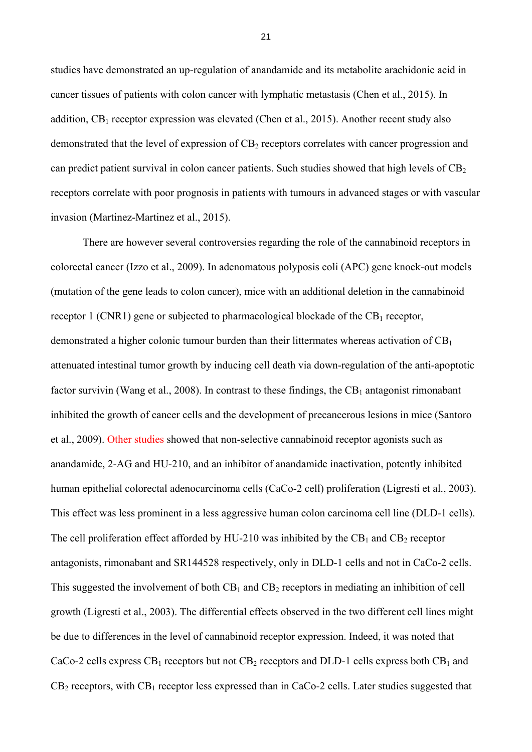studies have demonstrated an up-regulation of anandamide and its metabolite arachidonic acid in cancer tissues of patients with colon cancer with lymphatic metastasis (Chen et al., 2015). In addition, $CB_1$ receptor expression was elevated (Chen et al., 2015). Another recent study also demonstrated that the level of expression of $CB_2$ receptors correlates with cancer progression and can predict patient survival in colon cancer patients. Such studies showed that high levels of $CB_2$ receptors correlate with poor prognosis in patients with tumours in advanced stages or with vascular invasion (Martinez-Martinez et al., 2015).

There are however several controversies regarding the role of the cannabinoid receptors in colorectal cancer (Izzo et al., 2009). In adenomatous polyposis coli (APC) gene knock-out models (mutation of the gene leads to colon cancer), mice with an additional deletion in the cannabinoid receptor 1 (CNR1) gene or subjected to pharmacological blockade of the $CB_1$ receptor, demonstrated a higher colonic tumour burden than their littermates whereas activation of $CB_1$ attenuated intestinal tumor growth by inducing cell death via down-regulation of the anti-apoptotic factor survivin (Wang et al., 2008). In contrast to these findings, the $CB_1$ antagonist rimonabant inhibited the growth of cancer cells and the development of precancerous lesions in mice (Santoro et al., 2009). Other studies showed that non-selective cannabinoid receptor agonists such as anandamide, 2-AG and HU-210, and an inhibitor of anandamide inactivation, potently inhibited human epithelial colorectal adenocarcinoma cells (CaCo-2 cell) proliferation (Ligresti et al., 2003). This effect was less prominent in a less aggressive human colon carcinoma cell line (DLD-1 cells). The cell proliferation effect afforded by HU-210 was inhibited by the $CB_1$ and $CB_2$ receptor antagonists, rimonabant and SR144528 respectively, only in DLD-1 cells and not in CaCo-2 cells. This suggested the involvement of both $CB_1$ and $CB_2$ receptors in mediating an inhibition of cell growth (Ligresti et al., 2003). The differential effects observed in the two different cell lines might be due to differences in the level of cannabinoid receptor expression. Indeed, it was noted that CaCo-2 cells express $CB_1$ receptors but not $CB_2$ receptors and DLD-1 cells express both $CB_1$ and $CB_2$ receptors, with $CB_1$ receptor less expressed than in CaCo-2 cells. Later studies suggested that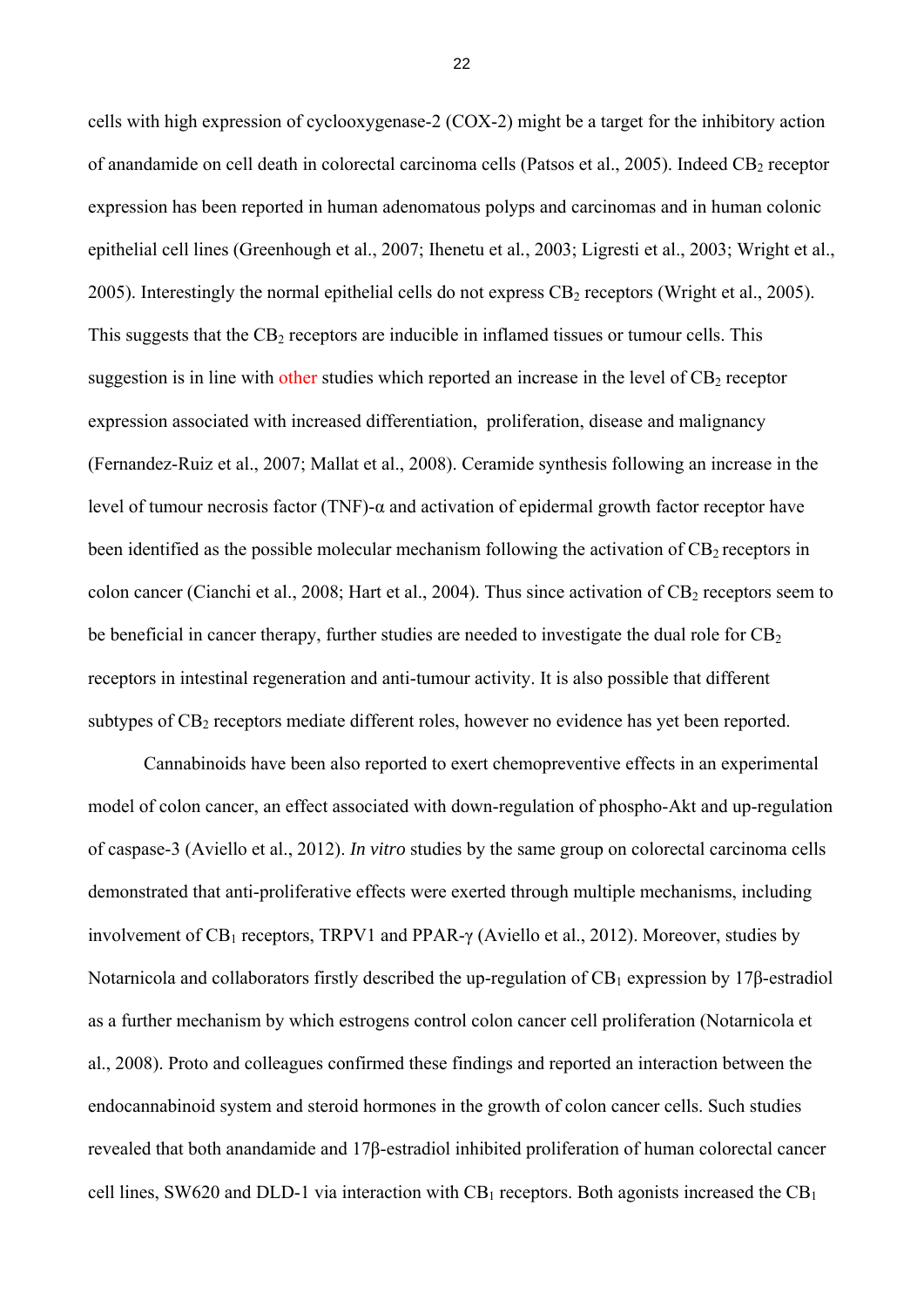cells with high expression of cyclooxygenase-2 (COX-2) might be a target for the inhibitory action of anandamide on cell death in colorectal carcinoma cells (Patsos et al., 2005). Indeed $CB_2$ receptor expression has been reported in human adenomatous polyps and carcinomas and in human colonic epithelial cell lines (Greenhough et al., 2007; Ihenetu et al., 2003; Ligresti et al., 2003; Wright et al., 2005). Interestingly the normal epithelial cells do not express $CB_2$ receptors (Wright et al., 2005). This suggests that the $CB_2$ receptors are inducible in inflamed tissues or tumour cells. This suggestion is in line with other studies which reported an increase in the level of $CB_2$ receptor expression associated with increased differentiation, proliferation, disease and malignancy (Fernandez-Ruiz et al., 2007; Mallat et al., 2008). Ceramide synthesis following an increase in the level of tumour necrosis factor (TNF)-α and activation of epidermal growth factor receptor have been identified as the possible molecular mechanism following the activation of $CB_2$ receptors in colon cancer (Cianchi et al., 2008; Hart et al., 2004). Thus since activation of $CB_2$ receptors seem to be beneficial in cancer therapy, further studies are needed to investigate the dual role for $CB_2$ receptors in intestinal regeneration and anti-tumour activity. It is also possible that different subtypes of $CB_2$ receptors mediate different roles, however no evidence has yet been reported.

Cannabinoids have been also reported to exert chemopreventive effects in an experimental model of colon cancer, an effect associated with down-regulation of phospho-Akt and up-regulation of caspase-3 (Aviello et al., 2012). *In vitro* studies by the same group on colorectal carcinoma cells demonstrated that anti-proliferative effects were exerted through multiple mechanisms, including involvement of $CB_1$ receptors, TRPV1 and PPAR-γ (Aviello et al., 2012). Moreover, studies by Notarnicola and collaborators firstly described the up-regulation of $CB_1$ expression by 17β-estradiol as a further mechanism by which estrogens control colon cancer cell proliferation (Notarnicola et al., 2008). Proto and colleagues confirmed these findings and reported an interaction between the endocannabinoid system and steroid hormones in the growth of colon cancer cells. Such studies revealed that both anandamide and 17β-estradiol inhibited proliferation of human colorectal cancer cell lines, SW620 and DLD-1 via interaction with $CB_1$ receptors. Both agonists increased the $CB_1$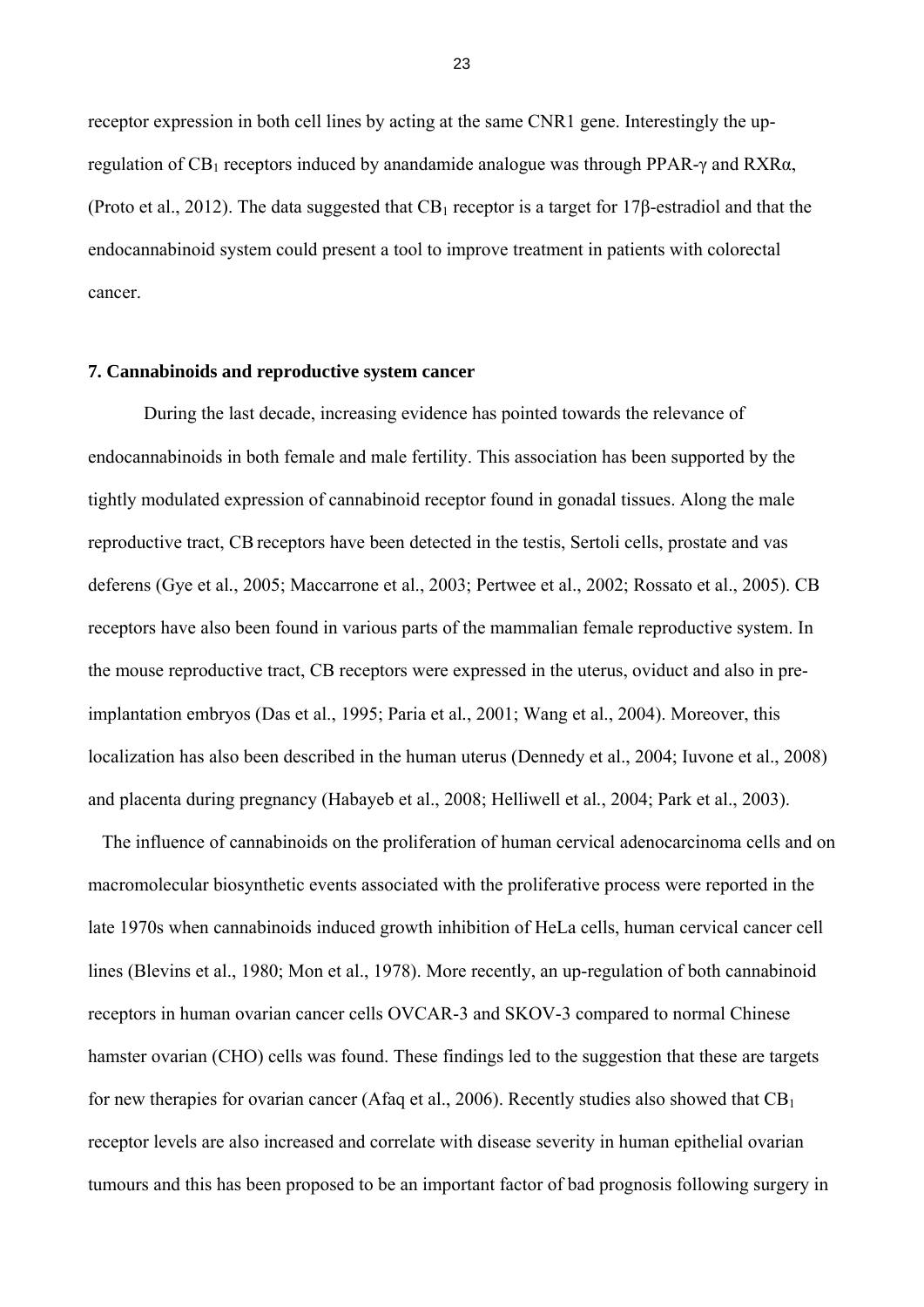receptor expression in both cell lines by acting at the same CNR1 gene. Interestingly the up-regulation of $CB_1$ receptors induced by anandamide analogue was through PPAR-γ and RXRα, (Proto et al., 2012). The data suggested that $CB_1$ receptor is a target for 17β-estradiol and that the endocannabinoid system could present a tool to improve treatment in patients with colorectal cancer.

### 7. Cannabinoids and reproductive system cancer

During the last decade, increasing evidence has pointed towards the relevance of endocannabinoids in both female and male fertility. This association has been supported by the tightly modulated expression of cannabinoid receptor found in gonadal tissues. Along the male reproductive tract, CB receptors have been detected in the testis, Sertoli cells, prostate and vas deferens (Gye et al., 2005; Maccarrone et al., 2003; Pertwee et al., 2002; Rossato et al., 2005). CB receptors have also been found in various parts of the mammalian female reproductive system. In the mouse reproductive tract, CB receptors were expressed in the uterus, oviduct and also in pre-implantation embryos (Das et al., 1995; Paria et al., 2001; Wang et al., 2004). Moreover, this localization has also been described in the human uterus (Dennedy et al., 2004; Iuvone et al., 2008) and placenta during pregnancy (Habayeb et al., 2008; Helliwell et al., 2004; Park et al., 2003).

The influence of cannabinoids on the proliferation of human cervical adenocarcinoma cells and on macromolecular biosynthetic events associated with the proliferative process were reported in the late 1970s when cannabinoids induced growth inhibition of HeLa cells, human cervical cancer cell lines (Blevins et al., 1980; Mon et al., 1978). More recently, an up-regulation of both cannabinoid receptors in human ovarian cancer cells OVCAR-3 and SKOV-3 compared to normal Chinese hamster ovarian (CHO) cells was found. These findings led to the suggestion that these are targets for new therapies for ovarian cancer (Afaq et al., 2006). Recently studies also showed that $CB_1$ receptor levels are also increased and correlate with disease severity in human epithelial ovarian tumours and this has been proposed to be an important factor of bad prognosis following surgery in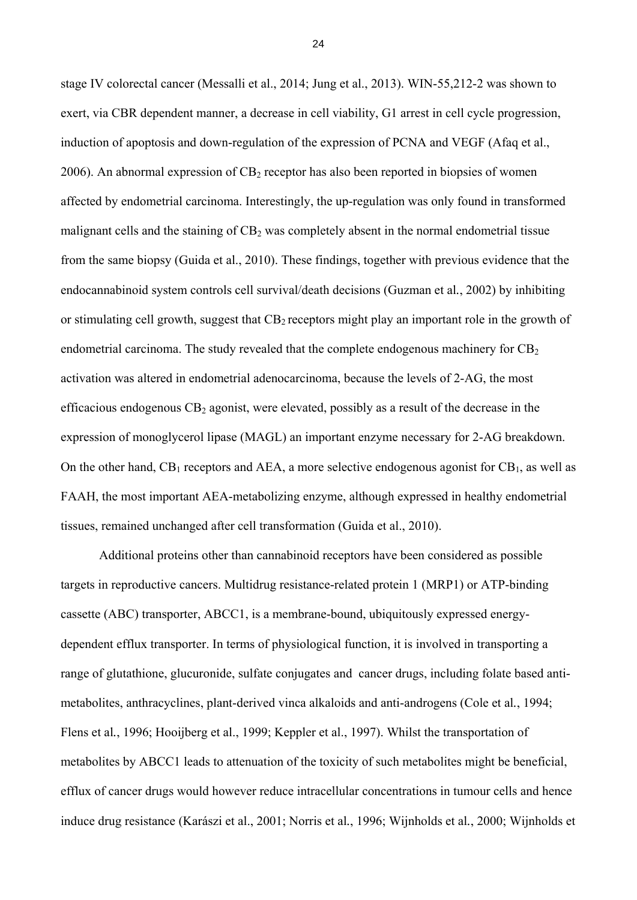stage IV colorectal cancer (Messalli et al., 2014; Jung et al., 2013). WIN-55,212-2 was shown to exert, via CBR dependent manner, a decrease in cell viability, G1 arrest in cell cycle progression, induction of apoptosis and down-regulation of the expression of PCNA and VEGF (Afaq et al., 2006). An abnormal expression of $CB_2$ receptor has also been reported in biopsies of women affected by endometrial carcinoma. Interestingly, the up-regulation was only found in transformed malignant cells and the staining of $CB_2$ was completely absent in the normal endometrial tissue from the same biopsy (Guida et al., 2010). These findings, together with previous evidence that the endocannabinoid system controls cell survival/death decisions (Guzman et al., 2002) by inhibiting or stimulating cell growth, suggest that $CB_2$ receptors might play an important role in the growth of endometrial carcinoma. The study revealed that the complete endogenous machinery for $CB_2$ activation was altered in endometrial adenocarcinoma, because the levels of 2-AG, the most efficacious endogenous $CB_2$ agonist, were elevated, possibly as a result of the decrease in the expression of monoglycerol lipase (MAGL) an important enzyme necessary for 2-AG breakdown. On the other hand, $CB_1$ receptors and AEA, a more selective endogenous agonist for $CB_1$, as well as FAAH, the most important AEA-metabolizing enzyme, although expressed in healthy endometrial tissues, remained unchanged after cell transformation (Guida et al., 2010).

Additional proteins other than cannabinoid receptors have been considered as possible targets in reproductive cancers. Multidrug resistance-related protein 1 (MRP1) or ATP-binding cassette (ABC) transporter, ABCC1, is a membrane-bound, ubiquitously expressed energy-dependent efflux transporter. In terms of physiological function, it is involved in transporting a range of glutathione, glucuronide, sulfate conjugates and cancer drugs, including folate based anti-metabolites, anthracyclines, plant-derived vinca alkaloids and anti-androgens (Cole et al., 1994; Flens et al., 1996; Hooijberg et al., 1999; Keppler et al., 1997). Whilst the transportation of metabolites by ABCC1 leads to attenuation of the toxicity of such metabolites might be beneficial, efflux of cancer drugs would however reduce intracellular concentrations in tumour cells and hence induce drug resistance (Karászi et al., 2001; Norris et al., 1996; Wijnholds et al., 2000; Wijnholds et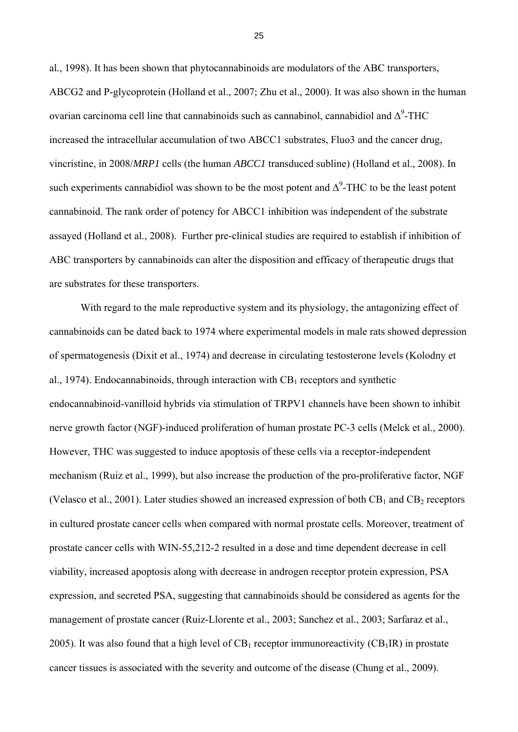al., 1998). It has been shown that phytocannabinoids are modulators of the ABC transporters, ABCG2 and P-glycoprotein (Holland et al., 2007; Zhu et al., 2000). It was also shown in the human ovarian carcinoma cell line that cannabinoids such as cannabinol, cannabidiol and $\Delta^9$-THC increased the intracellular accumulation of two ABCC1 substrates, Fluo3 and the cancer drug, vincristine, in 2008/*MRP1* cells (the human *ABCC1* transduced subline) (Holland et al., 2008). In such experiments cannabidiol was shown to be the most potent and $\Delta^9$-THC to be the least potent cannabinoid. The rank order of potency for ABCC1 inhibition was independent of the substrate assayed (Holland et al., 2008). Further pre-clinical studies are required to establish if inhibition of ABC transporters by cannabinoids can alter the disposition and efficacy of therapeutic drugs that are substrates for these transporters.

With regard to the male reproductive system and its physiology, the antagonizing effect of cannabinoids can be dated back to 1974 where experimental models in male rats showed depression of spermatogenesis (Dixit et al., 1974) and decrease in circulating testosterone levels (Kolodny et al., 1974). Endocannabinoids, through interaction with $CB_1$ receptors and synthetic endocannabinoid-vanilloid hybrids via stimulation of TRPV1 channels have been shown to inhibit nerve growth factor (NGF)-induced proliferation of human prostate PC-3 cells (Melck et al., 2000). However, THC was suggested to induce apoptosis of these cells via a receptor-independent mechanism (Ruiz et al., 1999), but also increase the production of the pro-proliferative factor, NGF (Velasco et al., 2001). Later studies showed an increased expression of both $CB_1$ and $CB_2$ receptors in cultured prostate cancer cells when compared with normal prostate cells. Moreover, treatment of prostate cancer cells with WIN-55,212-2 resulted in a dose and time dependent decrease in cell viability, increased apoptosis along with decrease in androgen receptor protein expression, PSA expression, and secreted PSA, suggesting that cannabinoids should be considered as agents for the management of prostate cancer (Ruiz-Llorente et al., 2003; Sanchez et al., 2003; Sarfaraz et al., 2005). It was also found that a high level of $CB_1$ receptor immunoreactivity ($CB_1$IR) in prostate cancer tissues is associated with the severity and outcome of the disease (Chung et al., 2009).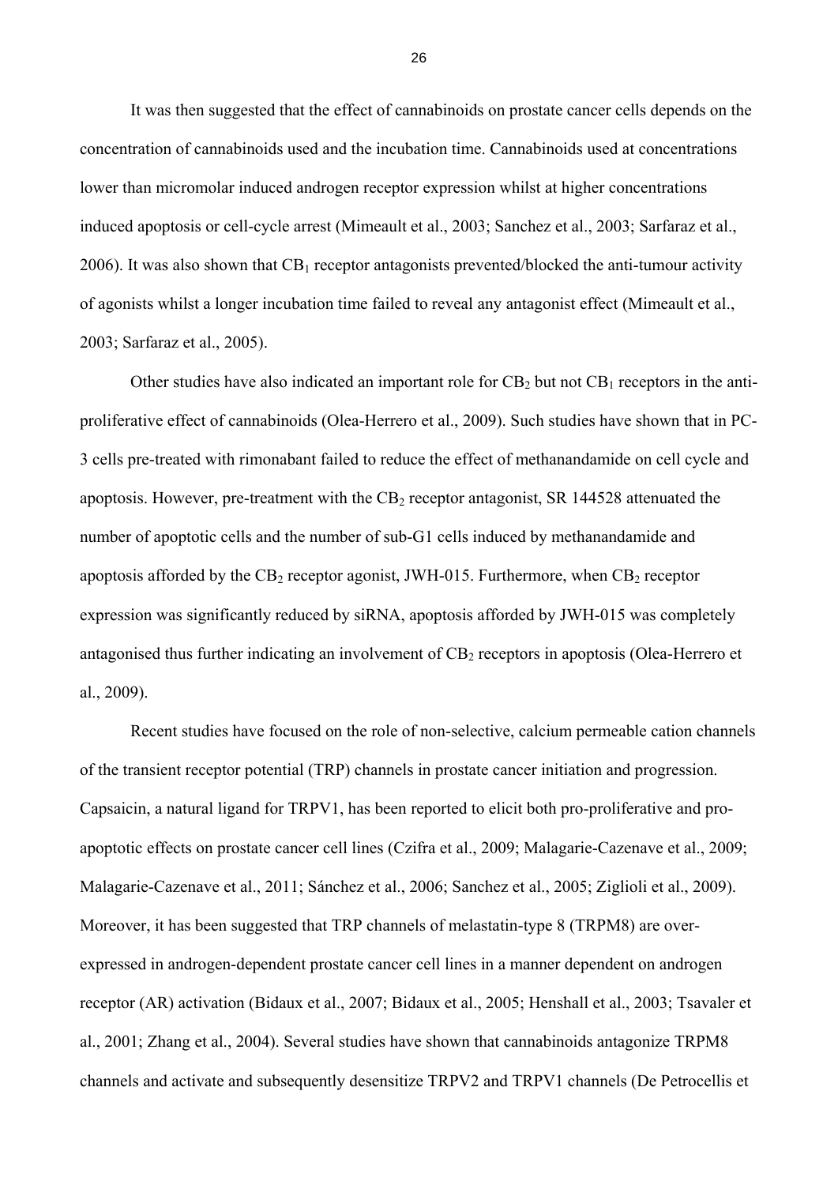It was then suggested that the effect of cannabinoids on prostate cancer cells depends on the concentration of cannabinoids used and the incubation time. Cannabinoids used at concentrations lower than micromolar induced androgen receptor expression whilst at higher concentrations induced apoptosis or cell-cycle arrest (Mimeault et al., 2003; Sanchez et al., 2003; Sarfaraz et al., 2006). It was also shown that $CB_1$ receptor antagonists prevented/blocked the anti-tumour activity of agonists whilst a longer incubation time failed to reveal any antagonist effect (Mimeault et al., 2003; Sarfaraz et al., 2005).

Other studies have also indicated an important role for $CB_2$ but not $CB_1$ receptors in the anti-proliferative effect of cannabinoids (Olea-Herrero et al., 2009). Such studies have shown that in PC-3 cells pre-treated with rimonabant failed to reduce the effect of methanandamide on cell cycle and apoptosis. However, pre-treatment with the $CB_2$ receptor antagonist, SR 144528 attenuated the number of apoptotic cells and the number of sub-G1 cells induced by methanandamide and apoptosis afforded by the $CB_2$ receptor agonist, JWH-015. Furthermore, when $CB_2$ receptor expression was significantly reduced by siRNA, apoptosis afforded by JWH-015 was completely antagonised thus further indicating an involvement of $CB_2$ receptors in apoptosis (Olea-Herrero et al., 2009).

Recent studies have focused on the role of non-selective, calcium permeable cation channels of the transient receptor potential (TRP) channels in prostate cancer initiation and progression. Capsaicin, a natural ligand for TRPV1, has been reported to elicit both pro-proliferative and pro-apoptotic effects on prostate cancer cell lines (Czifra et al., 2009; Malagarie-Cazenave et al., 2009; Malagarie-Cazenave et al., 2011; Sánchez et al., 2006; Sanchez et al., 2005; Ziglioli et al., 2009). Moreover, it has been suggested that TRP channels of melastatin-type 8 (TRPM8) are over-expressed in androgen-dependent prostate cancer cell lines in a manner dependent on androgen receptor (AR) activation (Bidaux et al., 2007; Bidaux et al., 2005; Henshall et al., 2003; Tsavaler et al., 2001; Zhang et al., 2004). Several studies have shown that cannabinoids antagonize TRPM8 channels and activate and subsequently desensitize TRPV2 and TRPV1 channels (De Petrocellis et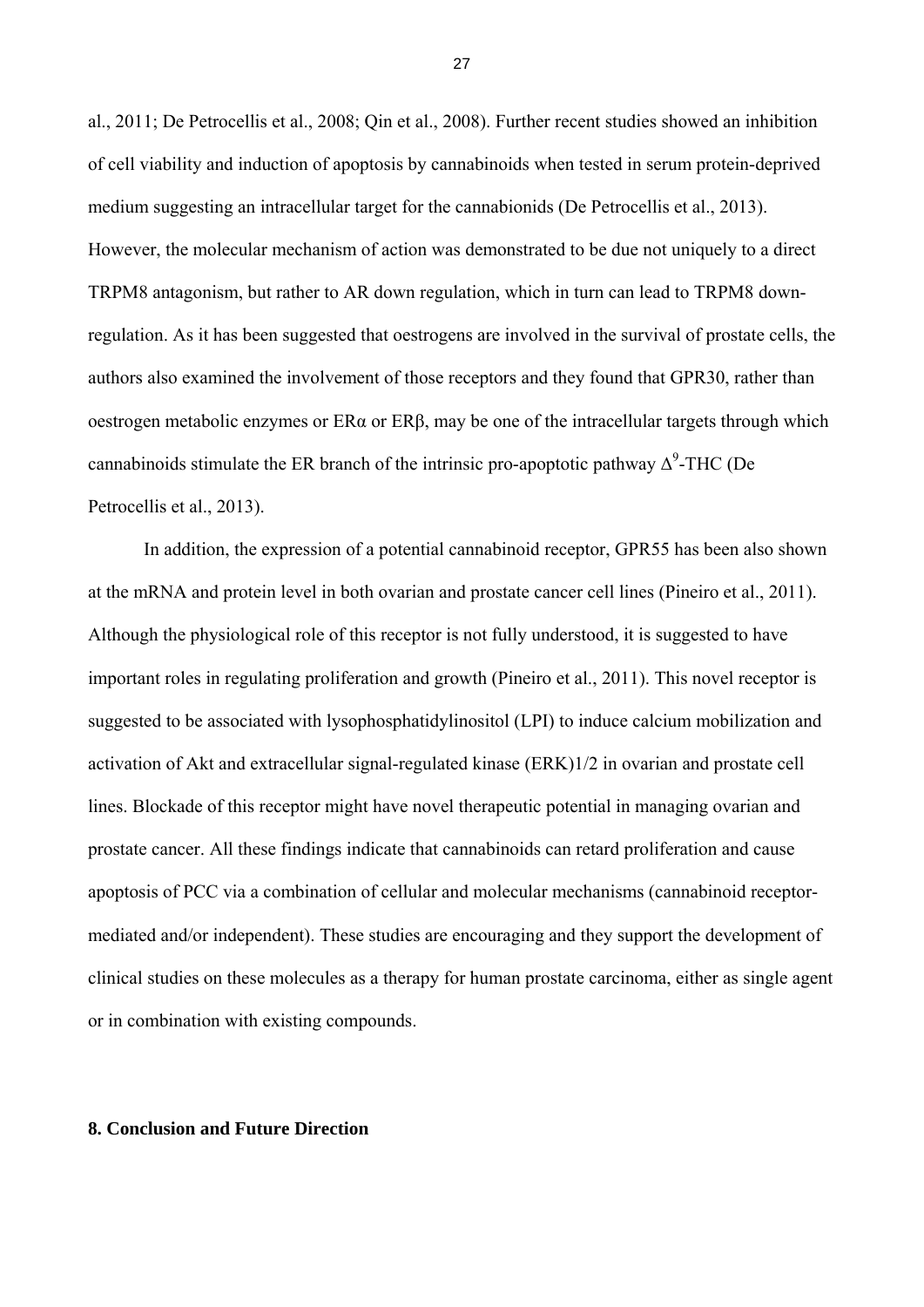al., 2011; De Petrocellis et al., 2008; Qin et al., 2008). Further recent studies showed an inhibition of cell viability and induction of apoptosis by cannabinoids when tested in serum protein-deprived medium suggesting an intracellular target for the cannabionids (De Petrocellis et al., 2013). However, the molecular mechanism of action was demonstrated to be due not uniquely to a direct TRPM8 antagonism, but rather to AR down regulation, which in turn can lead to TRPM8 down-regulation. As it has been suggested that oestrogens are involved in the survival of prostate cells, the authors also examined the involvement of those receptors and they found that GPR30, rather than oestrogen metabolic enzymes or ERα or ERβ, may be one of the intracellular targets through which cannabinoids stimulate the ER branch of the intrinsic pro-apoptotic pathway $\Delta^9$-THC (De Petrocellis et al., 2013).

In addition, the expression of a potential cannabinoid receptor, GPR55 has been also shown at the mRNA and protein level in both ovarian and prostate cancer cell lines (Pineiro et al., 2011). Although the physiological role of this receptor is not fully understood, it is suggested to have important roles in regulating proliferation and growth (Pineiro et al., 2011). This novel receptor is suggested to be associated with lysophosphatidylinositol (LPI) to induce calcium mobilization and activation of Akt and extracellular signal-regulated kinase (ERK)1/2 in ovarian and prostate cell lines. Blockade of this receptor might have novel therapeutic potential in managing ovarian and prostate cancer. All these findings indicate that cannabinoids can retard proliferation and cause apoptosis of PCC via a combination of cellular and molecular mechanisms (cannabinoid receptor-mediated and/or independent). These studies are encouraging and they support the development of clinical studies on these molecules as a therapy for human prostate carcinoma, either as single agent or in combination with existing compounds.

## 8. Conclusion and Future Direction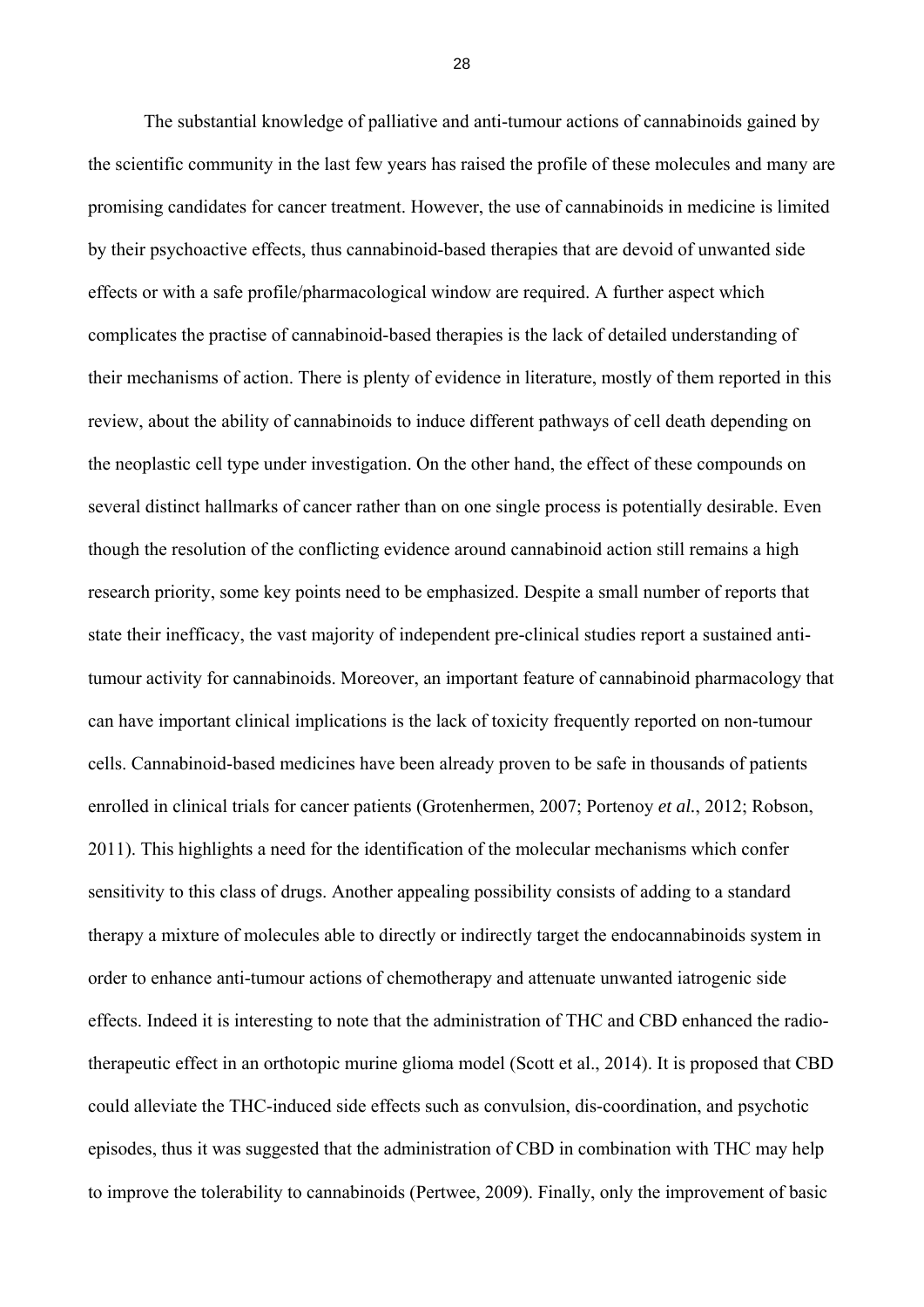The substantial knowledge of palliative and anti-tumour actions of cannabinoids gained by the scientific community in the last few years has raised the profile of these molecules and many are promising candidates for cancer treatment. However, the use of cannabinoids in medicine is limited by their psychoactive effects, thus cannabinoid-based therapies that are devoid of unwanted side effects or with a safe profile/pharmacological window are required. A further aspect which complicates the practise of cannabinoid-based therapies is the lack of detailed understanding of their mechanisms of action. There is plenty of evidence in literature, mostly of them reported in this review, about the ability of cannabinoids to induce different pathways of cell death depending on the neoplastic cell type under investigation. On the other hand, the effect of these compounds on several distinct hallmarks of cancer rather than on one single process is potentially desirable. Even though the resolution of the conflicting evidence around cannabinoid action still remains a high research priority, some key points need to be emphasized. Despite a small number of reports that state their inefficacy, the vast majority of independent pre-clinical studies report a sustained anti-tumour activity for cannabinoids. Moreover, an important feature of cannabinoid pharmacology that can have important clinical implications is the lack of toxicity frequently reported on non-tumour cells. Cannabinoid-based medicines have been already proven to be safe in thousands of patients enrolled in clinical trials for cancer patients (Grotenhermen, 2007; Portenoy *et al.*, 2012; Robson, 2011). This highlights a need for the identification of the molecular mechanisms which confer sensitivity to this class of drugs. Another appealing possibility consists of adding to a standard therapy a mixture of molecules able to directly or indirectly target the endocannabinoids system in order to enhance anti-tumour actions of chemotherapy and attenuate unwanted iatrogenic side effects. Indeed it is interesting to note that the administration of THC and CBD enhanced the radio-therapeutic effect in an orthotopic murine glioma model (Scott et al., 2014). It is proposed that CBD could alleviate the THC-induced side effects such as convulsion, dis-coordination, and psychotic episodes, thus it was suggested that the administration of CBD in combination with THC may help to improve the tolerability to cannabinoids (Pertwee, 2009). Finally, only the improvement of basic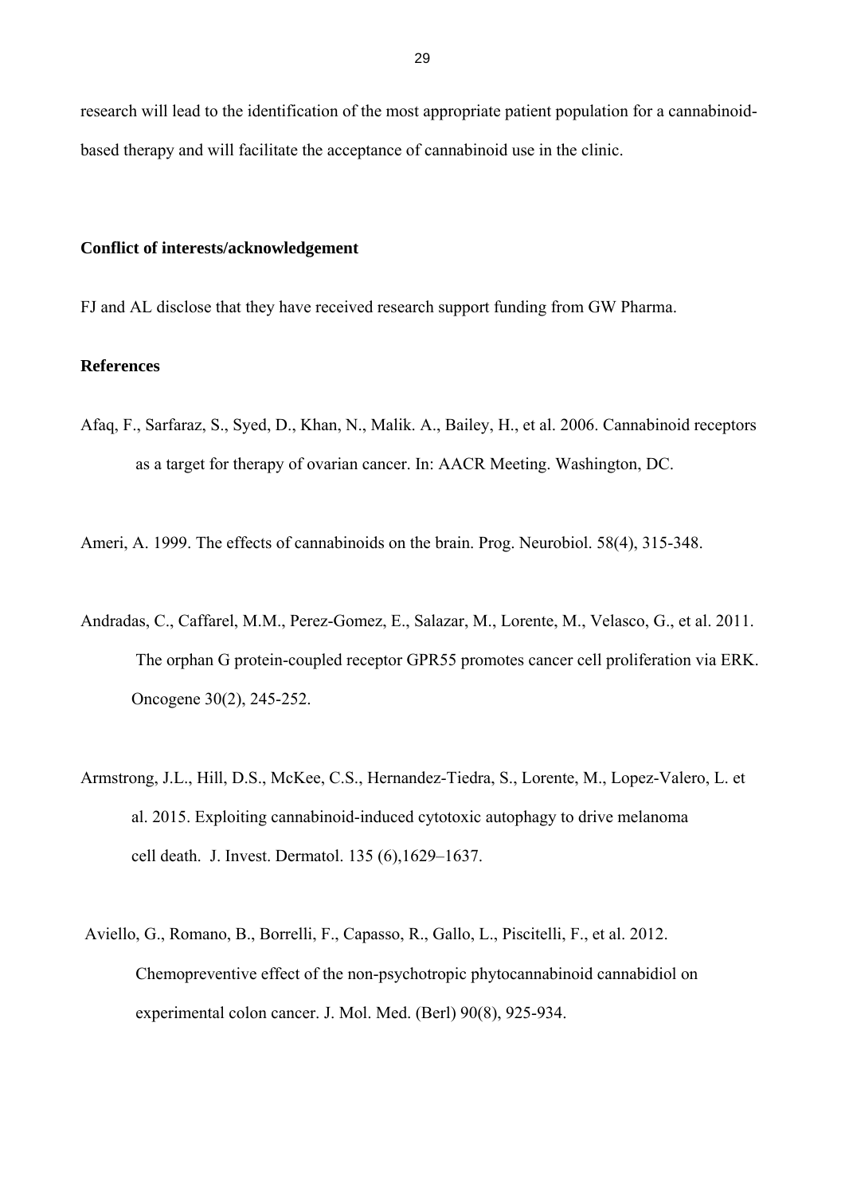research will lead to the identification of the most appropriate patient population for a cannabinoid-based therapy and will facilitate the acceptance of cannabinoid use in the clinic.

**Conflict of interests/acknowledgement**

FJ and AL disclose that they have received research support funding from GW Pharma.

**References**

Afaq, F., Sarfaraz, S., Syed, D., Khan, N., Malik. A., Bailey, H., et al. 2006. Cannabinoid receptors as a target for therapy of ovarian cancer. In: AACR Meeting. Washington, DC.

Ameri, A. 1999. The effects of cannabinoids on the brain. Prog. Neurobiol. 58(4), 315-348.

Andradas, C., Caffarel, M.M., Perez-Gomez, E., Salazar, M., Lorente, M., Velasco, G., et al. 2011. The orphan G protein-coupled receptor GPR55 promotes cancer cell proliferation via ERK. Oncogene 30(2), 245-252.

Armstrong, J.L., Hill, D.S., McKee, C.S., Hernandez-Tiedra, S., Lorente, M., Lopez-Valero, L. et al. 2015. Exploiting cannabinoid-induced cytotoxic autophagy to drive melanoma cell death. J. Invest. Dermatol. 135 (6),1629–1637.

Aviello, G., Romano, B., Borrelli, F., Capasso, R., Gallo, L., Piscitelli, F., et al. 2012. Chemopreventive effect of the non-psychotropic phytocannabinoid cannabidiol on experimental colon cancer. J. Mol. Med. (Berl) 90(8), 925-934.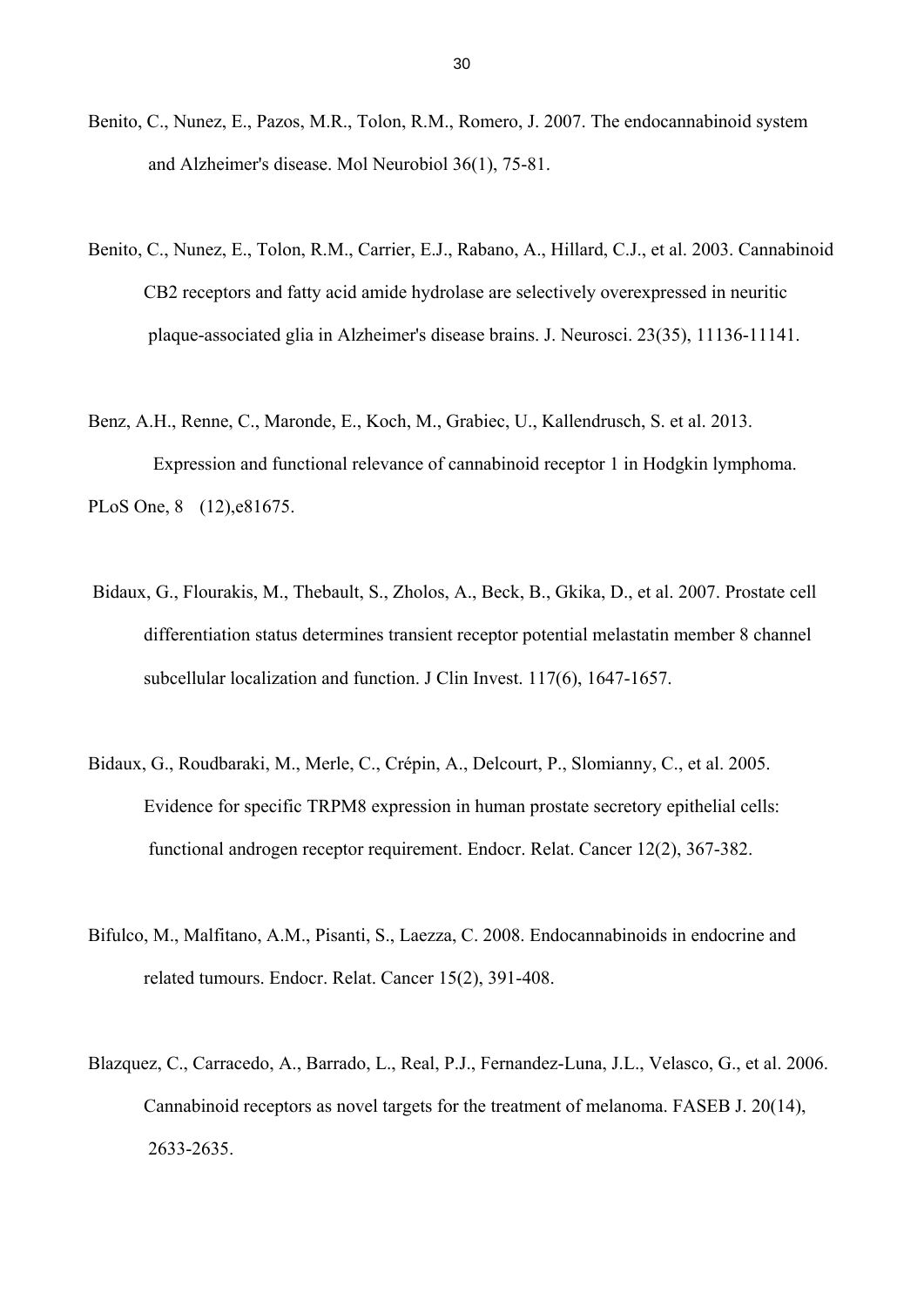Benito, C., Nunez, E., Pazos, M.R., Tolon, R.M., Romero, J. 2007. The endocannabinoid system and Alzheimer's disease. Mol Neurobiol 36(1), 75-81.

Benito, C., Nunez, E., Tolon, R.M., Carrier, E.J., Rabano, A., Hillard, C.J., et al. 2003. Cannabinoid CB2 receptors and fatty acid amide hydrolase are selectively overexpressed in neuritic plaque-associated glia in Alzheimer's disease brains. J. Neurosci. 23(35), 11136-11141.

Benz, A.H., Renne, C., Maronde, E., Koch, M., Grabiec, U., Kallendrusch, S. et al. 2013. Expression and functional relevance of cannabinoid receptor 1 in Hodgkin lymphoma. PLoS One, 8 (12),e81675.

Bidaux, G., Flourakis, M., Thebault, S., Zholos, A., Beck, B., Gkika, D., et al. 2007. Prostate cell differentiation status determines transient receptor potential melastatin member 8 channel subcellular localization and function. J Clin Invest. 117(6), 1647-1657.

Bidaux, G., Roudbaraki, M., Merle, C., Crépin, A., Delcourt, P., Slomianny, C., et al. 2005. Evidence for specific TRPM8 expression in human prostate secretory epithelial cells: functional androgen receptor requirement. Endocr. Relat. Cancer 12(2), 367-382.

Bifulco, M., Malfitano, A.M., Pisanti, S., Laezza, C. 2008. Endocannabinoids in endocrine and related tumours. Endocr. Relat. Cancer 15(2), 391-408.

Blazquez, C., Carracedo, A., Barrado, L., Real, P.J., Fernandez-Luna, J.L., Velasco, G., et al. 2006. Cannabinoid receptors as novel targets for the treatment of melanoma. FASEB J. 20(14), 2633-2635.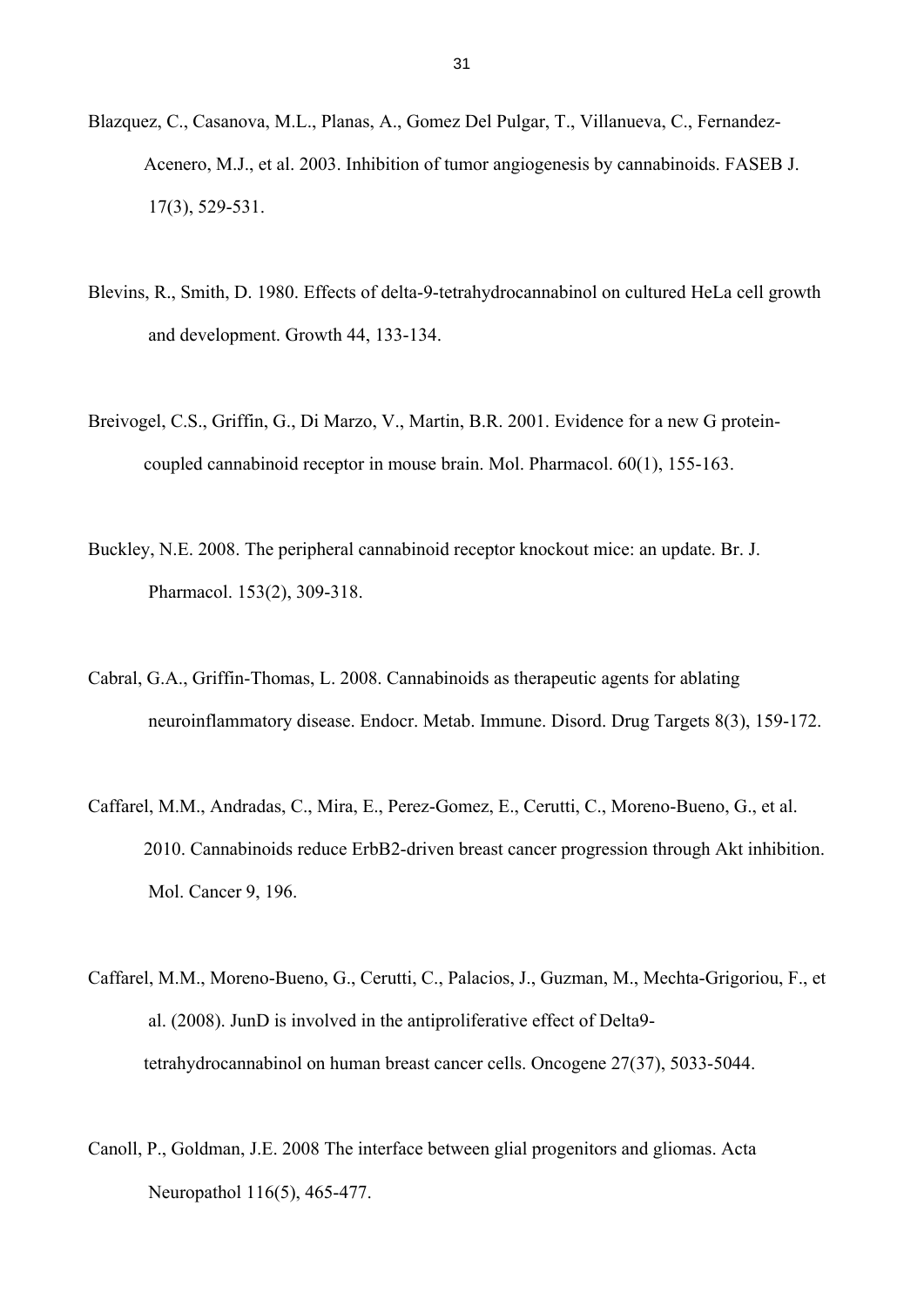Blazquez, C., Casanova, M.L., Planas, A., Gomez Del Pulgar, T., Villanueva, C., Fernandez-Acenero, M.J., et al. 2003. Inhibition of tumor angiogenesis by cannabinoids. FASEB J. 17(3), 529-531.

Blevins, R., Smith, D. 1980. Effects of delta-9-tetrahydrocannabinol on cultured HeLa cell growth and development. Growth 44, 133-134.

Breivogel, C.S., Griffin, G., Di Marzo, V., Martin, B.R. 2001. Evidence for a new G protein-coupled cannabinoid receptor in mouse brain. Mol. Pharmacol. 60(1), 155-163.

Buckley, N.E. 2008. The peripheral cannabinoid receptor knockout mice: an update. Br. J. Pharmacol. 153(2), 309-318.

Cabral, G.A., Griffin-Thomas, L. 2008. Cannabinoids as therapeutic agents for ablating neuroinflammatory disease. Endocr. Metab. Immune. Disord. Drug Targets 8(3), 159-172.

Caffarel, M.M., Andradas, C., Mira, E., Perez-Gomez, E., Cerutti, C., Moreno-Bueno, G., et al. 2010. Cannabinoids reduce ErbB2-driven breast cancer progression through Akt inhibition. Mol. Cancer 9, 196.

Caffarel, M.M., Moreno-Bueno, G., Cerutti, C., Palacios, J., Guzman, M., Mechta-Grigoriou, F., et al. (2008). JunD is involved in the antiproliferative effect of Delta9-tetrahydrocannabinol on human breast cancer cells. Oncogene 27(37), 5033-5044.

Canoll, P., Goldman, J.E. 2008 The interface between glial progenitors and gliomas. Acta Neuropathol 116(5), 465-477.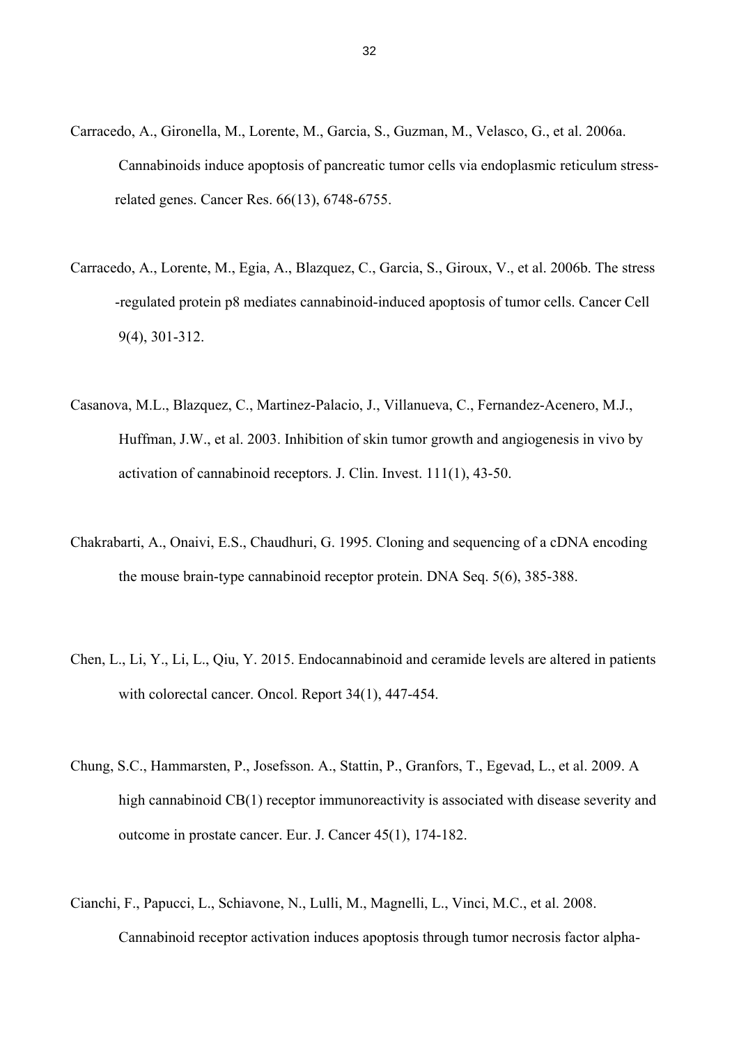Carracedo, A., Gironella, M., Lorente, M., Garcia, S., Guzman, M., Velasco, G., et al. 2006a. Cannabinoids induce apoptosis of pancreatic tumor cells via endoplasmic reticulum stress-related genes. Cancer Res. 66(13), 6748-6755.

Carracedo, A., Lorente, M., Egia, A., Blazquez, C., Garcia, S., Giroux, V., et al. 2006b. The stress -regulated protein p8 mediates cannabinoid-induced apoptosis of tumor cells. Cancer Cell 9(4), 301-312.

Casanova, M.L., Blazquez, C., Martinez-Palacio, J., Villanueva, C., Fernandez-Acenero, M.J., Huffman, J.W., et al. 2003. Inhibition of skin tumor growth and angiogenesis in vivo by activation of cannabinoid receptors. J. Clin. Invest. 111(1), 43-50.

Chakrabarti, A., Onaivi, E.S., Chaudhuri, G. 1995. Cloning and sequencing of a cDNA encoding the mouse brain-type cannabinoid receptor protein. DNA Seq. 5(6), 385-388.

Chen, L., Li, Y., Li, L., Qiu, Y. 2015. Endocannabinoid and ceramide levels are altered in patients with colorectal cancer. Oncol. Report 34(1), 447-454.

Chung, S.C., Hammarsten, P., Josefsson. A., Stattin, P., Granfors, T., Egevad, L., et al. 2009. A high cannabinoid CB(1) receptor immunoreactivity is associated with disease severity and outcome in prostate cancer. Eur. J. Cancer 45(1), 174-182.

Cianchi, F., Papucci, L., Schiavone, N., Lulli, M., Magnelli, L., Vinci, M.C., et al. 2008. Cannabinoid receptor activation induces apoptosis through tumor necrosis factor alpha-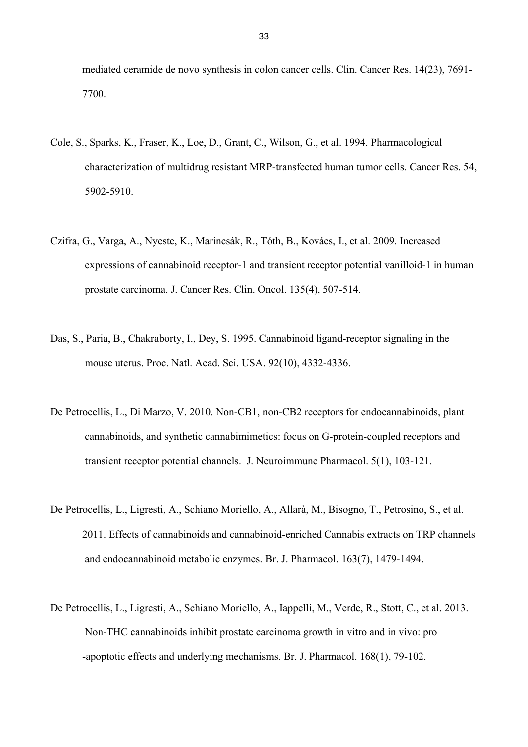mediated ceramide de novo synthesis in colon cancer cells. Clin. Cancer Res. 14(23), 7691-7700.

Cole, S., Sparks, K., Fraser, K., Loe, D., Grant, C., Wilson, G., et al. 1994. Pharmacological characterization of multidrug resistant MRP-transfected human tumor cells. Cancer Res. 54, 5902-5910.

Czifra, G., Varga, A., Nyeste, K., Marincsák, R., Tóth, B., Kovács, I., et al. 2009. Increased expressions of cannabinoid receptor-1 and transient receptor potential vanilloid-1 in human prostate carcinoma. J. Cancer Res. Clin. Oncol. 135(4), 507-514.

Das, S., Paria, B., Chakraborty, I., Dey, S. 1995. Cannabinoid ligand-receptor signaling in the mouse uterus. Proc. Natl. Acad. Sci. USA. 92(10), 4332-4336.

De Petrocellis, L., Di Marzo, V. 2010. Non-CB1, non-CB2 receptors for endocannabinoids, plant cannabinoids, and synthetic cannabimimetics: focus on G-protein-coupled receptors and transient receptor potential channels. J. Neuroimmune Pharmacol. 5(1), 103-121.

De Petrocellis, L., Ligresti, A., Schiano Moriello, A., Allarà, M., Bisogno, T., Petrosino, S., et al. 2011. Effects of cannabinoids and cannabinoid-enriched Cannabis extracts on TRP channels and endocannabinoid metabolic enzymes. Br. J. Pharmacol. 163(7), 1479-1494.

De Petrocellis, L., Ligresti, A., Schiano Moriello, A., Iappelli, M., Verde, R., Stott, C., et al. 2013. Non-THC cannabinoids inhibit prostate carcinoma growth in vitro and in vivo: pro-apoptotic effects and underlying mechanisms. Br. J. Pharmacol. 168(1), 79-102.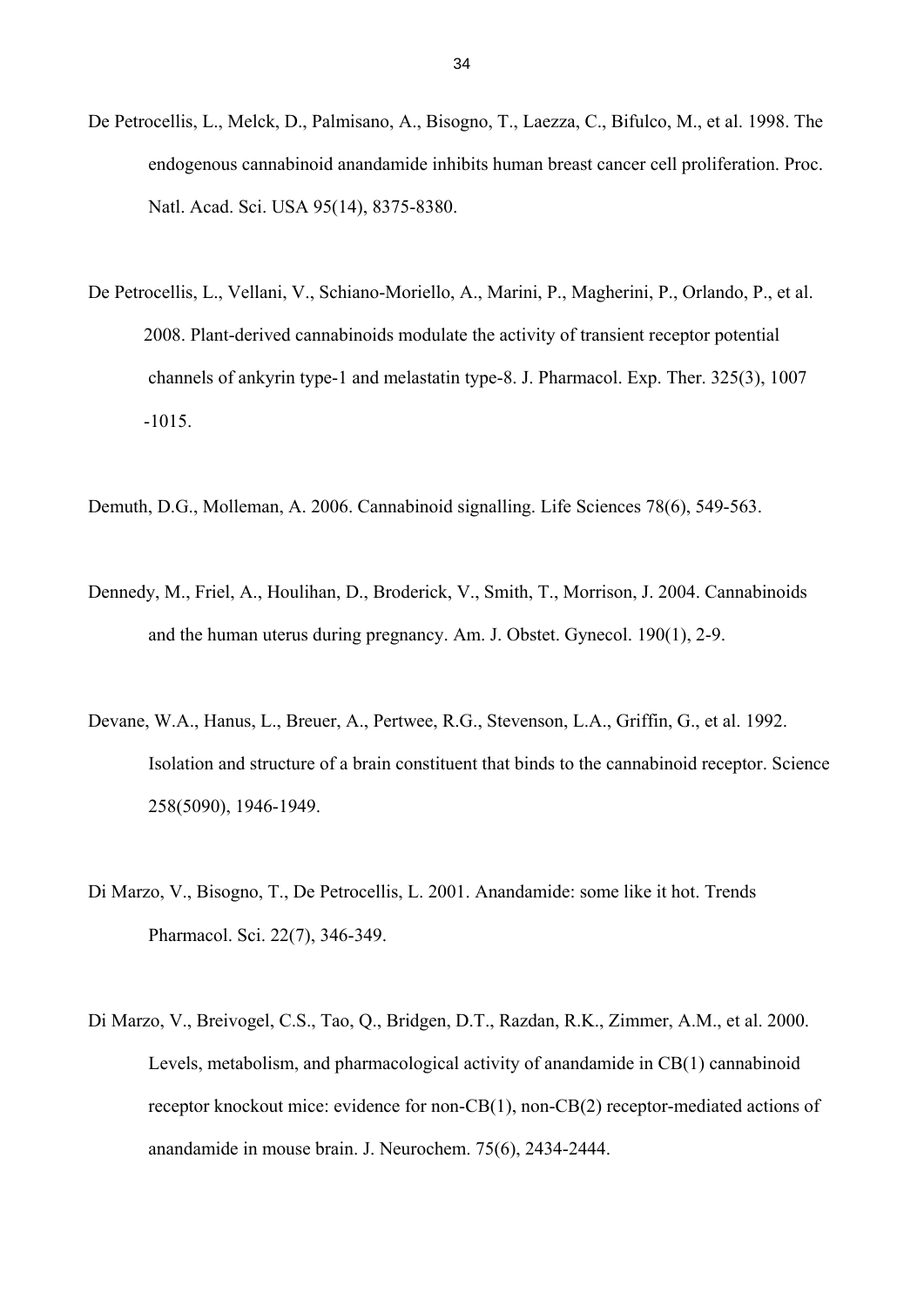De Petrocellis, L., Melck, D., Palmisano, A., Bisogno, T., Laezza, C., Bifulco, M., et al. 1998. The endogenous cannabinoid anandamide inhibits human breast cancer cell proliferation. Proc. Natl. Acad. Sci. USA 95(14), 8375-8380.

De Petrocellis, L., Vellani, V., Schiano-Moriello, A., Marini, P., Magherini, P., Orlando, P., et al. 2008. Plant-derived cannabinoids modulate the activity of transient receptor potential channels of ankyrin type-1 and melastatin type-8. J. Pharmacol. Exp. Ther. 325(3), 1007 -1015.

Demuth, D.G., Molleman, A. 2006. Cannabinoid signalling. Life Sciences 78(6), 549-563.

Dennedy, M., Friel, A., Houlihan, D., Broderick, V., Smith, T., Morrison, J. 2004. Cannabinoids and the human uterus during pregnancy. Am. J. Obstet. Gynecol. 190(1), 2-9.

Devane, W.A., Hanus, L., Breuer, A., Pertwee, R.G., Stevenson, L.A., Griffin, G., et al. 1992. Isolation and structure of a brain constituent that binds to the cannabinoid receptor. Science 258(5090), 1946-1949.

Di Marzo, V., Bisogno, T., De Petrocellis, L. 2001. Anandamide: some like it hot. Trends Pharmacol. Sci. 22(7), 346-349.

Di Marzo, V., Breivogel, C.S., Tao, Q., Bridgen, D.T., Razdan, R.K., Zimmer, A.M., et al. 2000. Levels, metabolism, and pharmacological activity of anandamide in CB(1) cannabinoid receptor knockout mice: evidence for non-CB(1), non-CB(2) receptor-mediated actions of anandamide in mouse brain. J. Neurochem. 75(6), 2434-2444.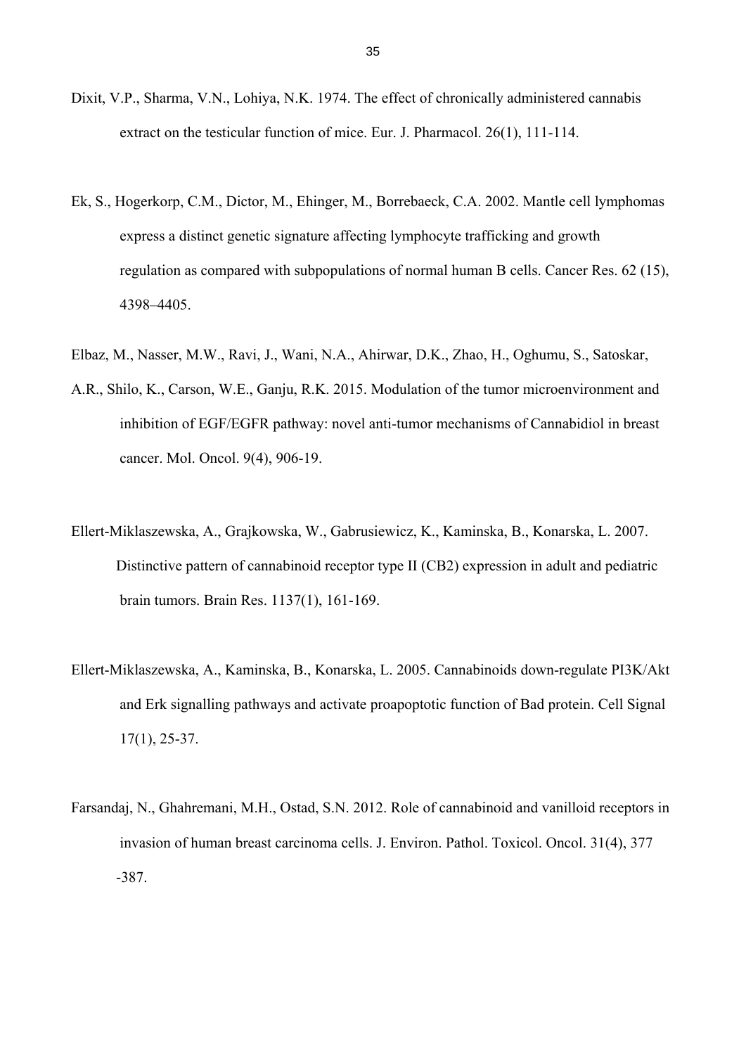Dixit, V.P., Sharma, V.N., Lohiya, N.K. 1974. The effect of chronically administered cannabis extract on the testicular function of mice. Eur. J. Pharmacol. 26(1), 111-114.

Ek, S., Hogerkorp, C.M., Dictor, M., Ehinger, M., Borrebaeck, C.A. 2002. Mantle cell lymphomas express a distinct genetic signature affecting lymphocyte trafficking and growth regulation as compared with subpopulations of normal human B cells. Cancer Res. 62 (15), 4398–4405.

Elbaz, M., Nasser, M.W., Ravi, J., Wani, N.A., Ahirwar, D.K., Zhao, H., Oghumu, S., Satoskar, A.R., Shilo, K., Carson, W.E., Ganju, R.K. 2015. Modulation of the tumor microenvironment and inhibition of EGF/EGFR pathway: novel anti-tumor mechanisms of Cannabidiol in breast cancer. Mol. Oncol. 9(4), 906-19.

Ellert-Miklaszewska, A., Grajkowska, W., Gabrusiewicz, K., Kaminska, B., Konarska, L. 2007. Distinctive pattern of cannabinoid receptor type II (CB2) expression in adult and pediatric brain tumors. Brain Res. 1137(1), 161-169.

Ellert-Miklaszewska, A., Kaminska, B., Konarska, L. 2005. Cannabinoids down-regulate PI3K/Akt and Erk signalling pathways and activate proapoptotic function of Bad protein. Cell Signal 17(1), 25-37.

Farsandaj, N., Ghahremani, M.H., Ostad, S.N. 2012. Role of cannabinoid and vanilloid receptors in invasion of human breast carcinoma cells. J. Environ. Pathol. Toxicol. Oncol. 31(4), 377 -387.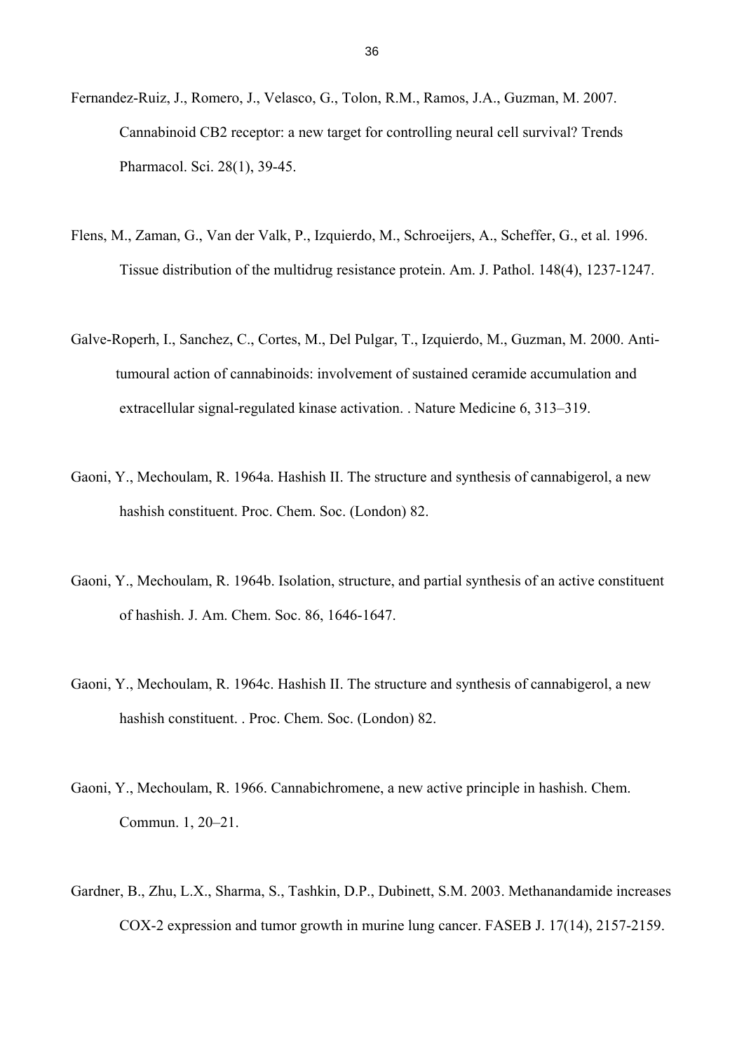Fernandez-Ruiz, J., Romero, J., Velasco, G., Tolon, R.M., Ramos, J.A., Guzman, M. 2007. Cannabinoid CB2 receptor: a new target for controlling neural cell survival? Trends Pharmacol. Sci. 28(1), 39-45.

Flens, M., Zaman, G., Van der Valk, P., Izquierdo, M., Schroeijers, A., Scheffer, G., et al. 1996. Tissue distribution of the multidrug resistance protein. Am. J. Pathol. 148(4), 1237-1247.

Galve-Roperh, I., Sanchez, C., Cortes, M., Del Pulgar, T., Izquierdo, M., Guzman, M. 2000. Anti-tumoural action of cannabinoids: involvement of sustained ceramide accumulation and extracellular signal-regulated kinase activation. . Nature Medicine 6, 313–319.

Gaoni, Y., Mechoulam, R. 1964a. Hashish II. The structure and synthesis of cannabigerol, a new hashish constituent. Proc. Chem. Soc. (London) 82.

Gaoni, Y., Mechoulam, R. 1964b. Isolation, structure, and partial synthesis of an active constituent of hashish. J. Am. Chem. Soc. 86, 1646-1647.

Gaoni, Y., Mechoulam, R. 1964c. Hashish II. The structure and synthesis of cannabigerol, a new hashish constituent. . Proc. Chem. Soc. (London) 82.

Gaoni, Y., Mechoulam, R. 1966. Cannabichromene, a new active principle in hashish. Chem. Commun. 1, 20–21.

Gardner, B., Zhu, L.X., Sharma, S., Tashkin, D.P., Dubinett, S.M. 2003. Methanandamide increases COX-2 expression and tumor growth in murine lung cancer. FASEB J. 17(14), 2157-2159.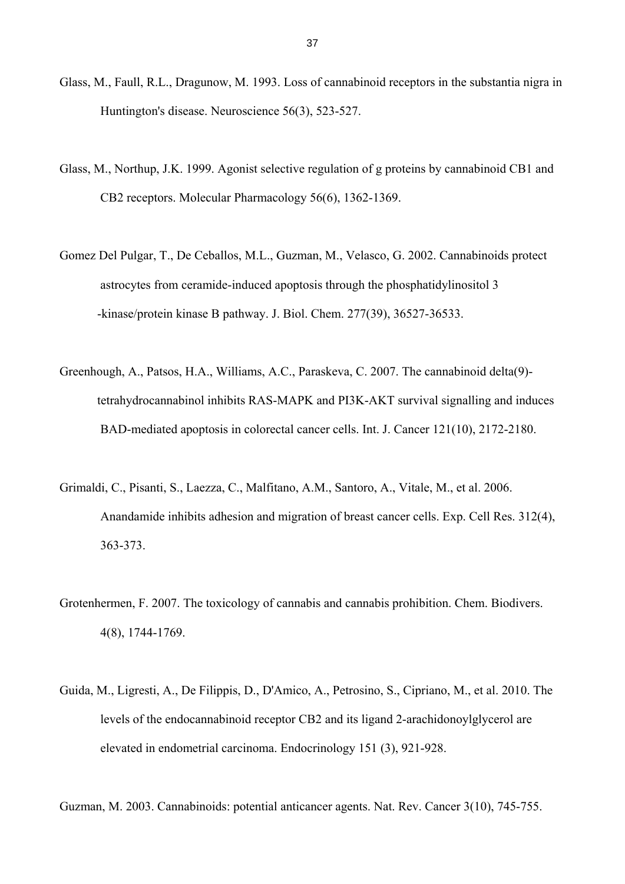Glass, M., Faull, R.L., Dragunow, M. 1993. Loss of cannabinoid receptors in the substantia nigra in Huntington's disease. Neuroscience 56(3), 523-527.

Glass, M., Northup, J.K. 1999. Agonist selective regulation of g proteins by cannabinoid CB1 and CB2 receptors. Molecular Pharmacology 56(6), 1362-1369.

Gomez Del Pulgar, T., De Ceballos, M.L., Guzman, M., Velasco, G. 2002. Cannabinoids protect astrocytes from ceramide-induced apoptosis through the phosphatidylinositol 3 -kinase/protein kinase B pathway. J. Biol. Chem. 277(39), 36527-36533.

Greenhough, A., Patsos, H.A., Williams, A.C., Paraskeva, C. 2007. The cannabinoid delta(9)-tetrahydrocannabinol inhibits RAS-MAPK and PI3K-AKT survival signalling and induces BAD-mediated apoptosis in colorectal cancer cells. Int. J. Cancer 121(10), 2172-2180.

Grimaldi, C., Pisanti, S., Laezza, C., Malfitano, A.M., Santoro, A., Vitale, M., et al. 2006. Anandamide inhibits adhesion and migration of breast cancer cells. Exp. Cell Res. 312(4), 363-373.

Grotenhermen, F. 2007. The toxicology of cannabis and cannabis prohibition. Chem. Biodivers. 4(8), 1744-1769.

Guida, M., Ligresti, A., De Filippis, D., D'Amico, A., Petrosino, S., Cipriano, M., et al. 2010. The levels of the endocannabinoid receptor CB2 and its ligand 2-arachidonoylglycerol are elevated in endometrial carcinoma. Endocrinology 151 (3), 921-928.

Guzman, M. 2003. Cannabinoids: potential anticancer agents. Nat. Rev. Cancer 3(10), 745-755.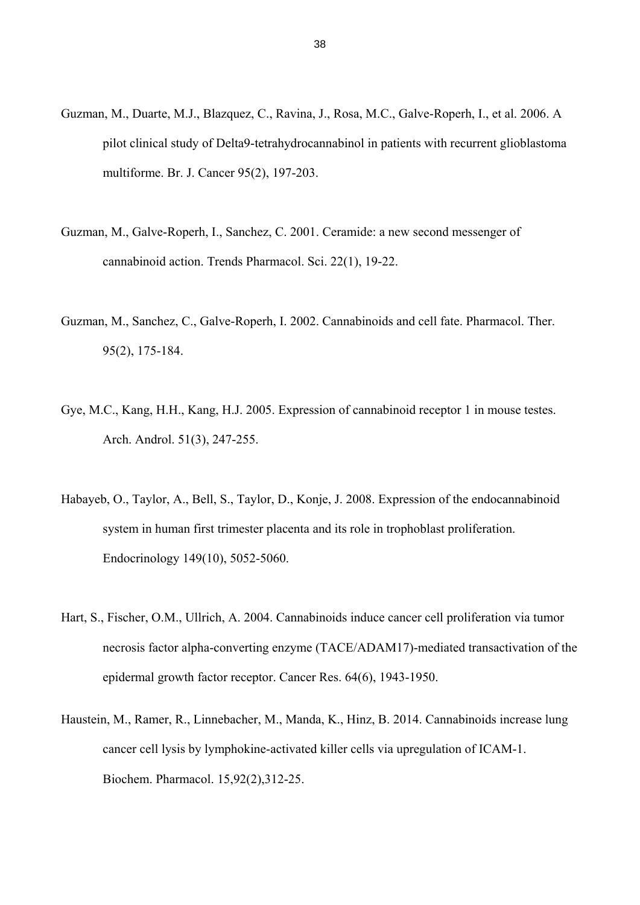Guzman, M., Duarte, M.J., Blazquez, C., Ravina, J., Rosa, M.C., Galve-Roperh, I., et al. 2006. A pilot clinical study of Delta9-tetrahydrocannabinol in patients with recurrent glioblastoma multiforme. Br. J. Cancer 95(2), 197-203.

Guzman, M., Galve-Roperh, I., Sanchez, C. 2001. Ceramide: a new second messenger of cannabinoid action. Trends Pharmacol. Sci. 22(1), 19-22.

Guzman, M., Sanchez, C., Galve-Roperh, I. 2002. Cannabinoids and cell fate. Pharmacol. Ther. 95(2), 175-184.

Gye, M.C., Kang, H.H., Kang, H.J. 2005. Expression of cannabinoid receptor 1 in mouse testes. Arch. Androl. 51(3), 247-255.

Habayeb, O., Taylor, A., Bell, S., Taylor, D., Konje, J. 2008. Expression of the endocannabinoid system in human first trimester placenta and its role in trophoblast proliferation. Endocrinology 149(10), 5052-5060.

Hart, S., Fischer, O.M., Ullrich, A. 2004. Cannabinoids induce cancer cell proliferation via tumor necrosis factor alpha-converting enzyme (TACE/ADAM17)-mediated transactivation of the epidermal growth factor receptor. Cancer Res. 64(6), 1943-1950.

Haustein, M., Ramer, R., Linnebacher, M., Manda, K., Hinz, B. 2014. Cannabinoids increase lung cancer cell lysis by lymphokine-activated killer cells via upregulation of ICAM-1. Biochem. Pharmacol. 15,92(2),312-25.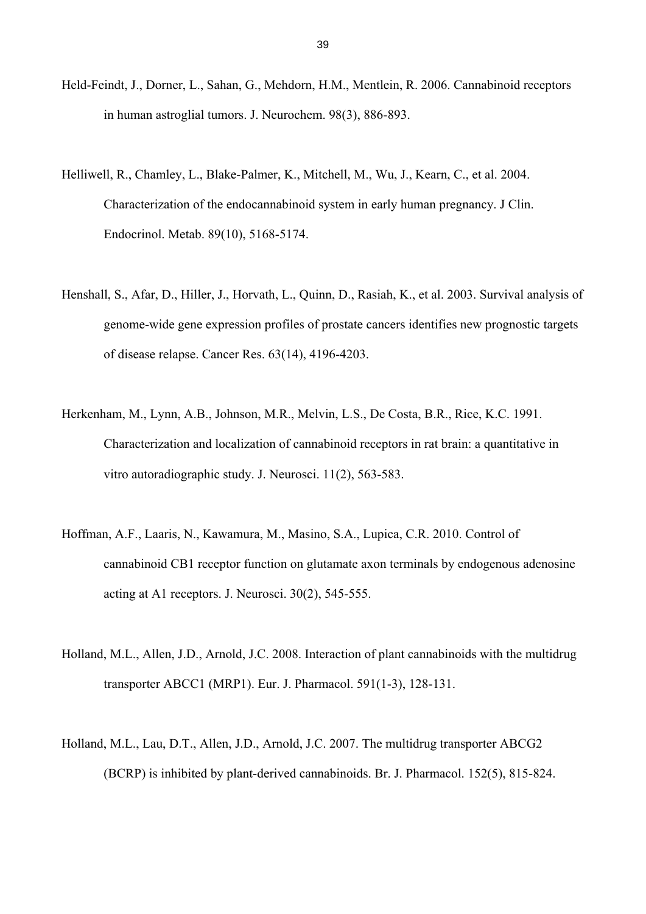Held-Feindt, J., Dorner, L., Sahan, G., Mehdorn, H.M., Mentlein, R. 2006. Cannabinoid receptors in human astroglial tumors. J. Neurochem. 98(3), 886-893.

Helliwell, R., Chamley, L., Blake-Palmer, K., Mitchell, M., Wu, J., Kearn, C., et al. 2004. Characterization of the endocannabinoid system in early human pregnancy. J Clin. Endocrinol. Metab. 89(10), 5168-5174.

Henshall, S., Afar, D., Hiller, J., Horvath, L., Quinn, D., Rasiah, K., et al. 2003. Survival analysis of genome-wide gene expression profiles of prostate cancers identifies new prognostic targets of disease relapse. Cancer Res. 63(14), 4196-4203.

Herkenham, M., Lynn, A.B., Johnson, M.R., Melvin, L.S., De Costa, B.R., Rice, K.C. 1991. Characterization and localization of cannabinoid receptors in rat brain: a quantitative in vitro autoradiographic study. J. Neurosci. 11(2), 563-583.

Hoffman, A.F., Laaris, N., Kawamura, M., Masino, S.A., Lupica, C.R. 2010. Control of cannabinoid CB1 receptor function on glutamate axon terminals by endogenous adenosine acting at A1 receptors. J. Neurosci. 30(2), 545-555.

Holland, M.L., Allen, J.D., Arnold, J.C. 2008. Interaction of plant cannabinoids with the multidrug transporter ABCC1 (MRP1). Eur. J. Pharmacol. 591(1-3), 128-131.

Holland, M.L., Lau, D.T., Allen, J.D., Arnold, J.C. 2007. The multidrug transporter ABCG2 (BCRP) is inhibited by plant-derived cannabinoids. Br. J. Pharmacol. 152(5), 815-824.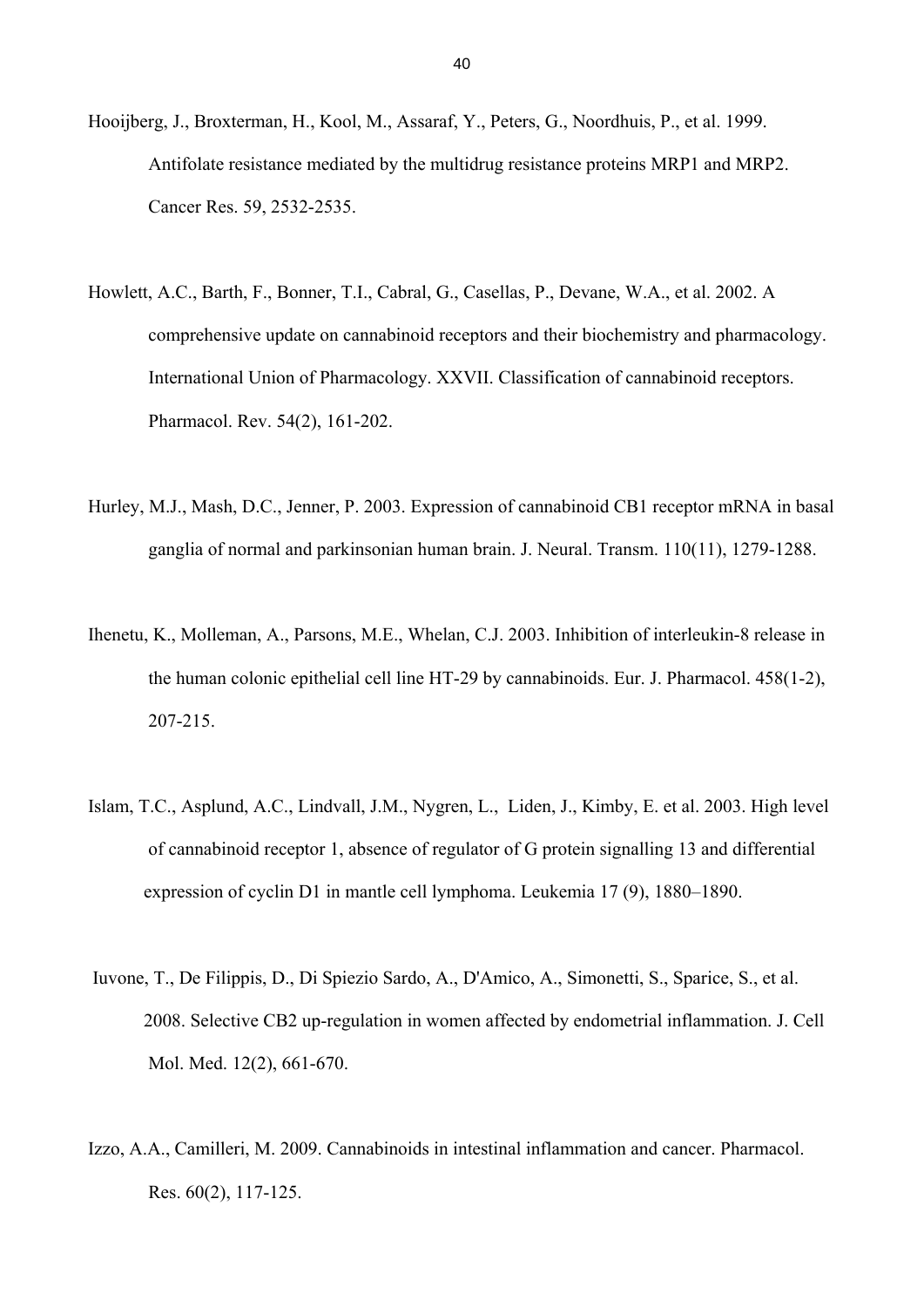Hooijberg, J., Broxterman, H., Kool, M., Assaraf, Y., Peters, G., Noordhuis, P., et al. 1999. Antifolate resistance mediated by the multidrug resistance proteins MRP1 and MRP2. Cancer Res. 59, 2532-2535.

Howlett, A.C., Barth, F., Bonner, T.I., Cabral, G., Casellas, P., Devane, W.A., et al. 2002. A comprehensive update on cannabinoid receptors and their biochemistry and pharmacology. International Union of Pharmacology. XXVII. Classification of cannabinoid receptors. Pharmacol. Rev. 54(2), 161-202.

Hurley, M.J., Mash, D.C., Jenner, P. 2003. Expression of cannabinoid CB1 receptor mRNA in basal ganglia of normal and parkinsonian human brain. J. Neural. Transm. 110(11), 1279-1288.

Ihenetu, K., Molleman, A., Parsons, M.E., Whelan, C.J. 2003. Inhibition of interleukin-8 release in the human colonic epithelial cell line HT-29 by cannabinoids. Eur. J. Pharmacol. 458(1-2), 207-215.

Islam, T.C., Asplund, A.C., Lindvall, J.M., Nygren, L., Liden, J., Kimby, E. et al. 2003. High level of cannabinoid receptor 1, absence of regulator of G protein signalling 13 and differential expression of cyclin D1 in mantle cell lymphoma. Leukemia 17 (9), 1880–1890.

Iuvone, T., De Filippis, D., Di Spiezio Sardo, A., D'Amico, A., Simonetti, S., Sparice, S., et al. 2008. Selective CB2 up-regulation in women affected by endometrial inflammation. J. Cell Mol. Med. 12(2), 661-670.

Izzo, A.A., Camilleri, M. 2009. Cannabinoids in intestinal inflammation and cancer. Pharmacol. Res. 60(2), 117-125.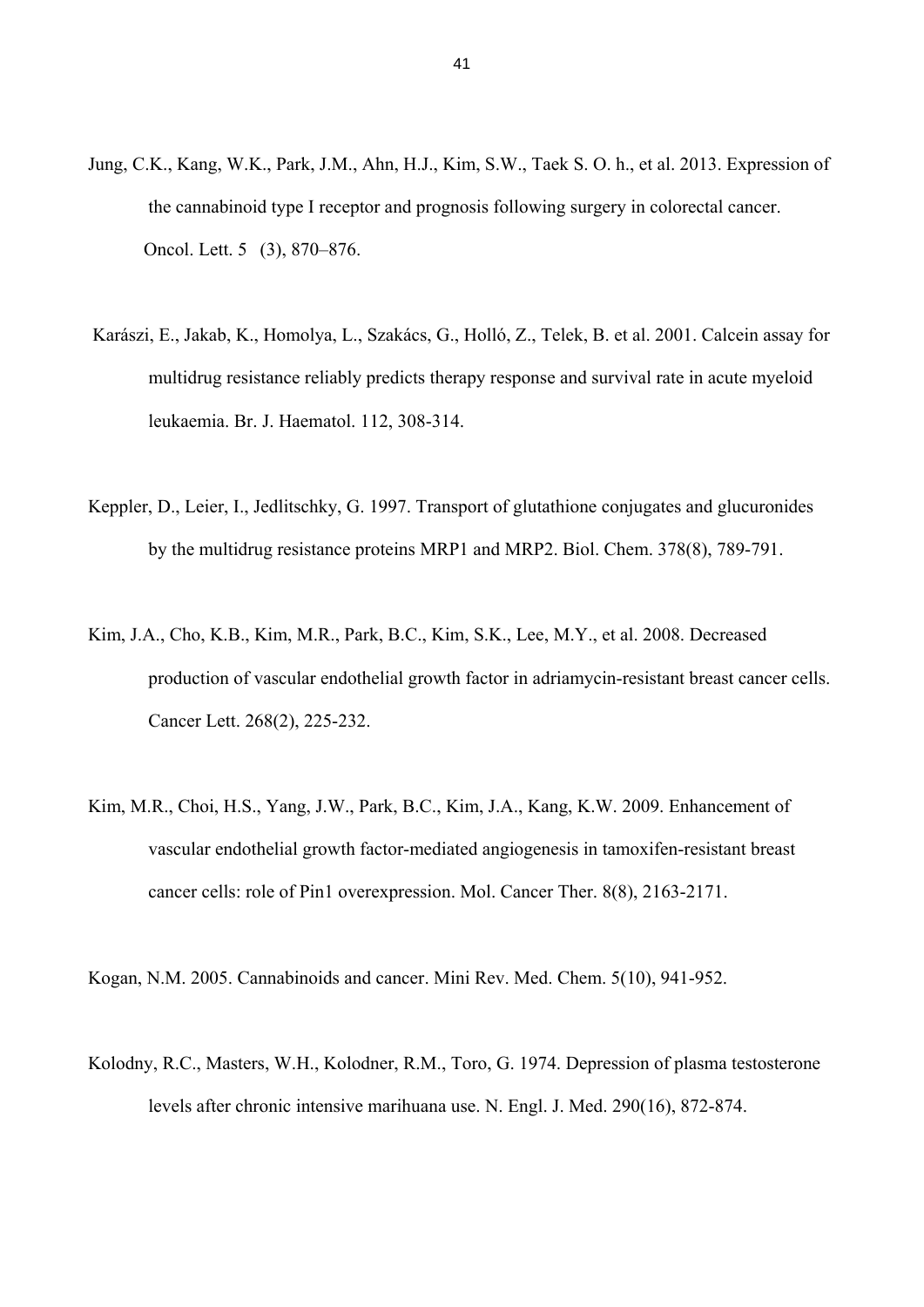Jung, C.K., Kang, W.K., Park, J.M., Ahn, H.J., Kim, S.W., Taek S. O. h., et al. 2013. Expression of the cannabinoid type I receptor and prognosis following surgery in colorectal cancer. Oncol. Lett. 5 (3), 870–876.

Karászi, E., Jakab, K., Homolya, L., Szakács, G., Holló, Z., Telek, B. et al. 2001. Calcein assay for multidrug resistance reliably predicts therapy response and survival rate in acute myeloid leukaemia. Br. J. Haematol. 112, 308-314.

Keppler, D., Leier, I., Jedlitschky, G. 1997. Transport of glutathione conjugates and glucuronides by the multidrug resistance proteins MRP1 and MRP2. Biol. Chem. 378(8), 789-791.

Kim, J.A., Cho, K.B., Kim, M.R., Park, B.C., Kim, S.K., Lee, M.Y., et al. 2008. Decreased production of vascular endothelial growth factor in adriamycin-resistant breast cancer cells. Cancer Lett. 268(2), 225-232.

Kim, M.R., Choi, H.S., Yang, J.W., Park, B.C., Kim, J.A., Kang, K.W. 2009. Enhancement of vascular endothelial growth factor-mediated angiogenesis in tamoxifen-resistant breast cancer cells: role of Pin1 overexpression. Mol. Cancer Ther. 8(8), 2163-2171.

Kogan, N.M. 2005. Cannabinoids and cancer. Mini Rev. Med. Chem. 5(10), 941-952.

Kolodny, R.C., Masters, W.H., Kolodner, R.M., Toro, G. 1974. Depression of plasma testosterone levels after chronic intensive marihuana use. N. Engl. J. Med. 290(16), 872-874.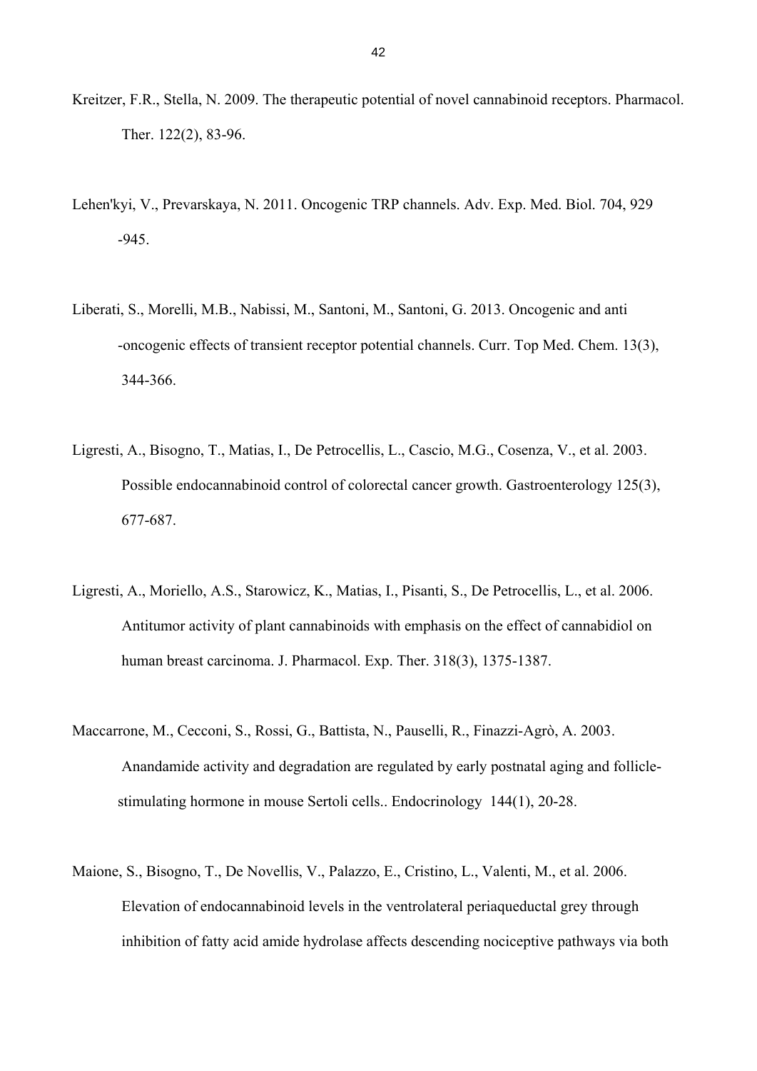Kreitzer, F.R., Stella, N. 2009. The therapeutic potential of novel cannabinoid receptors. Pharmacol. Ther. 122(2), 83-96.

Lehen'kyi, V., Prevarskaya, N. 2011. Oncogenic TRP channels. Adv. Exp. Med. Biol. 704, 929 -945.

Liberati, S., Morelli, M.B., Nabissi, M., Santoni, M., Santoni, G. 2013. Oncogenic and anti -oncogenic effects of transient receptor potential channels. Curr. Top Med. Chem. 13(3), 344-366.

Ligresti, A., Bisogno, T., Matias, I., De Petrocellis, L., Cascio, M.G., Cosenza, V., et al. 2003. Possible endocannabinoid control of colorectal cancer growth. Gastroenterology 125(3), 677-687.

Ligresti, A., Moriello, A.S., Starowicz, K., Matias, I., Pisanti, S., De Petrocellis, L., et al. 2006. Antitumor activity of plant cannabinoids with emphasis on the effect of cannabidiol on human breast carcinoma. J. Pharmacol. Exp. Ther. 318(3), 1375-1387.

Maccarrone, M., Cecconi, S., Rossi, G., Battista, N., Pauselli, R., Finazzi-Agrò, A. 2003. Anandamide activity and degradation are regulated by early postnatal aging and follicle-stimulating hormone in mouse Sertoli cells.. Endocrinology 144(1), 20-28.

Maione, S., Bisogno, T., De Novellis, V., Palazzo, E., Cristino, L., Valenti, M., et al. 2006. Elevation of endocannabinoid levels in the ventrolateral periaqueductal grey through inhibition of fatty acid amide hydrolase affects descending nociceptive pathways via both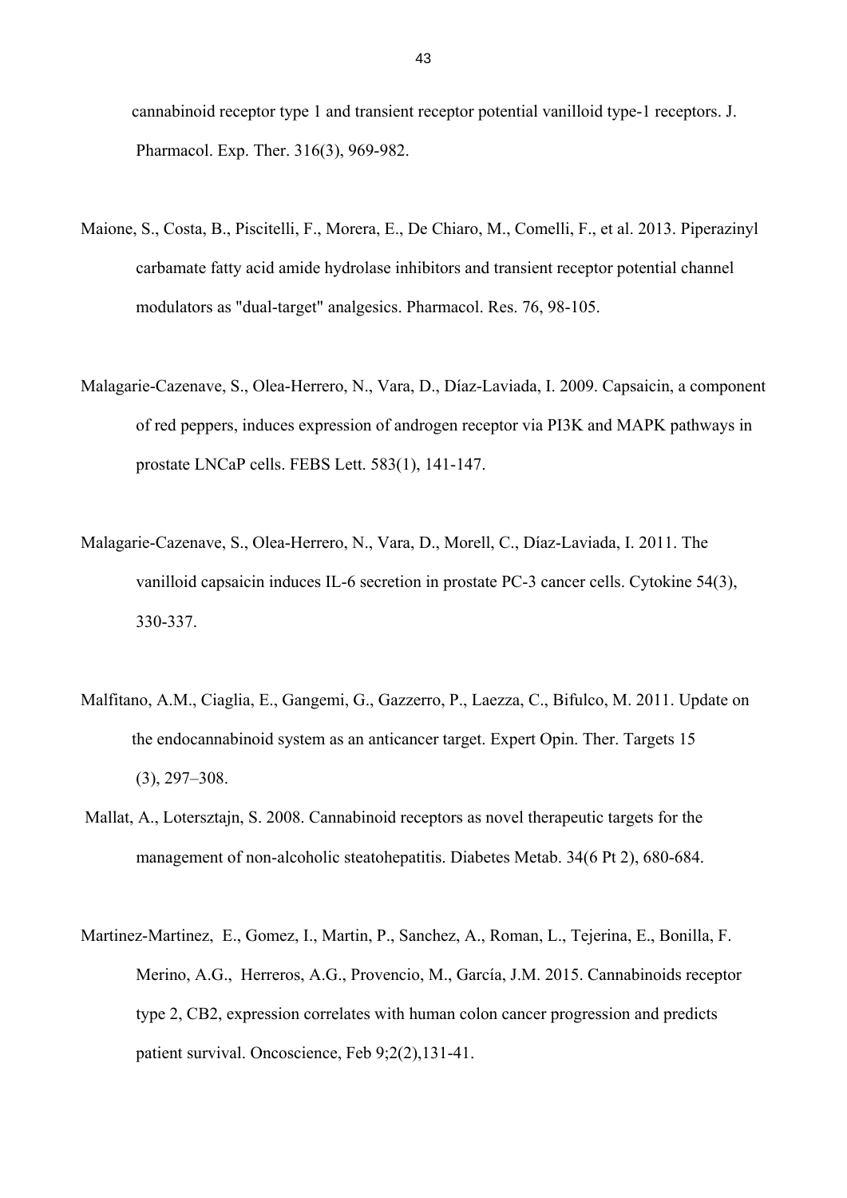cannabinoid receptor type 1 and transient receptor potential vanilloid type-1 receptors. J. Pharmacol. Exp. Ther. 316(3), 969-982.

Maione, S., Costa, B., Piscitelli, F., Morera, E., De Chiaro, M., Comelli, F., et al. 2013. Piperazinyl carbamate fatty acid amide hydrolase inhibitors and transient receptor potential channel modulators as "dual-target" analgesics. Pharmacol. Res. 76, 98-105.

Malagarie-Cazenave, S., Olea-Herrero, N., Vara, D., Díaz-Laviada, I. 2009. Capsaicin, a component of red peppers, induces expression of androgen receptor via PI3K and MAPK pathways in prostate LNCaP cells. FEBS Lett. 583(1), 141-147.

Malagarie-Cazenave, S., Olea-Herrero, N., Vara, D., Morell, C., Díaz-Laviada, I. 2011. The vanilloid capsaicin induces IL-6 secretion in prostate PC-3 cancer cells. Cytokine 54(3), 330-337.

Malfitano, A.M., Ciaglia, E., Gangemi, G., Gazzerro, P., Laezza, C., Bifulco, M. 2011. Update on the endocannabinoid system as an anticancer target. Expert Opin. Ther. Targets 15 (3), 297–308.

Mallat, A., Lotersztajn, S. 2008. Cannabinoid receptors as novel therapeutic targets for the management of non-alcoholic steatohepatitis. Diabetes Metab. 34(6 Pt 2), 680-684.

Martinez-Martinez, E., Gomez, I., Martin, P., Sanchez, A., Roman, L., Tejerina, E., Bonilla, F. Merino, A.G., Herreros, A.G., Provencio, M., García, J.M. 2015. Cannabinoids receptor type 2, CB2, expression correlates with human colon cancer progression and predicts patient survival. Oncoscience, Feb 9;2(2),131-41.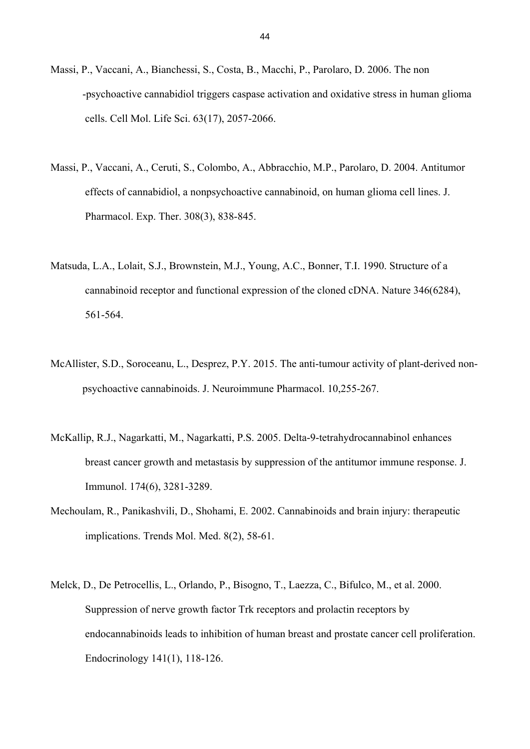Massi, P., Vaccani, A., Bianchessi, S., Costa, B., Macchi, P., Parolaro, D. 2006. The non -psychoactive cannabidiol triggers caspase activation and oxidative stress in human glioma cells. Cell Mol. Life Sci. 63(17), 2057-2066.

Massi, P., Vaccani, A., Ceruti, S., Colombo, A., Abbracchio, M.P., Parolaro, D. 2004. Antitumor effects of cannabidiol, a nonpsychoactive cannabinoid, on human glioma cell lines. J. Pharmacol. Exp. Ther. 308(3), 838-845.

Matsuda, L.A., Lolait, S.J., Brownstein, M.J., Young, A.C., Bonner, T.I. 1990. Structure of a cannabinoid receptor and functional expression of the cloned cDNA. Nature 346(6284), 561-564.

McAllister, S.D., Soroceanu, L., Desprez, P.Y. 2015. The anti-tumour activity of plant-derived non-psychoactive cannabinoids. J. Neuroimmune Pharmacol. 10,255-267.

McKallip, R.J., Nagarkatti, M., Nagarkatti, P.S. 2005. Delta-9-tetrahydrocannabinol enhances breast cancer growth and metastasis by suppression of the antitumor immune response. J. Immunol. 174(6), 3281-3289.

Mechoulam, R., Panikashvili, D., Shohami, E. 2002. Cannabinoids and brain injury: therapeutic implications. Trends Mol. Med. 8(2), 58-61.

Melck, D., De Petrocellis, L., Orlando, P., Bisogno, T., Laezza, C., Bifulco, M., et al. 2000. Suppression of nerve growth factor Trk receptors and prolactin receptors by endocannabinoids leads to inhibition of human breast and prostate cancer cell proliferation. Endocrinology 141(1), 118-126.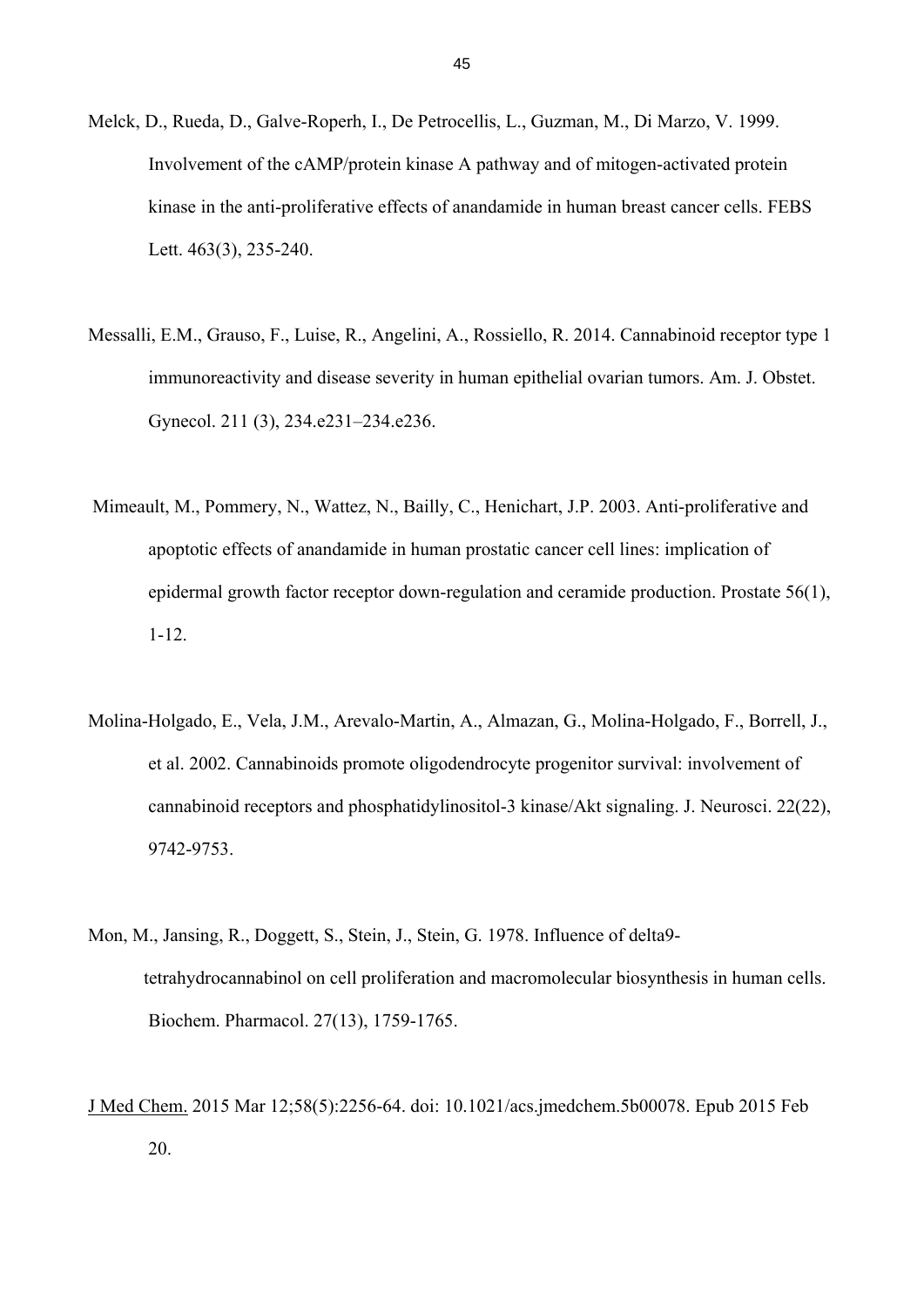Melck, D., Rueda, D., Galve-Roperh, I., De Petrocellis, L., Guzman, M., Di Marzo, V. 1999. Involvement of the cAMP/protein kinase A pathway and of mitogen-activated protein kinase in the anti-proliferative effects of anandamide in human breast cancer cells. FEBS Lett. 463(3), 235-240.

Messalli, E.M., Grauso, F., Luise, R., Angelini, A., Rossiello, R. 2014. Cannabinoid receptor type 1 immunoreactivity and disease severity in human epithelial ovarian tumors. Am. J. Obstet. Gynecol. 211 (3), 234.e231–234.e236.

Mimeault, M., Pommery, N., Wattez, N., Bailly, C., Henichart, J.P. 2003. Anti-proliferative and apoptotic effects of anandamide in human prostatic cancer cell lines: implication of epidermal growth factor receptor down-regulation and ceramide production. Prostate 56(1), 1-12.

Molina-Holgado, E., Vela, J.M., Arevalo-Martin, A., Almazan, G., Molina-Holgado, F., Borrell, J., et al. 2002. Cannabinoids promote oligodendrocyte progenitor survival: involvement of cannabinoid receptors and phosphatidylinositol-3 kinase/Akt signaling. J. Neurosci. 22(22), 9742-9753.

Mon, M., Jansing, R., Doggett, S., Stein, J., Stein, G. 1978. Influence of delta9-tetrahydrocannabinol on cell proliferation and macromolecular biosynthesis in human cells. Biochem. Pharmacol. 27(13), 1759-1765.

J Med Chem. 2015 Mar 12;58(5):2256-64. doi: 10.1021/acs.jmedchem.5b00078. Epub 2015 Feb 20.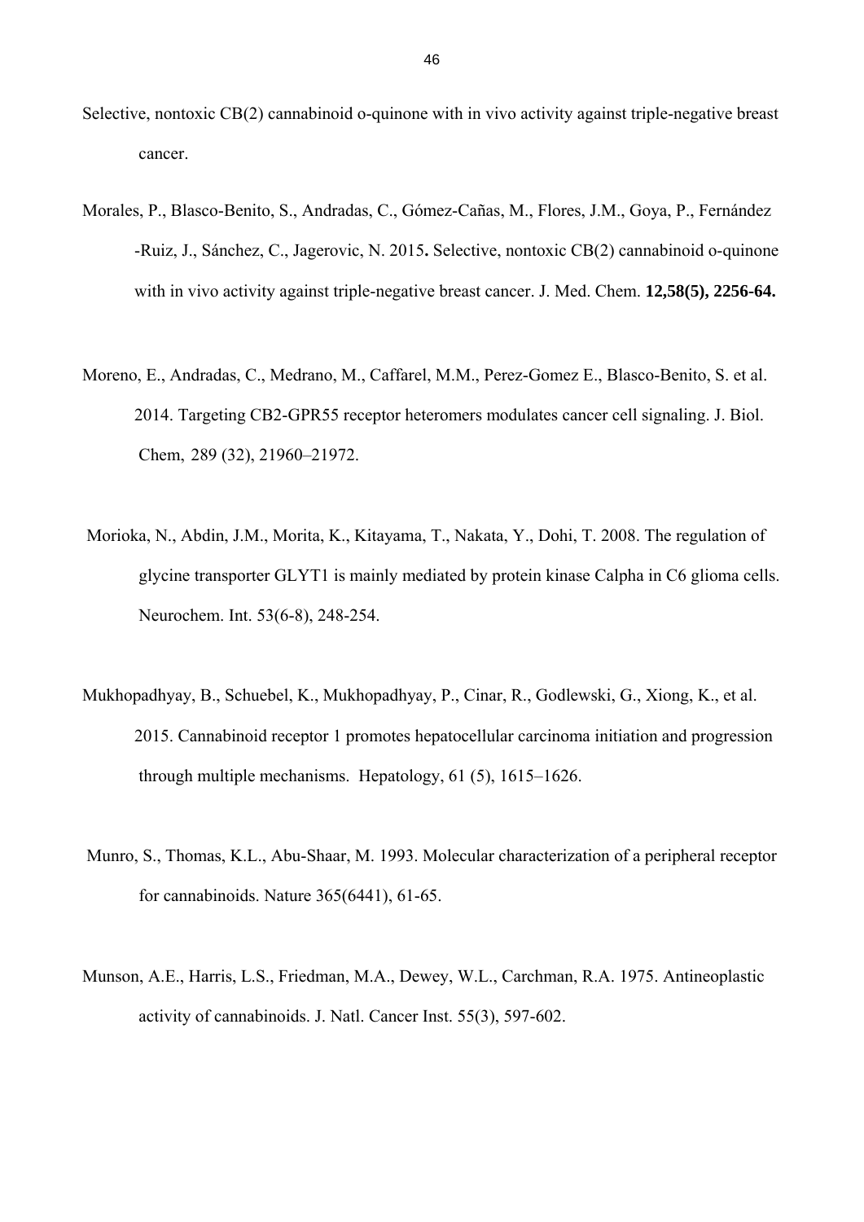Selective, nontoxic CB(2) cannabinoid o-quinone with in vivo activity against triple-negative breast cancer.

Morales, P., Blasco-Benito, S., Andradas, C., Gómez-Cañas, M., Flores, J.M., Goya, P., Fernández -Ruiz, J., Sánchez, C., Jagerovic, N. 2015**.** Selective, nontoxic CB(2) cannabinoid o-quinone with in vivo activity against triple-negative breast cancer. J. Med. Chem. **12,58(5), 2256-64.**

Moreno, E., Andradas, C., Medrano, M., Caffarel, M.M., Perez-Gomez E., Blasco-Benito, S. et al. 2014. Targeting CB2-GPR55 receptor heteromers modulates cancer cell signaling. J. Biol. Chem, 289 (32), 21960–21972.

Morioka, N., Abdin, J.M., Morita, K., Kitayama, T., Nakata, Y., Dohi, T. 2008. The regulation of glycine transporter GLYT1 is mainly mediated by protein kinase Calpha in C6 glioma cells. Neurochem. Int. 53(6-8), 248-254.

Mukhopadhyay, B., Schuebel, K., Mukhopadhyay, P., Cinar, R., Godlewski, G., Xiong, K., et al. 2015. Cannabinoid receptor 1 promotes hepatocellular carcinoma initiation and progression through multiple mechanisms. Hepatology, 61 (5), 1615–1626.

Munro, S., Thomas, K.L., Abu-Shaar, M. 1993. Molecular characterization of a peripheral receptor for cannabinoids. Nature 365(6441), 61-65.

Munson, A.E., Harris, L.S., Friedman, M.A., Dewey, W.L., Carchman, R.A. 1975. Antineoplastic activity of cannabinoids. J. Natl. Cancer Inst. 55(3), 597-602.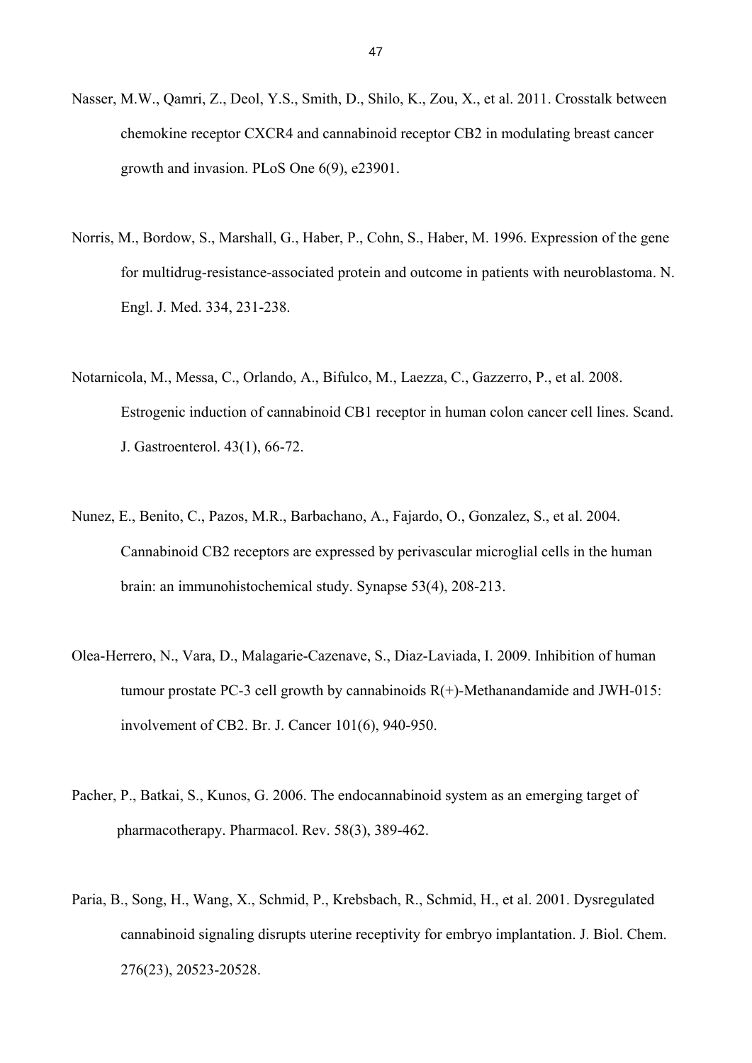Nasser, M.W., Qamri, Z., Deol, Y.S., Smith, D., Shilo, K., Zou, X., et al. 2011. Crosstalk between chemokine receptor CXCR4 and cannabinoid receptor CB2 in modulating breast cancer growth and invasion. PLoS One 6(9), e23901.

Norris, M., Bordow, S., Marshall, G., Haber, P., Cohn, S., Haber, M. 1996. Expression of the gene for multidrug-resistance-associated protein and outcome in patients with neuroblastoma. N. Engl. J. Med. 334, 231-238.

Notarnicola, M., Messa, C., Orlando, A., Bifulco, M., Laezza, C., Gazzerro, P., et al. 2008. Estrogenic induction of cannabinoid CB1 receptor in human colon cancer cell lines. Scand. J. Gastroenterol. 43(1), 66-72.

Nunez, E., Benito, C., Pazos, M.R., Barbachano, A., Fajardo, O., Gonzalez, S., et al. 2004. Cannabinoid CB2 receptors are expressed by perivascular microglial cells in the human brain: an immunohistochemical study. Synapse 53(4), 208-213.

Olea-Herrero, N., Vara, D., Malagarie-Cazenave, S., Diaz-Laviada, I. 2009. Inhibition of human tumour prostate PC-3 cell growth by cannabinoids R(+)-Methanandamide and JWH-015: involvement of CB2. Br. J. Cancer 101(6), 940-950.

Pacher, P., Batkai, S., Kunos, G. 2006. The endocannabinoid system as an emerging target of pharmacotherapy. Pharmacol. Rev. 58(3), 389-462.

Paria, B., Song, H., Wang, X., Schmid, P., Krebsbach, R., Schmid, H., et al. 2001. Dysregulated cannabinoid signaling disrupts uterine receptivity for embryo implantation. J. Biol. Chem. 276(23), 20523-20528.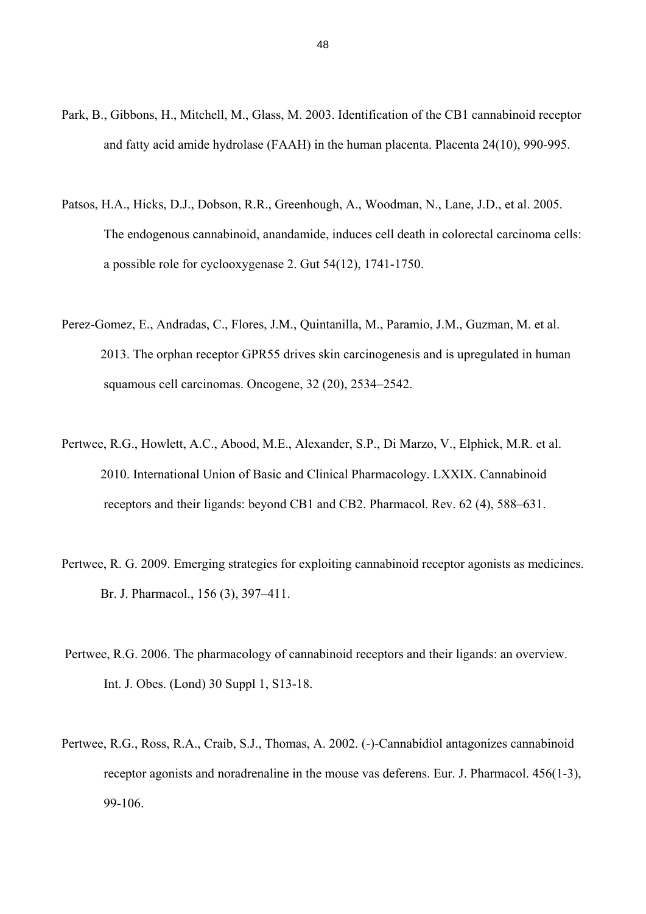Park, B., Gibbons, H., Mitchell, M., Glass, M. 2003. Identification of the CB1 cannabinoid receptor and fatty acid amide hydrolase (FAAH) in the human placenta. Placenta 24(10), 990-995.

Patsos, H.A., Hicks, D.J., Dobson, R.R., Greenhough, A., Woodman, N., Lane, J.D., et al. 2005. The endogenous cannabinoid, anandamide, induces cell death in colorectal carcinoma cells: a possible role for cyclooxygenase 2. Gut 54(12), 1741-1750.

Perez-Gomez, E., Andradas, C., Flores, J.M., Quintanilla, M., Paramio, J.M., Guzman, M. et al. 2013. The orphan receptor GPR55 drives skin carcinogenesis and is upregulated in human squamous cell carcinomas. Oncogene, 32 (20), 2534–2542.

Pertwee, R.G., Howlett, A.C., Abood, M.E., Alexander, S.P., Di Marzo, V., Elphick, M.R. et al. 2010. International Union of Basic and Clinical Pharmacology. LXXIX. Cannabinoid receptors and their ligands: beyond CB1 and CB2. Pharmacol. Rev. 62 (4), 588–631.

Pertwee, R. G. 2009. Emerging strategies for exploiting cannabinoid receptor agonists as medicines. Br. J. Pharmacol., 156 (3), 397–411.

Pertwee, R.G. 2006. The pharmacology of cannabinoid receptors and their ligands: an overview. Int. J. Obes. (Lond) 30 Suppl 1, S13-18.

Pertwee, R.G., Ross, R.A., Craib, S.J., Thomas, A. 2002. (-)-Cannabidiol antagonizes cannabinoid receptor agonists and noradrenaline in the mouse vas deferens. Eur. J. Pharmacol. 456(1-3), 99-106.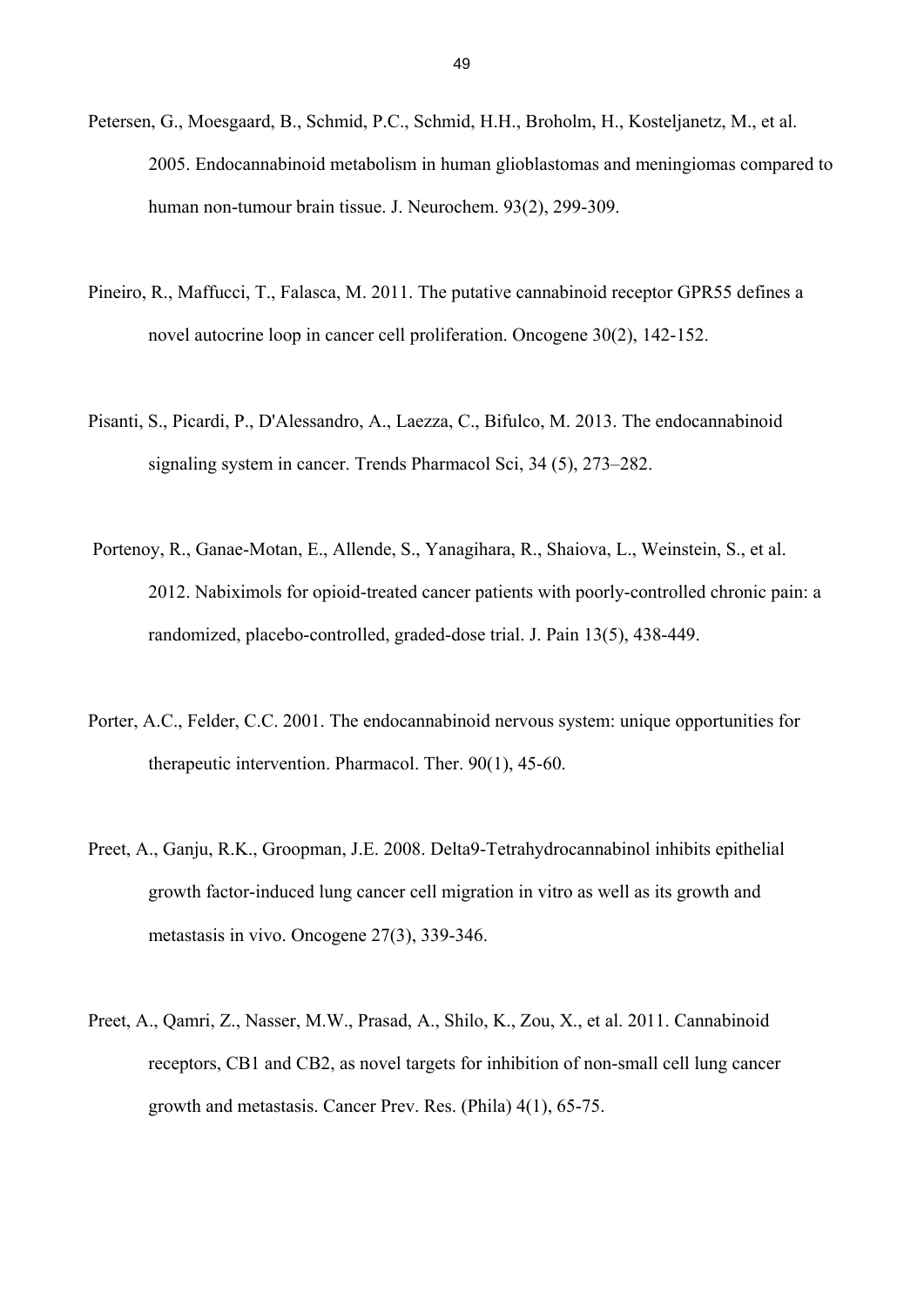Petersen, G., Moesgaard, B., Schmid, P.C., Schmid, H.H., Broholm, H., Kosteljanetz, M., et al. 2005. Endocannabinoid metabolism in human glioblastomas and meningiomas compared to human non-tumour brain tissue. J. Neurochem. 93(2), 299-309.

Pineiro, R., Maffucci, T., Falasca, M. 2011. The putative cannabinoid receptor GPR55 defines a novel autocrine loop in cancer cell proliferation. Oncogene 30(2), 142-152.

Pisanti, S., Picardi, P., D'Alessandro, A., Laezza, C., Bifulco, M. 2013. The endocannabinoid signaling system in cancer. Trends Pharmacol Sci, 34 (5), 273–282.

Portenoy, R., Ganae-Motan, E., Allende, S., Yanagihara, R., Shaiova, L., Weinstein, S., et al. 2012. Nabiximols for opioid-treated cancer patients with poorly-controlled chronic pain: a randomized, placebo-controlled, graded-dose trial. J. Pain 13(5), 438-449.

Porter, A.C., Felder, C.C. 2001. The endocannabinoid nervous system: unique opportunities for therapeutic intervention. Pharmacol. Ther. 90(1), 45-60.

Preet, A., Ganju, R.K., Groopman, J.E. 2008. Delta9-Tetrahydrocannabinol inhibits epithelial growth factor-induced lung cancer cell migration in vitro as well as its growth and metastasis in vivo. Oncogene 27(3), 339-346.

Preet, A., Qamri, Z., Nasser, M.W., Prasad, A., Shilo, K., Zou, X., et al. 2011. Cannabinoid receptors, CB1 and CB2, as novel targets for inhibition of non-small cell lung cancer growth and metastasis. Cancer Prev. Res. (Phila) 4(1), 65-75.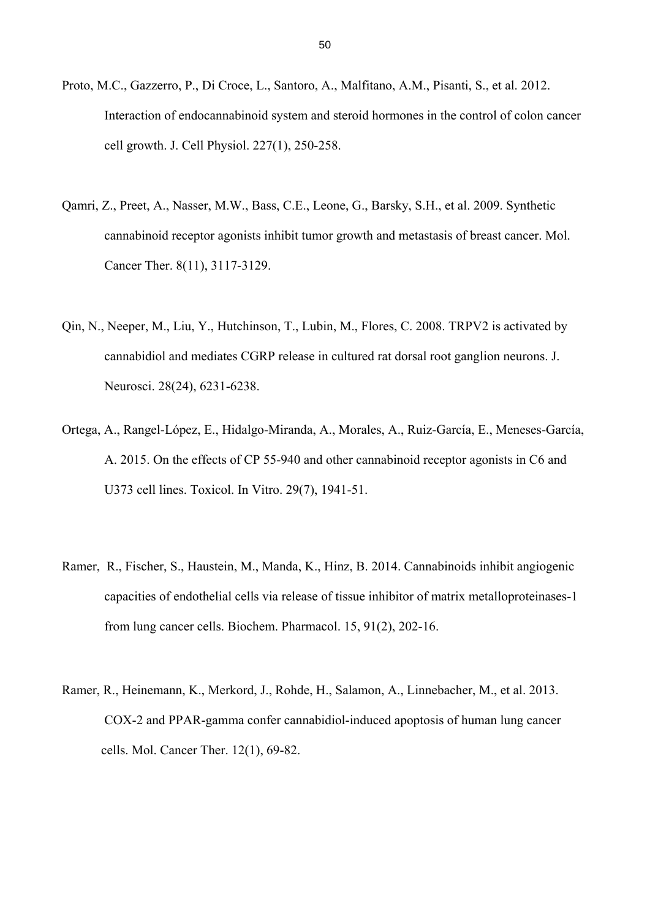Proto, M.C., Gazzerro, P., Di Croce, L., Santoro, A., Malfitano, A.M., Pisanti, S., et al. 2012. Interaction of endocannabinoid system and steroid hormones in the control of colon cancer cell growth. J. Cell Physiol. 227(1), 250-258.

Qamri, Z., Preet, A., Nasser, M.W., Bass, C.E., Leone, G., Barsky, S.H., et al. 2009. Synthetic cannabinoid receptor agonists inhibit tumor growth and metastasis of breast cancer. Mol. Cancer Ther. 8(11), 3117-3129.

Qin, N., Neeper, M., Liu, Y., Hutchinson, T., Lubin, M., Flores, C. 2008. TRPV2 is activated by cannabidiol and mediates CGRP release in cultured rat dorsal root ganglion neurons. J. Neurosci. 28(24), 6231-6238.

Ortega, A., Rangel-López, E., Hidalgo-Miranda, A., Morales, A., Ruiz-García, E., Meneses-García, A. 2015. On the effects of CP 55-940 and other cannabinoid receptor agonists in C6 and U373 cell lines. Toxicol. In Vitro. 29(7), 1941-51.

Ramer, R., Fischer, S., Haustein, M., Manda, K., Hinz, B. 2014. Cannabinoids inhibit angiogenic capacities of endothelial cells via release of tissue inhibitor of matrix metalloproteinases-1 from lung cancer cells. Biochem. Pharmacol. 15, 91(2), 202-16.

Ramer, R., Heinemann, K., Merkord, J., Rohde, H., Salamon, A., Linnebacher, M., et al. 2013. COX-2 and PPAR-gamma confer cannabidiol-induced apoptosis of human lung cancer cells. Mol. Cancer Ther. 12(1), 69-82.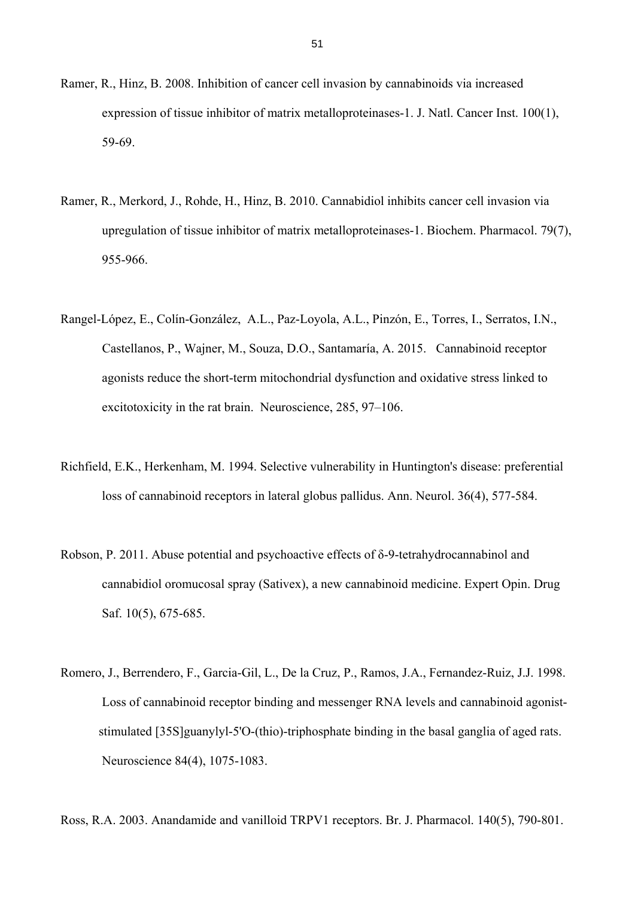Ramer, R., Hinz, B. 2008. Inhibition of cancer cell invasion by cannabinoids via increased expression of tissue inhibitor of matrix metalloproteinases-1. J. Natl. Cancer Inst. 100(1), 59-69.

Ramer, R., Merkord, J., Rohde, H., Hinz, B. 2010. Cannabidiol inhibits cancer cell invasion via upregulation of tissue inhibitor of matrix metalloproteinases-1. Biochem. Pharmacol. 79(7), 955-966.

Rangel-López, E., Colín-González, A.L., Paz-Loyola, A.L., Pinzón, E., Torres, I., Serratos, I.N., Castellanos, P., Wajner, M., Souza, D.O., Santamaría, A. 2015. Cannabinoid receptor agonists reduce the short-term mitochondrial dysfunction and oxidative stress linked to excitotoxicity in the rat brain. Neuroscience, 285, 97–106.

Richfield, E.K., Herkenham, M. 1994. Selective vulnerability in Huntington's disease: preferential loss of cannabinoid receptors in lateral globus pallidus. Ann. Neurol. 36(4), 577-584.

Robson, P. 2011. Abuse potential and psychoactive effects of δ-9-tetrahydrocannabinol and cannabidiol oromucosal spray (Sativex), a new cannabinoid medicine. Expert Opin. Drug Saf. 10(5), 675-685.

Romero, J., Berrendero, F., Garcia-Gil, L., De la Cruz, P., Ramos, J.A., Fernandez-Ruiz, J.J. 1998. Loss of cannabinoid receptor binding and messenger RNA levels and cannabinoid agonist-stimulated [35S]guanylyl-5'O-(thio)-triphosphate binding in the basal ganglia of aged rats. Neuroscience 84(4), 1075-1083.

Ross, R.A. 2003. Anandamide and vanilloid TRPV1 receptors. Br. J. Pharmacol. 140(5), 790-801.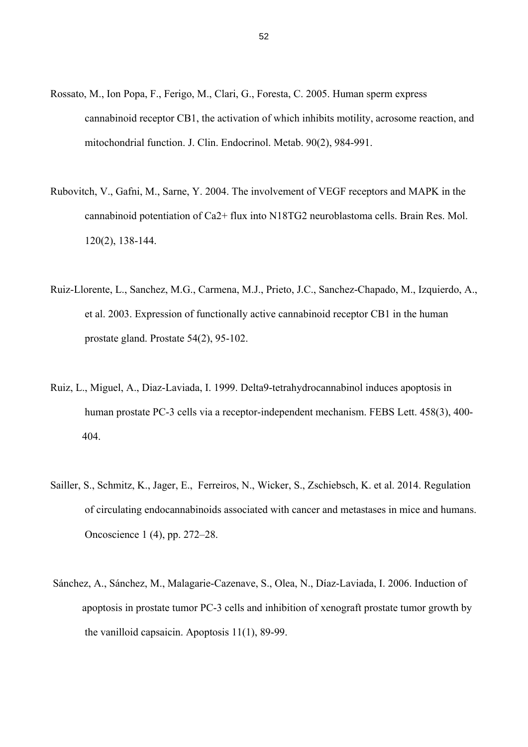Rossato, M., Ion Popa, F., Ferigo, M., Clari, G., Foresta, C. 2005. Human sperm express cannabinoid receptor CB1, the activation of which inhibits motility, acrosome reaction, and mitochondrial function. J. Clin. Endocrinol. Metab. 90(2), 984-991.

Rubovitch, V., Gafni, M., Sarne, Y. 2004. The involvement of VEGF receptors and MAPK in the cannabinoid potentiation of Ca2+ flux into N18TG2 neuroblastoma cells. Brain Res. Mol. 120(2), 138-144.

Ruiz-Llorente, L., Sanchez, M.G., Carmena, M.J., Prieto, J.C., Sanchez-Chapado, M., Izquierdo, A., et al. 2003. Expression of functionally active cannabinoid receptor CB1 in the human prostate gland. Prostate 54(2), 95-102.

Ruiz, L., Miguel, A., Diaz-Laviada, I. 1999. Delta9-tetrahydrocannabinol induces apoptosis in human prostate PC-3 cells via a receptor-independent mechanism. FEBS Lett. 458(3), 400-404.

Sailler, S., Schmitz, K., Jager, E., Ferreiros, N., Wicker, S., Zschiebsch, K. et al. 2014. Regulation of circulating endocannabinoids associated with cancer and metastases in mice and humans. Oncoscience 1 (4), pp. 272–28.

Sánchez, A., Sánchez, M., Malagarie-Cazenave, S., Olea, N., Díaz-Laviada, I. 2006. Induction of apoptosis in prostate tumor PC-3 cells and inhibition of xenograft prostate tumor growth by the vanilloid capsaicin. Apoptosis 11(1), 89-99.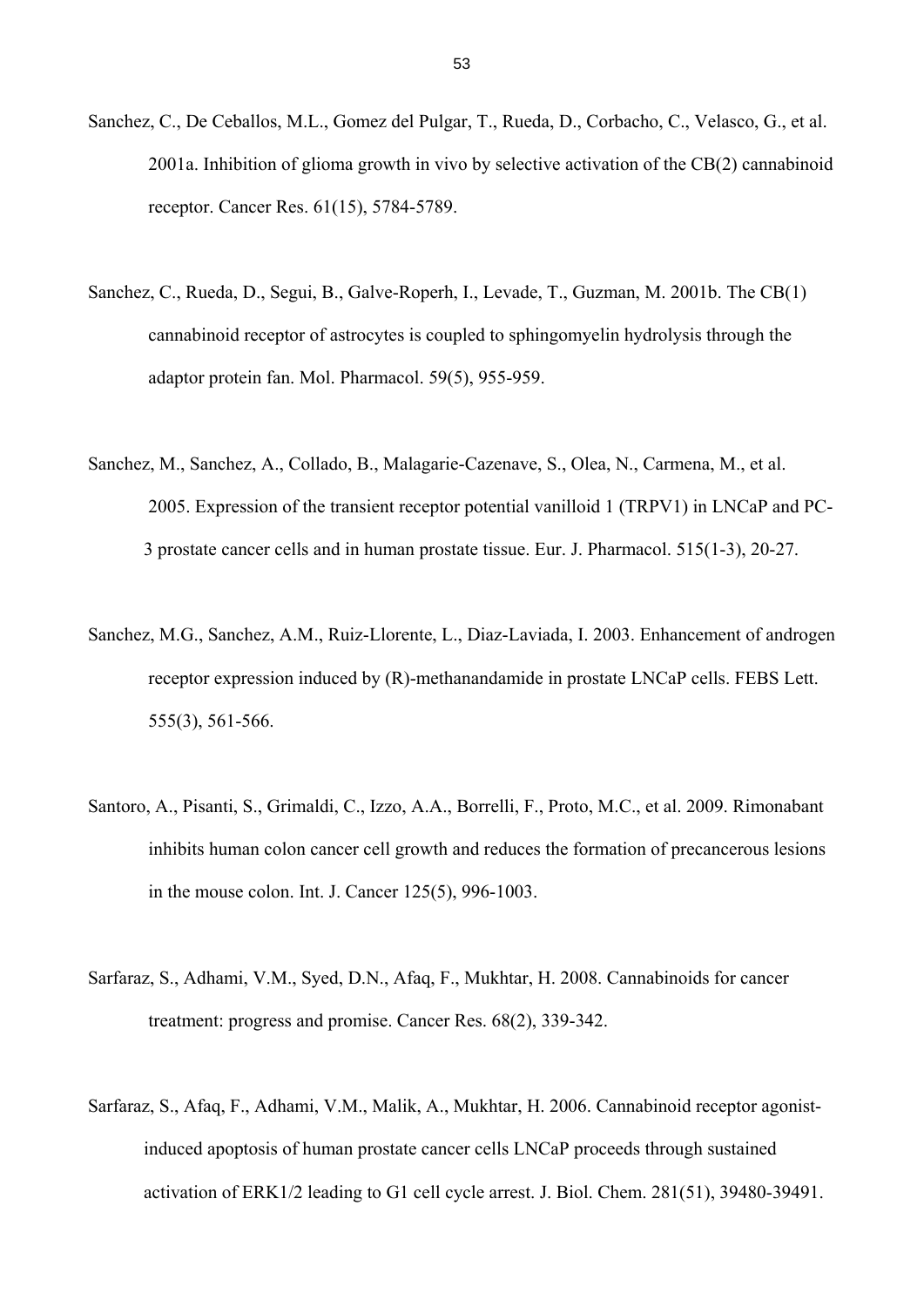Sanchez, C., De Ceballos, M.L., Gomez del Pulgar, T., Rueda, D., Corbacho, C., Velasco, G., et al. 2001a. Inhibition of glioma growth in vivo by selective activation of the CB(2) cannabinoid receptor. Cancer Res. 61(15), 5784-5789.

Sanchez, C., Rueda, D., Segui, B., Galve-Roperh, I., Levade, T., Guzman, M. 2001b. The CB(1) cannabinoid receptor of astrocytes is coupled to sphingomyelin hydrolysis through the adaptor protein fan. Mol. Pharmacol. 59(5), 955-959.

Sanchez, M., Sanchez, A., Collado, B., Malagarie-Cazenave, S., Olea, N., Carmena, M., et al. 2005. Expression of the transient receptor potential vanilloid 1 (TRPV1) in LNCaP and PC-3 prostate cancer cells and in human prostate tissue. Eur. J. Pharmacol. 515(1-3), 20-27.

Sanchez, M.G., Sanchez, A.M., Ruiz-Llorente, L., Diaz-Laviada, I. 2003. Enhancement of androgen receptor expression induced by (R)-methanandamide in prostate LNCaP cells. FEBS Lett. 555(3), 561-566.

Santoro, A., Pisanti, S., Grimaldi, C., Izzo, A.A., Borrelli, F., Proto, M.C., et al. 2009. Rimonabant inhibits human colon cancer cell growth and reduces the formation of precancerous lesions in the mouse colon. Int. J. Cancer 125(5), 996-1003.

Sarfaraz, S., Adhami, V.M., Syed, D.N., Afaq, F., Mukhtar, H. 2008. Cannabinoids for cancer treatment: progress and promise. Cancer Res. 68(2), 339-342.

Sarfaraz, S., Afaq, F., Adhami, V.M., Malik, A., Mukhtar, H. 2006. Cannabinoid receptor agonist-induced apoptosis of human prostate cancer cells LNCaP proceeds through sustained activation of ERK1/2 leading to G1 cell cycle arrest. J. Biol. Chem. 281(51), 39480-39491.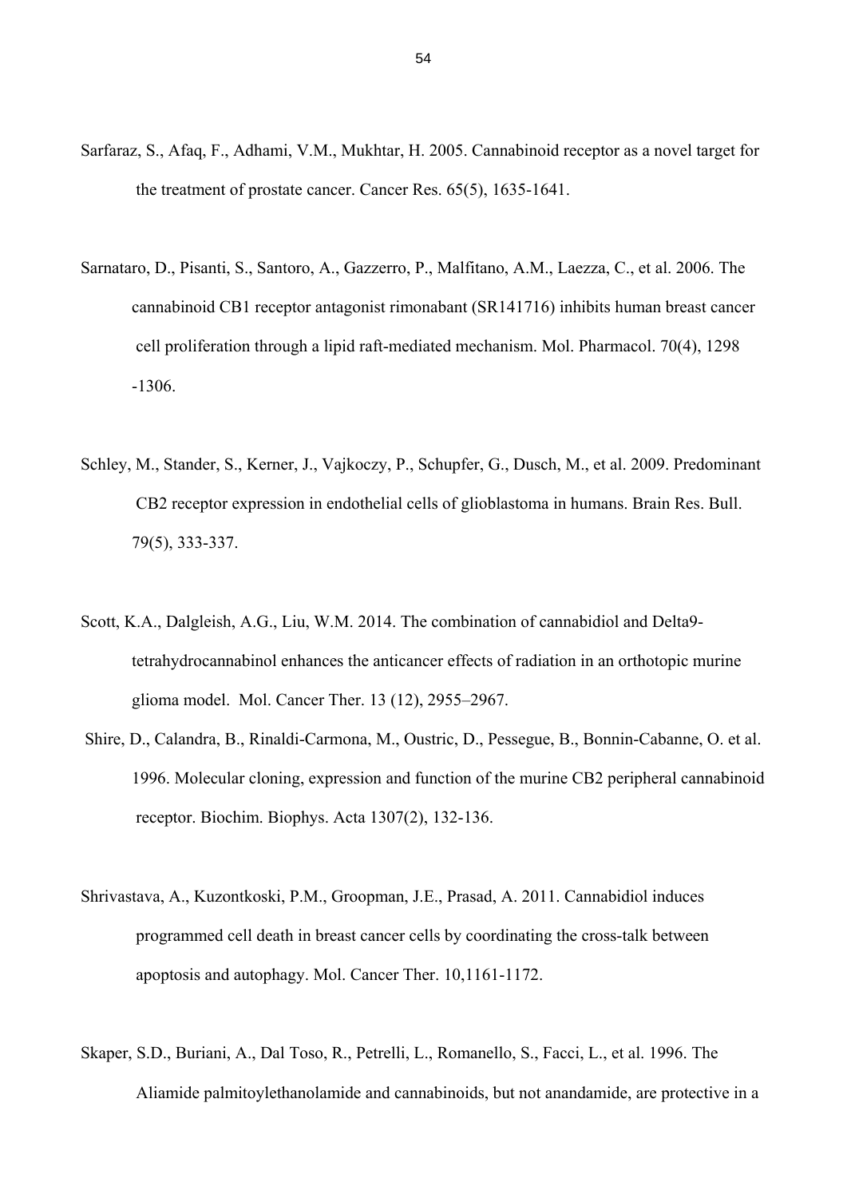Sarfaraz, S., Afaq, F., Adhami, V.M., Mukhtar, H. 2005. Cannabinoid receptor as a novel target for the treatment of prostate cancer. Cancer Res. 65(5), 1635-1641.

Sarnataro, D., Pisanti, S., Santoro, A., Gazzerro, P., Malfitano, A.M., Laezza, C., et al. 2006. The cannabinoid CB1 receptor antagonist rimonabant (SR141716) inhibits human breast cancer cell proliferation through a lipid raft-mediated mechanism. Mol. Pharmacol. 70(4), 1298 -1306.

Schley, M., Stander, S., Kerner, J., Vajkoczy, P., Schupfer, G., Dusch, M., et al. 2009. Predominant CB2 receptor expression in endothelial cells of glioblastoma in humans. Brain Res. Bull. 79(5), 333-337.

Scott, K.A., Dalgleish, A.G., Liu, W.M. 2014. The combination of cannabidiol and Delta9-tetrahydrocannabinol enhances the anticancer effects of radiation in an orthotopic murine glioma model. Mol. Cancer Ther. 13 (12), 2955–2967.

Shire, D., Calandra, B., Rinaldi-Carmona, M., Oustric, D., Pessegue, B., Bonnin-Cabanne, O. et al. 1996. Molecular cloning, expression and function of the murine CB2 peripheral cannabinoid receptor. Biochim. Biophys. Acta 1307(2), 132-136.

Shrivastava, A., Kuzontkoski, P.M., Groopman, J.E., Prasad, A. 2011. Cannabidiol induces programmed cell death in breast cancer cells by coordinating the cross-talk between apoptosis and autophagy. Mol. Cancer Ther. 10,1161-1172.

Skaper, S.D., Buriani, A., Dal Toso, R., Petrelli, L., Romanello, S., Facci, L., et al. 1996. The Aliamide palmitoylethanolamide and cannabinoids, but not anandamide, are protective in a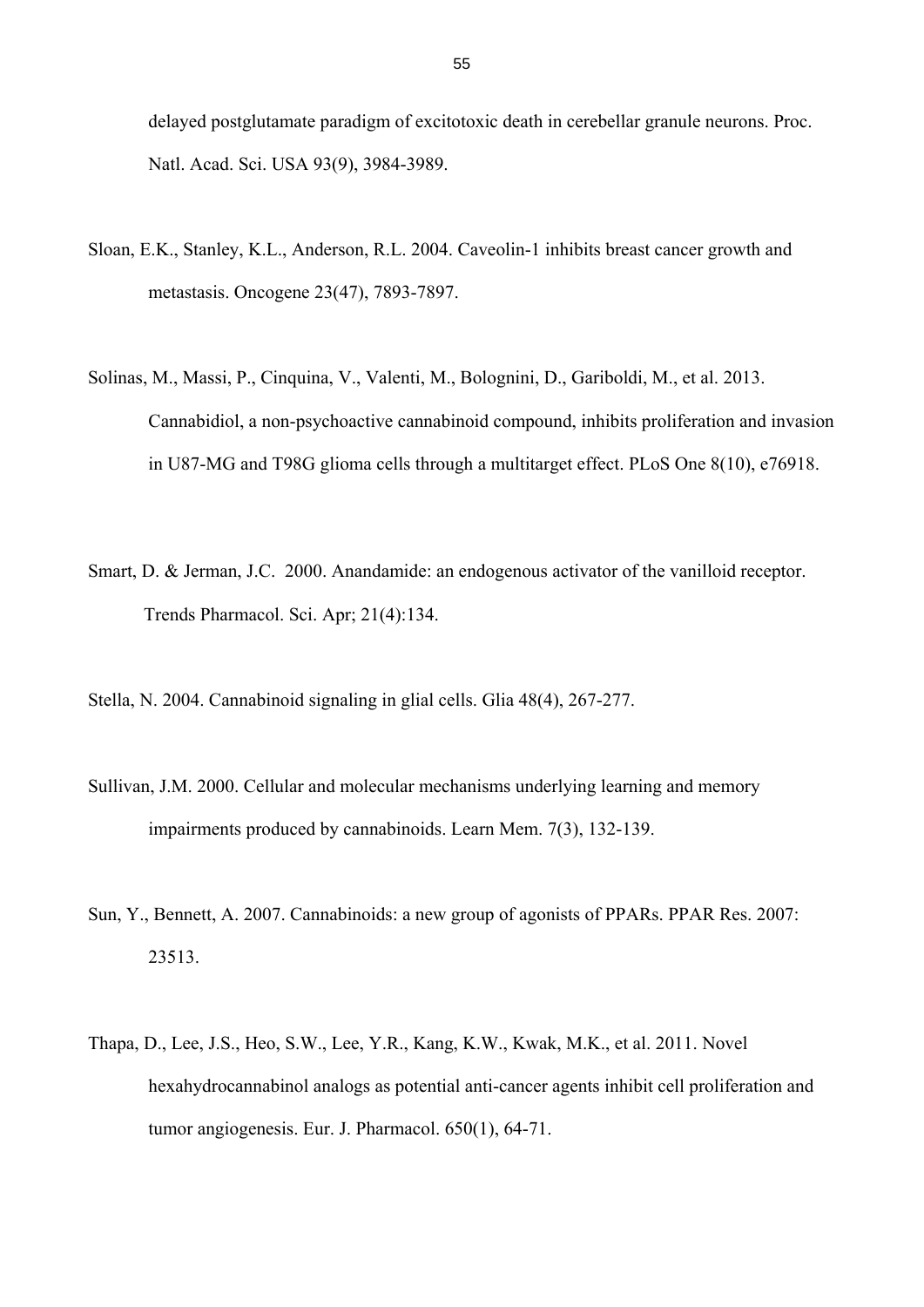delayed postglutamate paradigm of excitotoxic death in cerebellar granule neurons. Proc. Natl. Acad. Sci. USA 93(9), 3984-3989.

Sloan, E.K., Stanley, K.L., Anderson, R.L. 2004. Caveolin-1 inhibits breast cancer growth and metastasis. Oncogene 23(47), 7893-7897.

Solinas, M., Massi, P., Cinquina, V., Valenti, M., Bolognini, D., Gariboldi, M., et al. 2013. Cannabidiol, a non-psychoactive cannabinoid compound, inhibits proliferation and invasion in U87-MG and T98G glioma cells through a multitarget effect. PLoS One 8(10), e76918.

Smart, D. & Jerman, J.C. 2000. Anandamide: an endogenous activator of the vanilloid receptor. Trends Pharmacol. Sci. Apr; 21(4):134.

Stella, N. 2004. Cannabinoid signaling in glial cells. Glia 48(4), 267-277.

Sullivan, J.M. 2000. Cellular and molecular mechanisms underlying learning and memory impairments produced by cannabinoids. Learn Mem. 7(3), 132-139.

Sun, Y., Bennett, A. 2007. Cannabinoids: a new group of agonists of PPARs. PPAR Res. 2007: 23513.

Thapa, D., Lee, J.S., Heo, S.W., Lee, Y.R., Kang, K.W., Kwak, M.K., et al. 2011. Novel hexahydrocannabinol analogs as potential anti-cancer agents inhibit cell proliferation and tumor angiogenesis. Eur. J. Pharmacol. 650(1), 64-71.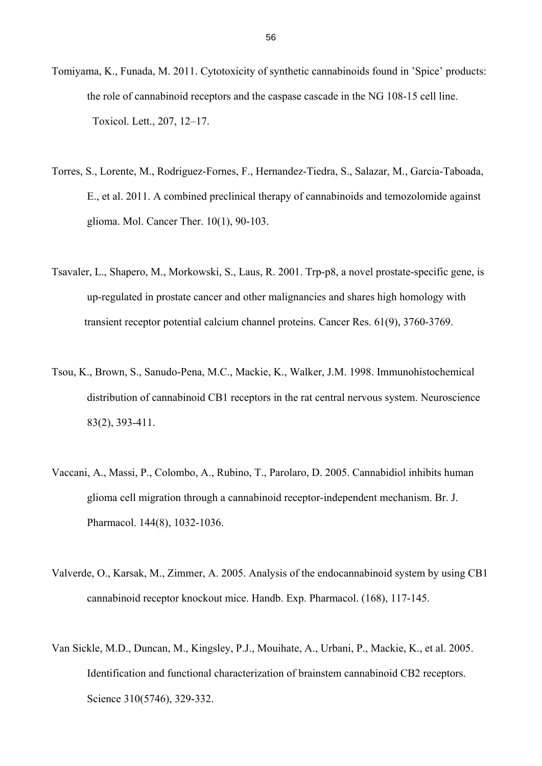Tomiyama, K., Funada, M. 2011. Cytotoxicity of synthetic cannabinoids found in 'Spice' products: the role of cannabinoid receptors and the caspase cascade in the NG 108-15 cell line. Toxicol. Lett., 207, 12–17.

Torres, S., Lorente, M., Rodriguez-Fornes, F., Hernandez-Tiedra, S., Salazar, M., Garcia-Taboada, E., et al. 2011. A combined preclinical therapy of cannabinoids and temozolomide against glioma. Mol. Cancer Ther. 10(1), 90-103.

Tsavaler, L., Shapero, M., Morkowski, S., Laus, R. 2001. Trp-p8, a novel prostate-specific gene, is up-regulated in prostate cancer and other malignancies and shares high homology with transient receptor potential calcium channel proteins. Cancer Res. 61(9), 3760-3769.

Tsou, K., Brown, S., Sanudo-Pena, M.C., Mackie, K., Walker, J.M. 1998. Immunohistochemical distribution of cannabinoid CB1 receptors in the rat central nervous system. Neuroscience 83(2), 393-411.

Vaccani, A., Massi, P., Colombo, A., Rubino, T., Parolaro, D. 2005. Cannabidiol inhibits human glioma cell migration through a cannabinoid receptor-independent mechanism. Br. J. Pharmacol. 144(8), 1032-1036.

Valverde, O., Karsak, M., Zimmer, A. 2005. Analysis of the endocannabinoid system by using CB1 cannabinoid receptor knockout mice. Handb. Exp. Pharmacol. (168), 117-145.

Van Sickle, M.D., Duncan, M., Kingsley, P.J., Mouihate, A., Urbani, P., Mackie, K., et al. 2005. Identification and functional characterization of brainstem cannabinoid CB2 receptors. Science 310(5746), 329-332.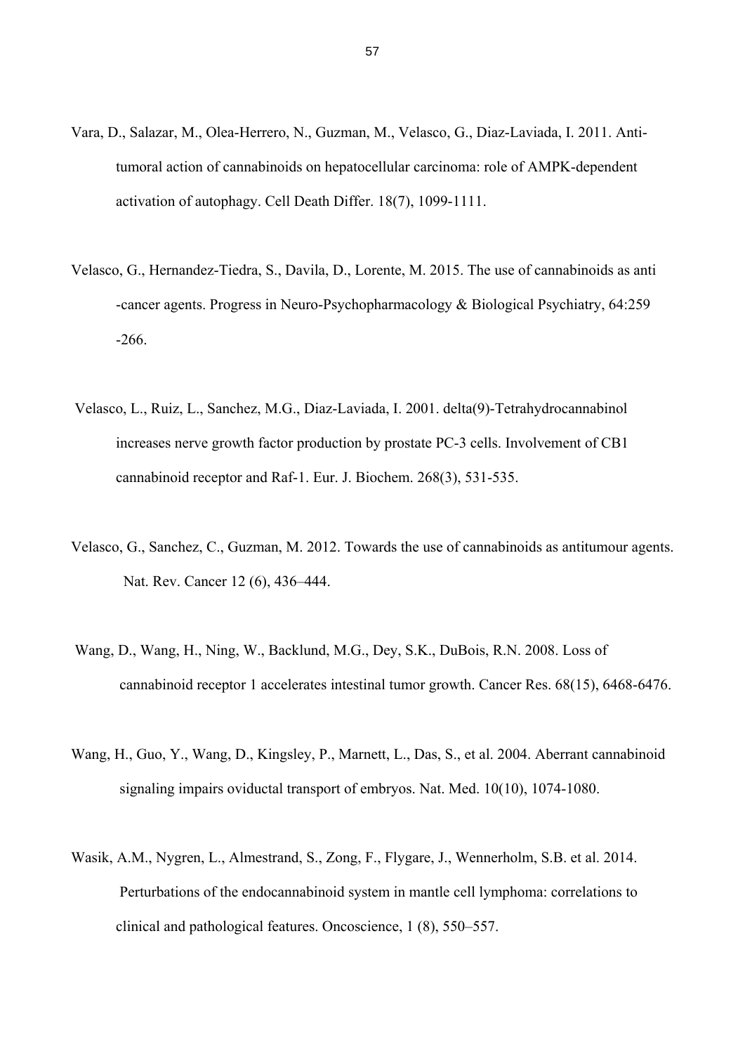Vara, D., Salazar, M., Olea-Herrero, N., Guzman, M., Velasco, G., Diaz-Laviada, I. 2011. Anti-tumoral action of cannabinoids on hepatocellular carcinoma: role of AMPK-dependent activation of autophagy. Cell Death Differ. 18(7), 1099-1111.

Velasco, G., Hernandez-Tiedra, S., Davila, D., Lorente, M. 2015. The use of cannabinoids as anti -cancer agents. Progress in Neuro-Psychopharmacology & Biological Psychiatry, 64:259 -266.

Velasco, L., Ruiz, L., Sanchez, M.G., Diaz-Laviada, I. 2001. delta(9)-Tetrahydrocannabinol increases nerve growth factor production by prostate PC-3 cells. Involvement of CB1 cannabinoid receptor and Raf-1. Eur. J. Biochem. 268(3), 531-535.

Velasco, G., Sanchez, C., Guzman, M. 2012. Towards the use of cannabinoids as antitumour agents. Nat. Rev. Cancer 12 (6), 436–444.

Wang, D., Wang, H., Ning, W., Backlund, M.G., Dey, S.K., DuBois, R.N. 2008. Loss of cannabinoid receptor 1 accelerates intestinal tumor growth. Cancer Res. 68(15), 6468-6476.

Wang, H., Guo, Y., Wang, D., Kingsley, P., Marnett, L., Das, S., et al. 2004. Aberrant cannabinoid signaling impairs oviductal transport of embryos. Nat. Med. 10(10), 1074-1080.

Wasik, A.M., Nygren, L., Almestrand, S., Zong, F., Flygare, J., Wennerholm, S.B. et al. 2014. Perturbations of the endocannabinoid system in mantle cell lymphoma: correlations to clinical and pathological features. Oncoscience, 1 (8), 550–557.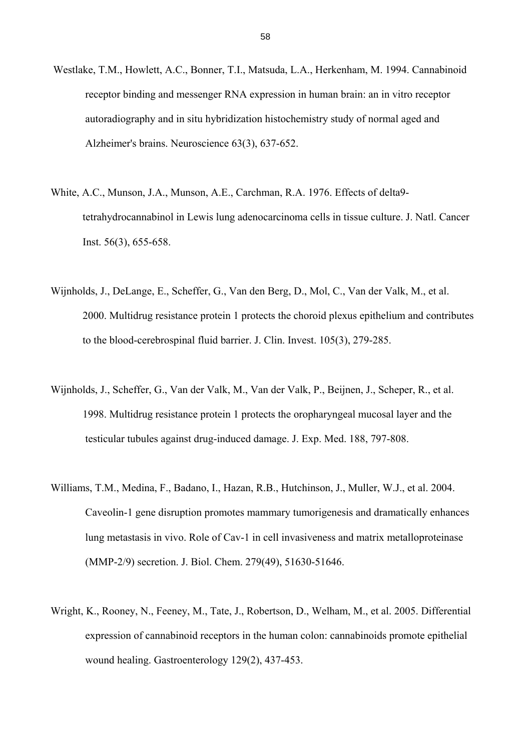Westlake, T.M., Howlett, A.C., Bonner, T.I., Matsuda, L.A., Herkenham, M. 1994. Cannabinoid receptor binding and messenger RNA expression in human brain: an in vitro receptor autoradiography and in situ hybridization histochemistry study of normal aged and Alzheimer's brains. Neuroscience 63(3), 637-652.

White, A.C., Munson, J.A., Munson, A.E., Carchman, R.A. 1976. Effects of delta9-tetrahydrocannabinol in Lewis lung adenocarcinoma cells in tissue culture. J. Natl. Cancer Inst. 56(3), 655-658.

Wijnholds, J., DeLange, E., Scheffer, G., Van den Berg, D., Mol, C., Van der Valk, M., et al. 2000. Multidrug resistance protein 1 protects the choroid plexus epithelium and contributes to the blood-cerebrospinal fluid barrier. J. Clin. Invest. 105(3), 279-285.

Wijnholds, J., Scheffer, G., Van der Valk, M., Van der Valk, P., Beijnen, J., Scheper, R., et al. 1998. Multidrug resistance protein 1 protects the oropharyngeal mucosal layer and the testicular tubules against drug-induced damage. J. Exp. Med. 188, 797-808.

Williams, T.M., Medina, F., Badano, I., Hazan, R.B., Hutchinson, J., Muller, W.J., et al. 2004. Caveolin-1 gene disruption promotes mammary tumorigenesis and dramatically enhances lung metastasis in vivo. Role of Cav-1 in cell invasiveness and matrix metalloproteinase (MMP-2/9) secretion. J. Biol. Chem. 279(49), 51630-51646.

Wright, K., Rooney, N., Feeney, M., Tate, J., Robertson, D., Welham, M., et al. 2005. Differential expression of cannabinoid receptors in the human colon: cannabinoids promote epithelial wound healing. Gastroenterology 129(2), 437-453.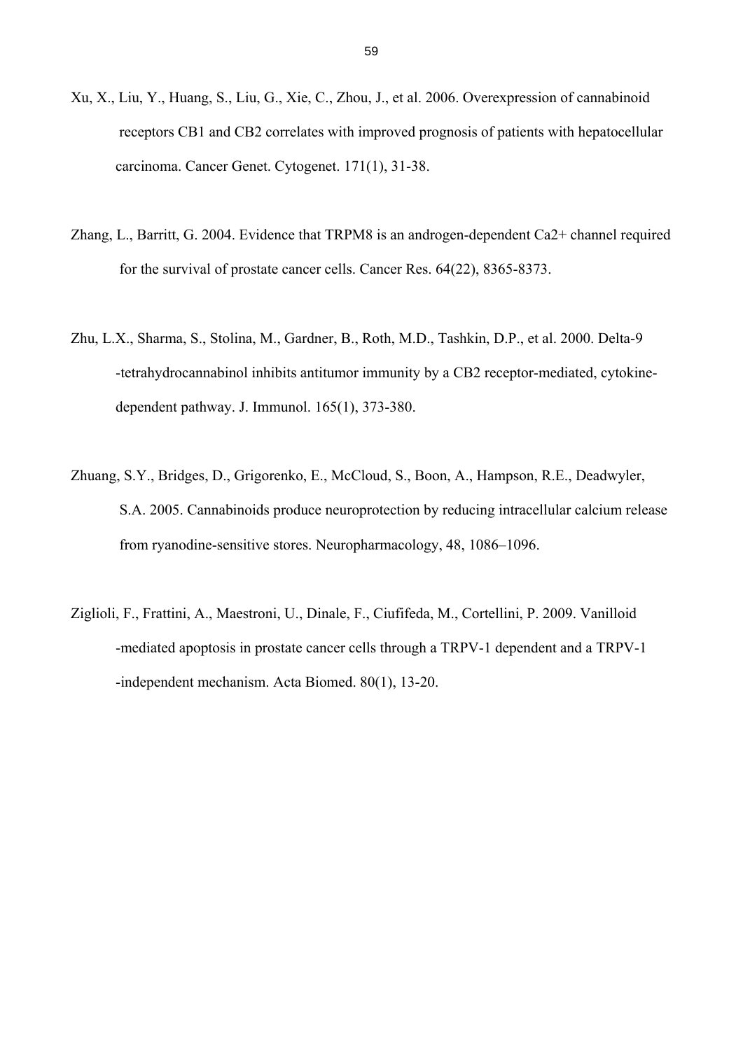Xu, X., Liu, Y., Huang, S., Liu, G., Xie, C., Zhou, J., et al. 2006. Overexpression of cannabinoid receptors CB1 and CB2 correlates with improved prognosis of patients with hepatocellular carcinoma. Cancer Genet. Cytogenet. 171(1), 31-38.

Zhang, L., Barritt, G. 2004. Evidence that TRPM8 is an androgen-dependent Ca2+ channel required for the survival of prostate cancer cells. Cancer Res. 64(22), 8365-8373.

Zhu, L.X., Sharma, S., Stolina, M., Gardner, B., Roth, M.D., Tashkin, D.P., et al. 2000. Delta-9-tetrahydrocannabinol inhibits antitumor immunity by a CB2 receptor-mediated, cytokine-dependent pathway. J. Immunol. 165(1), 373-380.

Zhuang, S.Y., Bridges, D., Grigorenko, E., McCloud, S., Boon, A., Hampson, R.E., Deadwyler, S.A. 2005. Cannabinoids produce neuroprotection by reducing intracellular calcium release from ryanodine-sensitive stores. Neuropharmacology, 48, 1086–1096.

Ziglioli, F., Frattini, A., Maestroni, U., Dinale, F., Ciufifeda, M., Cortellini, P. 2009. Vanilloid-mediated apoptosis in prostate cancer cells through a TRPV-1 dependent and a TRPV-1-independent mechanism. Acta Biomed. 80(1), 13-20.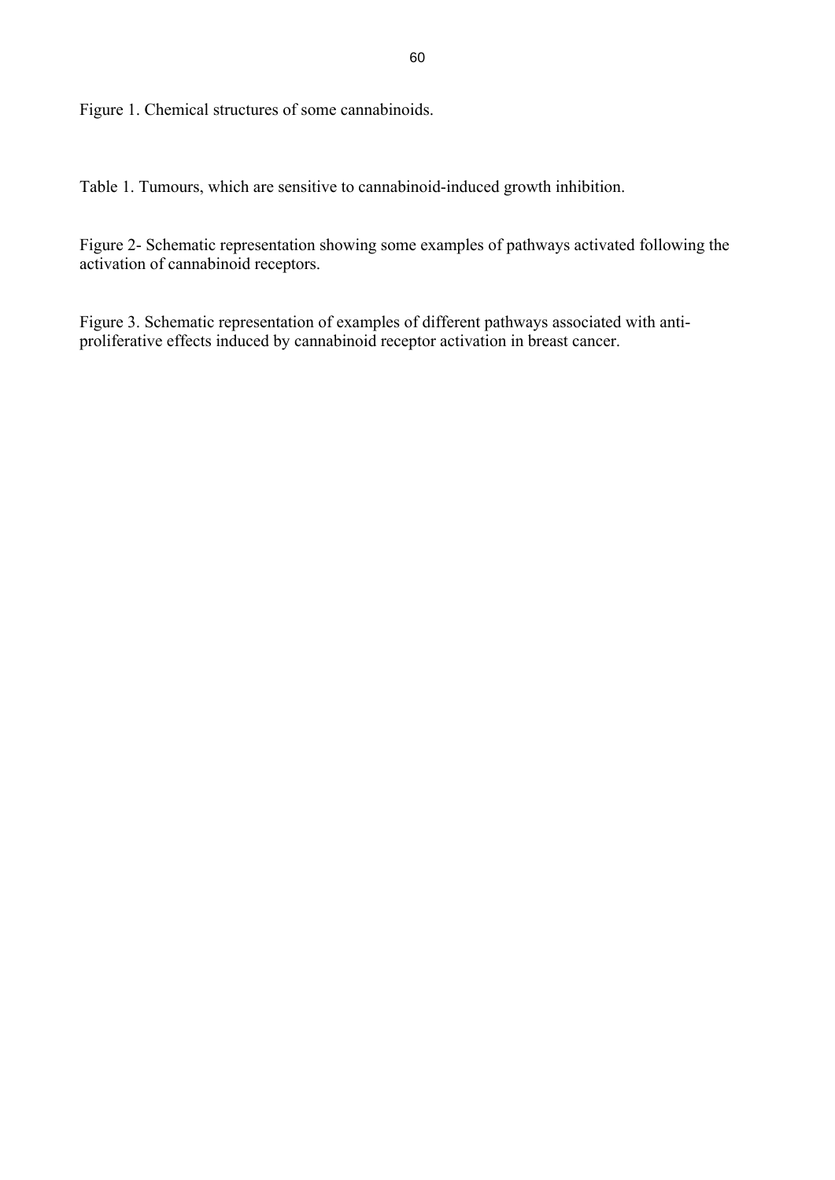Figure 1. Chemical structures of some cannabinoids.

Table 1. Tumours, which are sensitive to cannabinoid-induced growth inhibition.

Figure 2- Schematic representation showing some examples of pathways activated following the activation of cannabinoid receptors.

Figure 3. Schematic representation of examples of different pathways associated with anti-proliferative effects induced by cannabinoid receptor activation in breast cancer.